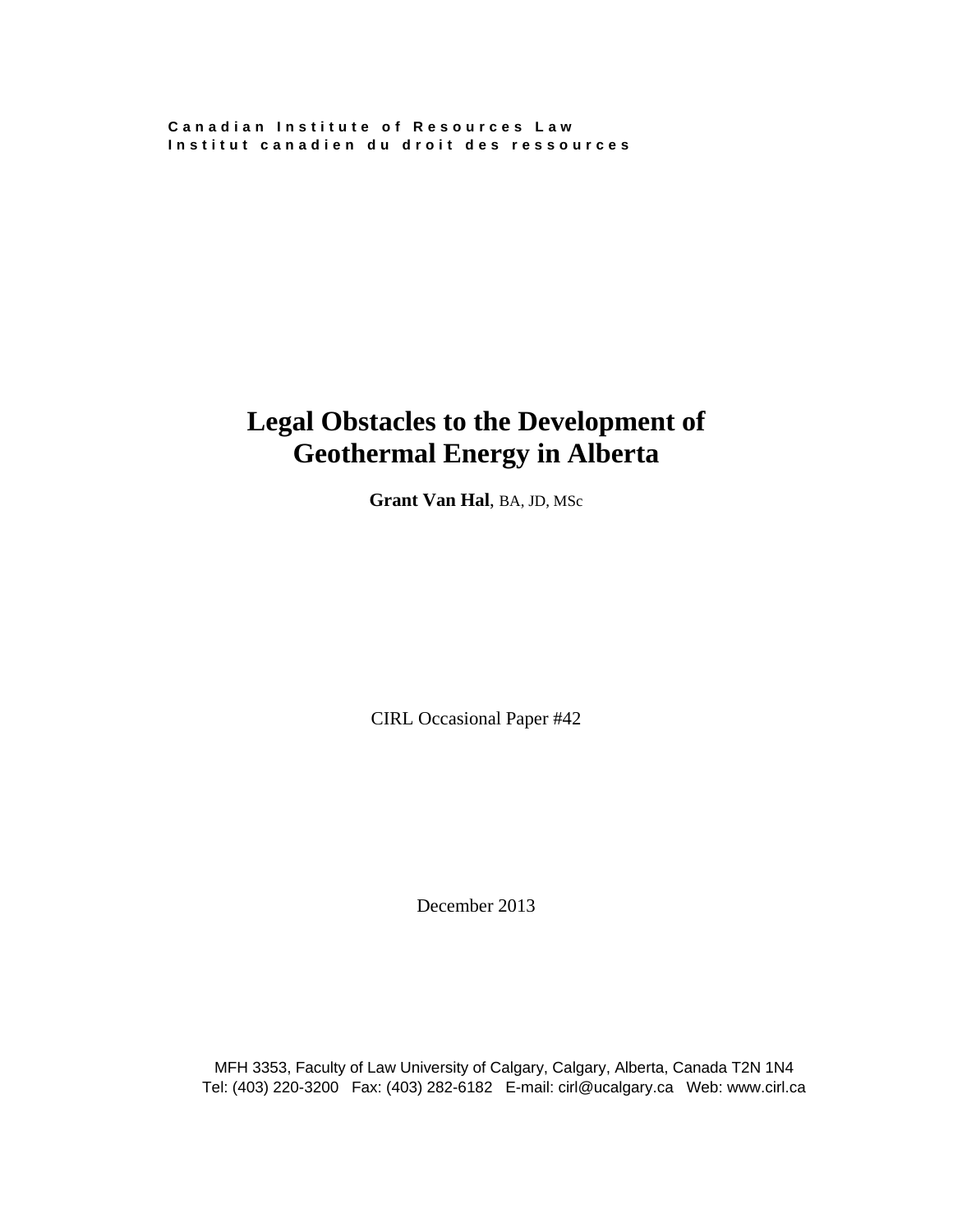**Canadian Institute of Resources Law**
**Institut canadien du droit des ressources**

# Legal Obstacles to the Development of Geothermal Energy in Alberta

**Grant Van Hal**, BA, JD, MSc

CIRL Occasional Paper #42

December 2013

MFH 3353, Faculty of Law University of Calgary, Calgary, Alberta, Canada T2N 1N4
Tel: (403) 220-3200 Fax: (403) 282-6182 E-mail: cirl@ucalgary.ca Web: www.cirl.ca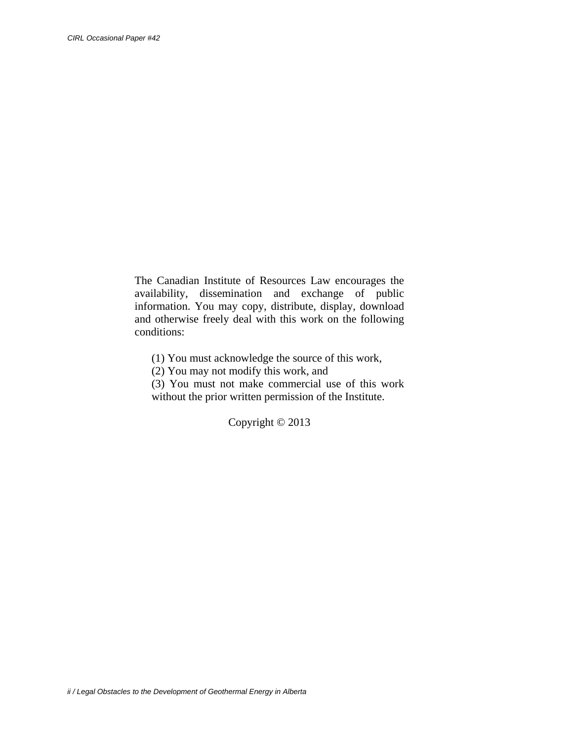The Canadian Institute of Resources Law encourages the availability, dissemination and exchange of public information. You may copy, distribute, display, download and otherwise freely deal with this work on the following conditions:

(1) You must acknowledge the source of this work,
(2) You may not modify this work, and
(3) You must not make commercial use of this work without the prior written permission of the Institute.

Copyright © 2013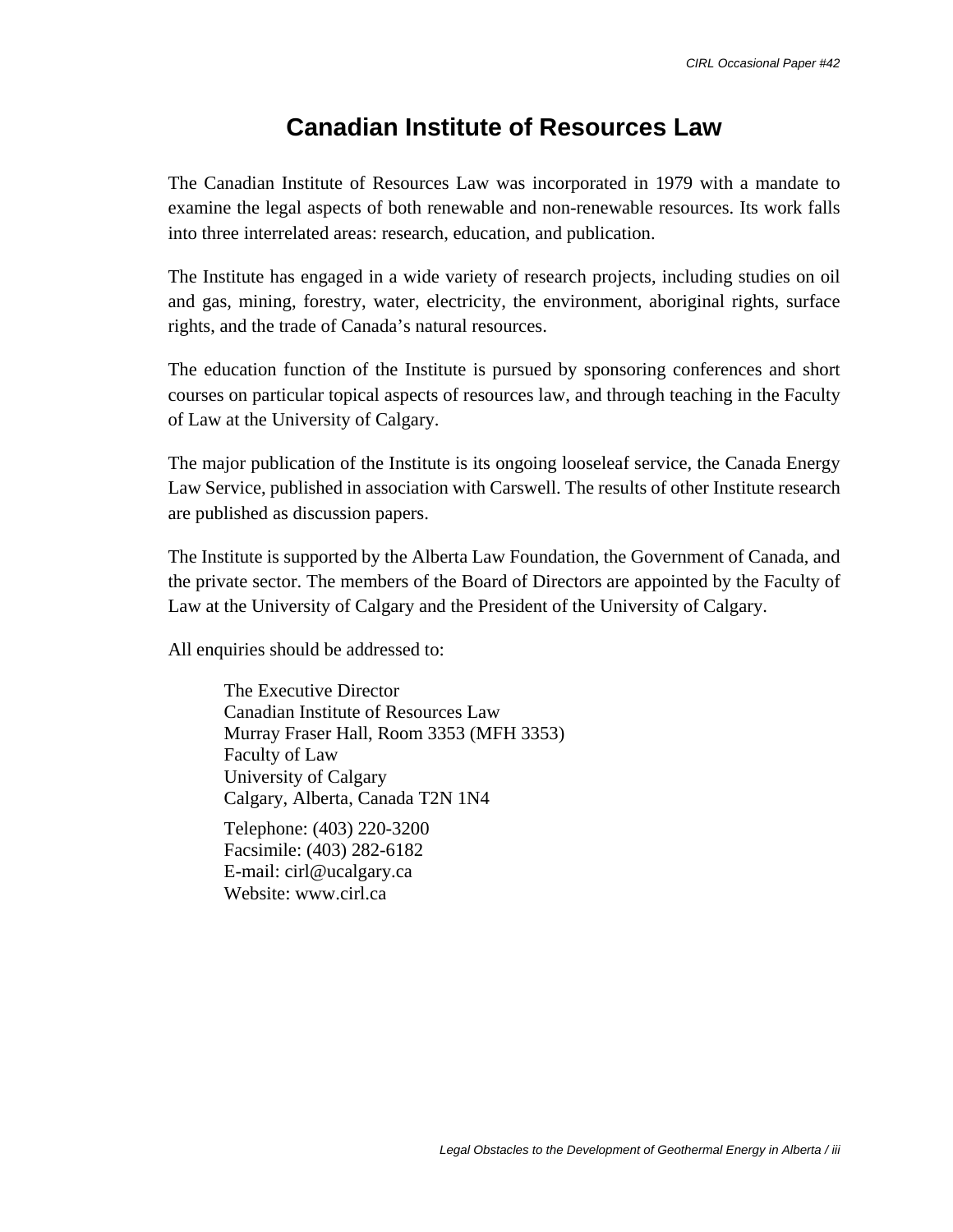# Canadian Institute of Resources Law

The Canadian Institute of Resources Law was incorporated in 1979 with a mandate to examine the legal aspects of both renewable and non-renewable resources. Its work falls into three interrelated areas: research, education, and publication.

The Institute has engaged in a wide variety of research projects, including studies on oil and gas, mining, forestry, water, electricity, the environment, aboriginal rights, surface rights, and the trade of Canada's natural resources.

The education function of the Institute is pursued by sponsoring conferences and short courses on particular topical aspects of resources law, and through teaching in the Faculty of Law at the University of Calgary.

The major publication of the Institute is its ongoing looseleaf service, the Canada Energy Law Service, published in association with Carswell. The results of other Institute research are published as discussion papers.

The Institute is supported by the Alberta Law Foundation, the Government of Canada, and the private sector. The members of the Board of Directors are appointed by the Faculty of Law at the University of Calgary and the President of the University of Calgary.

All enquiries should be addressed to:

The Executive Director  
Canadian Institute of Resources Law  
Murray Fraser Hall, Room 3353 (MFH 3353)  
Faculty of Law  
University of Calgary  
Calgary, Alberta, Canada T2N 1N4

Telephone: (403) 220-3200  
Facsimile: (403) 282-6182  
E-mail: cirl@ucalgary.ca  
Website: www.cirl.ca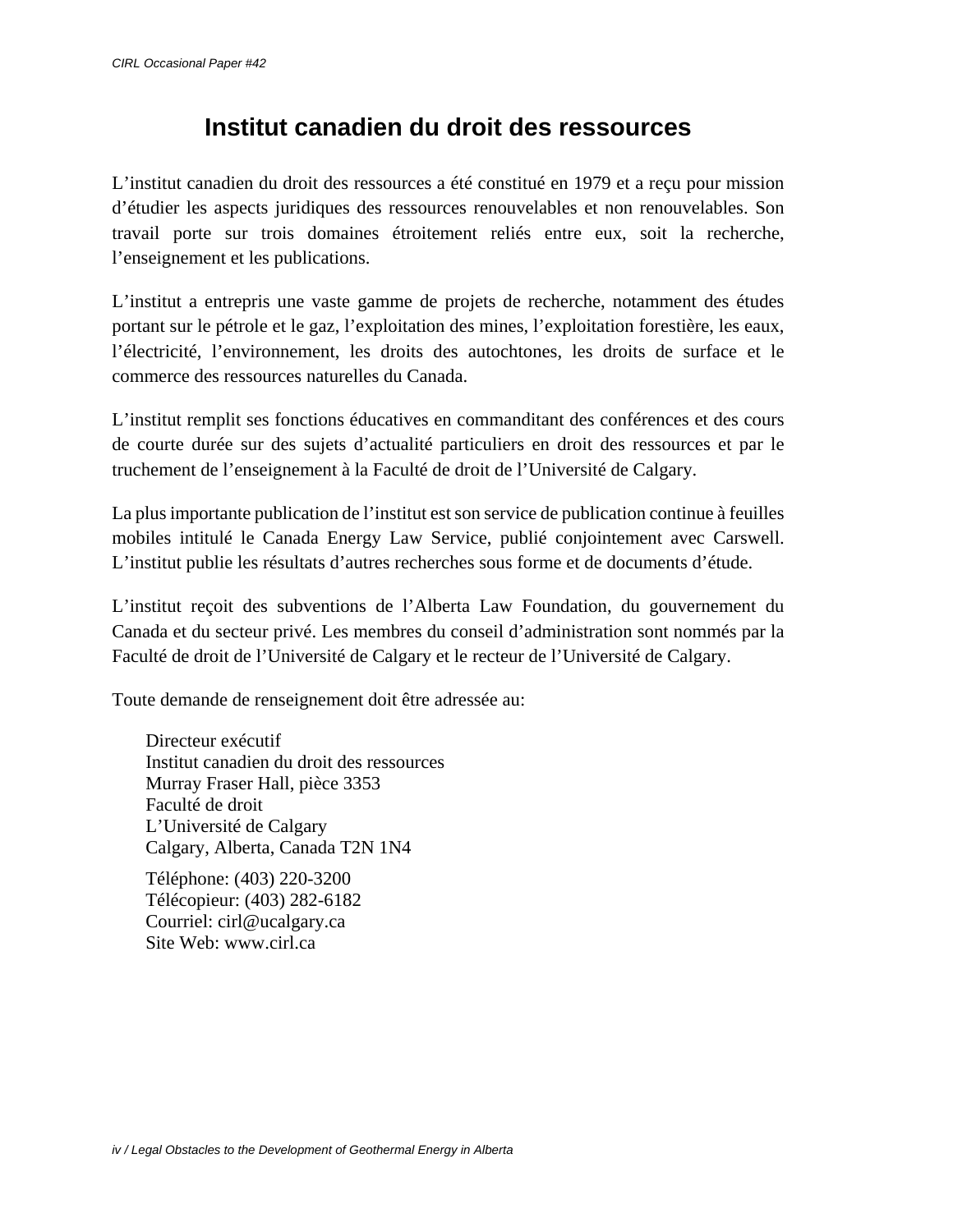# Institut canadien du droit des ressources

L'institut canadien du droit des ressources a été constitué en 1979 et a reçu pour mission d'étudier les aspects juridiques des ressources renouvelables et non renouvelables. Son travail porte sur trois domaines étroitement reliés entre eux, soit la recherche, l'enseignement et les publications.

L'institut a entrepris une vaste gamme de projets de recherche, notamment des études portant sur le pétrole et le gaz, l'exploitation des mines, l'exploitation forestière, les eaux, l'électricité, l'environnement, les droits des autochtones, les droits de surface et le commerce des ressources naturelles du Canada.

L'institut remplit ses fonctions éducatives en commanditant des conférences et des cours de courte durée sur des sujets d'actualité particuliers en droit des ressources et par le truchement de l'enseignement à la Faculté de droit de l'Université de Calgary.

La plus importante publication de l'institut est son service de publication continue à feuilles mobiles intitulé le Canada Energy Law Service, publié conjointement avec Carswell. L'institut publie les résultats d'autres recherches sous forme et de documents d'étude.

L'institut reçoit des subventions de l'Alberta Law Foundation, du gouvernement du Canada et du secteur privé. Les membres du conseil d'administration sont nommés par la Faculté de droit de l'Université de Calgary et le recteur de l'Université de Calgary.

Toute demande de renseignement doit être adressée au:

Directeur exécutif
Institut canadien du droit des ressources
Murray Fraser Hall, pièce 3353
Faculté de droit
L'Université de Calgary
Calgary, Alberta, Canada T2N 1N4

Téléphone: (403) 220-3200
Télécopieur: (403) 282-6182
Courriel: cirl@ucalgary.ca
Site Web: www.cirl.ca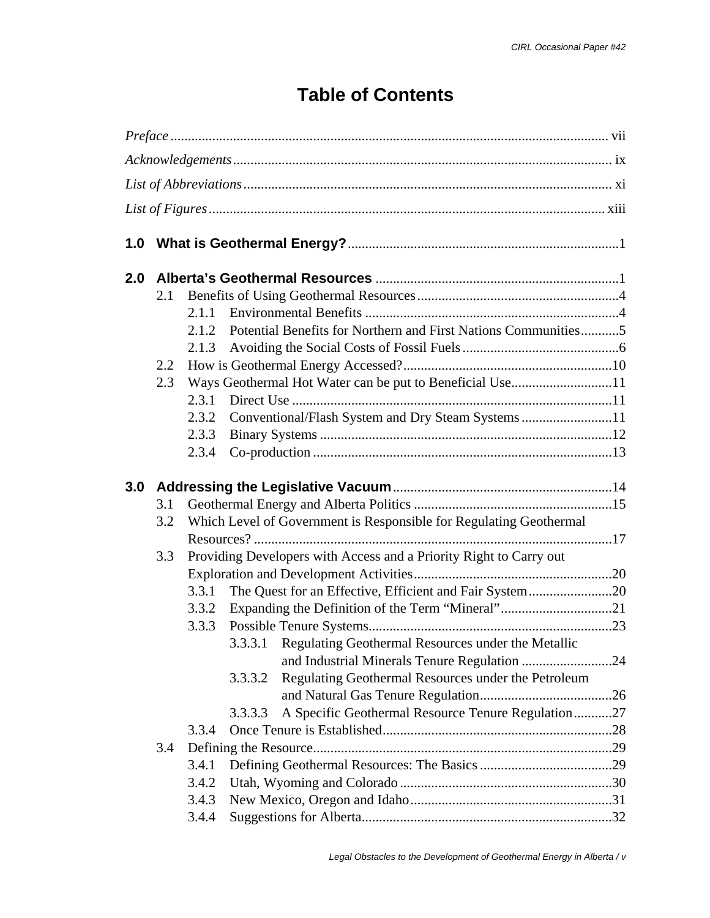# Table of Contents

*Preface* ............................................................................................................ vii

*Acknowledgements* ........................................................................................... ix

*List of Abbreviations* ......................................................................................... xi

*List of Figures* ................................................................................................. xiii

**1.0 What is Geothermal Energy?** .............................................................................1

**2.0 Alberta's Geothermal Resources** ......................................................................1

- 2.1 Benefits of Using Geothermal Resources ..........................................................4
  - 2.1.1 Environmental Benefits .........................................................................4
  - 2.1.2 Potential Benefits for Northern and First Nations Communities ...........5
  - 2.1.3 Avoiding the Social Costs of Fossil Fuels .............................................6
- 2.2 How is Geothermal Energy Accessed? ............................................................10
- 2.3 Ways Geothermal Hot Water can be put to Beneficial Use .............................11
  - 2.3.1 Direct Use ...........................................................................................11
  - 2.3.2 Conventional/Flash System and Dry Steam Systems ..........................11
  - 2.3.3 Binary Systems ...................................................................................12
  - 2.3.4 Co-production .....................................................................................13

**3.0 Addressing the Legislative Vacuum** ...............................................................14

- 3.1 Geothermal Energy and Alberta Politics .........................................................15
- 3.2 Which Level of Government is Responsible for Regulating Geothermal Resources? ......................................................................................................17
- 3.3 Providing Developers with Access and a Priority Right to Carry out Exploration and Development Activities .........................................................20
  - 3.3.1 The Quest for an Effective, Efficient and Fair System ........................20
  - 3.3.2 Expanding the Definition of the Term "Mineral" ................................21
  - 3.3.3 Possible Tenure Systems .....................................................................23
    - 3.3.3.1 Regulating Geothermal Resources under the Metallic and Industrial Minerals Tenure Regulation ..........................24
    - 3.3.3.2 Regulating Geothermal Resources under the Petroleum and Natural Gas Tenure Regulation ......................................26
    - 3.3.3.3 A Specific Geothermal Resource Tenure Regulation ...........27
  - 3.3.4 Once Tenure is Established .................................................................28
- 3.4 Defining the Resource .....................................................................................29
  - 3.4.1 Defining Geothermal Resources: The Basics ......................................29
  - 3.4.2 Utah, Wyoming and Colorado .............................................................30
  - 3.4.3 New Mexico, Oregon and Idaho ..........................................................31
  - 3.4.4 Suggestions for Alberta .......................................................................32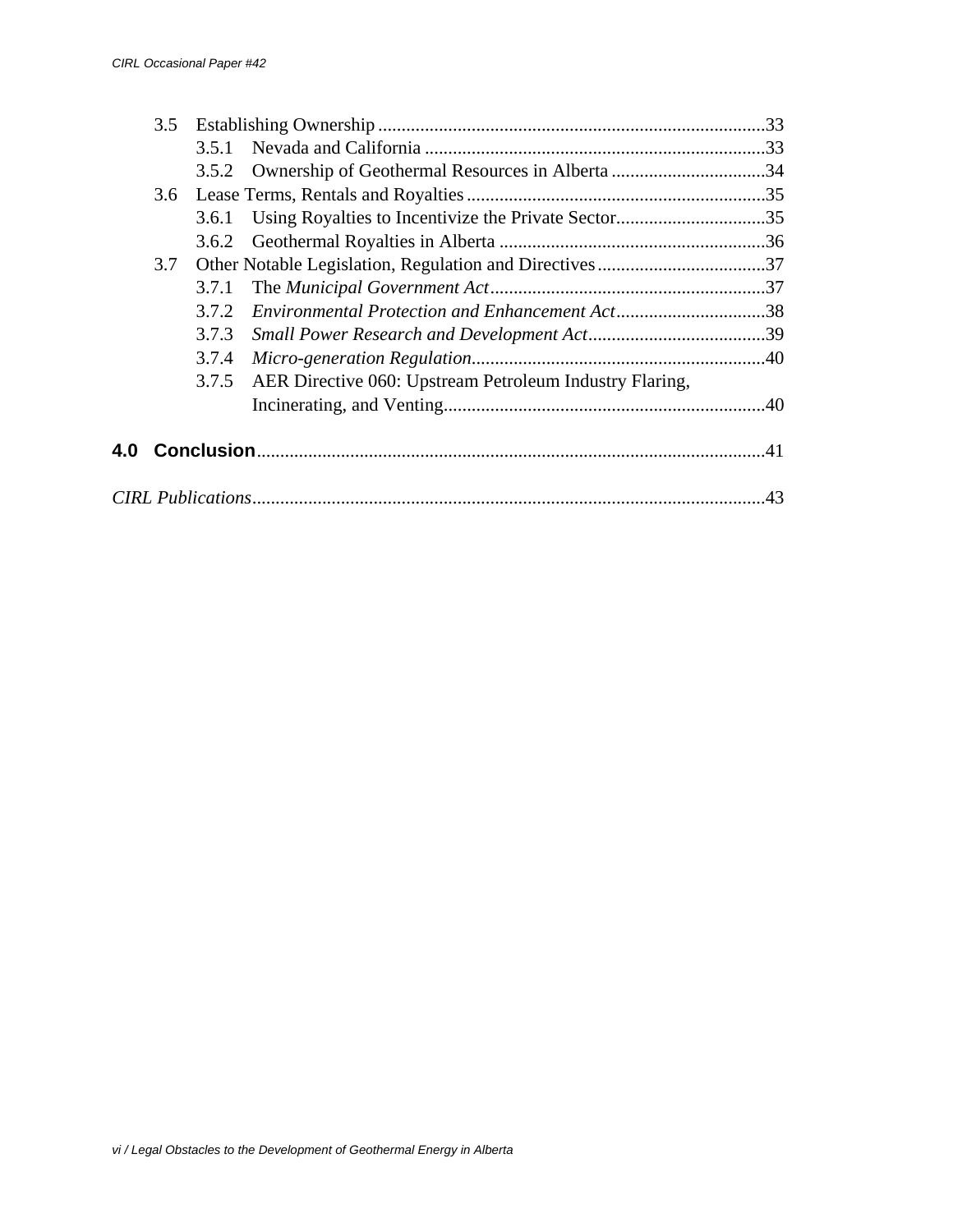- 3.5 Establishing Ownership ........................................................................33
  - 3.5.1 Nevada and California ........................................................................33
  - 3.5.2 Ownership of Geothermal Resources in Alberta ................................34
- 3.6 Lease Terms, Rentals and Royalties ................................................................35
  - 3.6.1 Using Royalties to Incentivize the Private Sector................................35
  - 3.6.2 Geothermal Royalties in Alberta .........................................................36
- 3.7 Other Notable Legislation, Regulation and Directives ....................................37
  - 3.7.1 The *Municipal Government Act*..........................................................37
  - 3.7.2 *Environmental Protection and Enhancement Act*................................38
  - 3.7.3 *Small Power Research and Development Act*......................................39
  - 3.7.4 *Micro-generation Regulation*..............................................................40
  - 3.7.5 AER Directive 060: Upstream Petroleum Industry Flaring, Incinerating, and Venting....................................................................40

**4.0 Conclusion**..........................................................................................................41

*CIRL Publications*...........................................................................................................43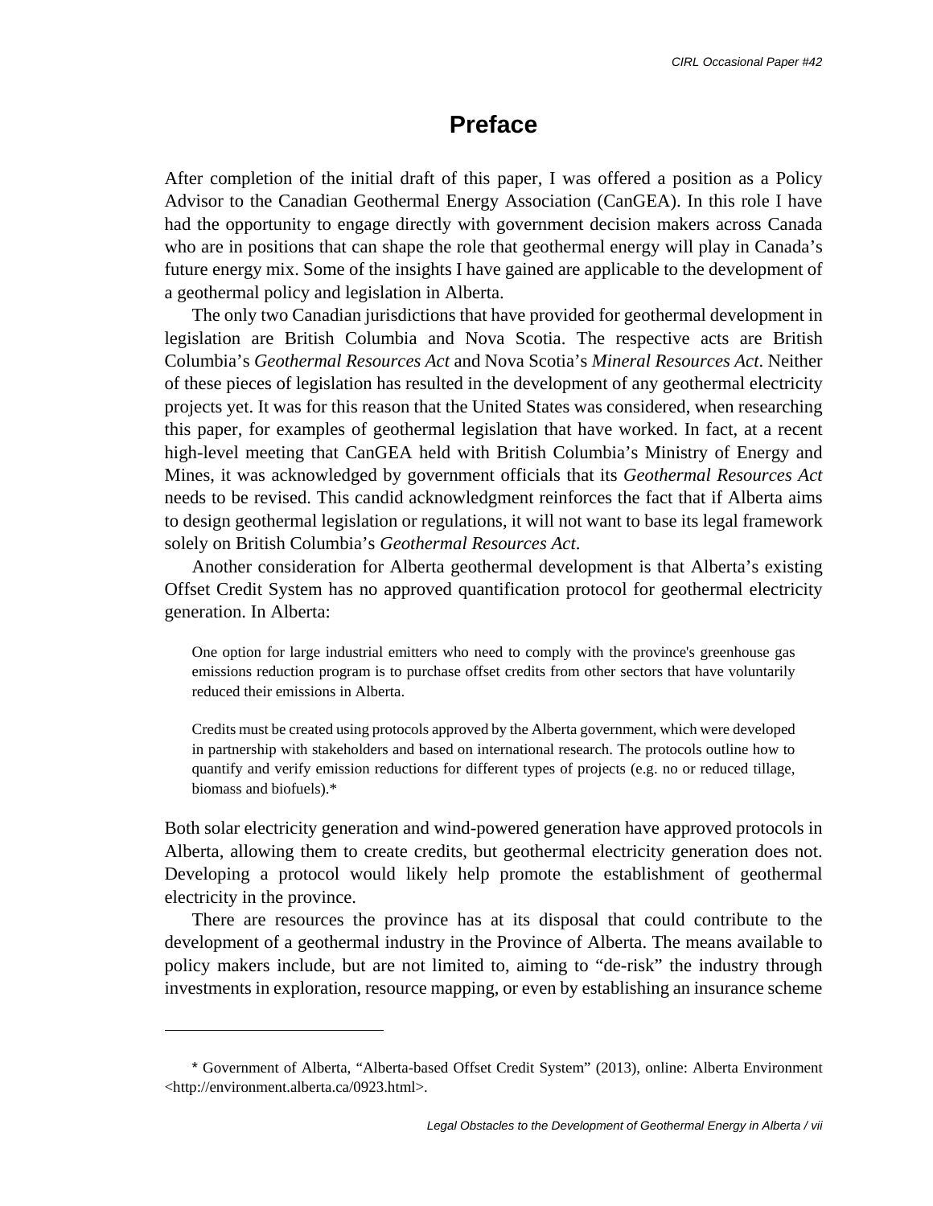# Preface

After completion of the initial draft of this paper, I was offered a position as a Policy Advisor to the Canadian Geothermal Energy Association (CanGEA). In this role I have had the opportunity to engage directly with government decision makers across Canada who are in positions that can shape the role that geothermal energy will play in Canada's future energy mix. Some of the insights I have gained are applicable to the development of a geothermal policy and legislation in Alberta.

The only two Canadian jurisdictions that have provided for geothermal development in legislation are British Columbia and Nova Scotia. The respective acts are British Columbia's *Geothermal Resources Act* and Nova Scotia's *Mineral Resources Act*. Neither of these pieces of legislation has resulted in the development of any geothermal electricity projects yet. It was for this reason that the United States was considered, when researching this paper, for examples of geothermal legislation that have worked. In fact, at a recent high-level meeting that CanGEA held with British Columbia's Ministry of Energy and Mines, it was acknowledged by government officials that its *Geothermal Resources Act* needs to be revised. This candid acknowledgment reinforces the fact that if Alberta aims to design geothermal legislation or regulations, it will not want to base its legal framework solely on British Columbia's *Geothermal Resources Act*.

Another consideration for Alberta geothermal development is that Alberta's existing Offset Credit System has no approved quantification protocol for geothermal electricity generation. In Alberta:

> One option for large industrial emitters who need to comply with the province's greenhouse gas emissions reduction program is to purchase offset credits from other sectors that have voluntarily reduced their emissions in Alberta.
>
> Credits must be created using protocols approved by the Alberta government, which were developed in partnership with stakeholders and based on international research. The protocols outline how to quantify and verify emission reductions for different types of projects (e.g. no or reduced tillage, biomass and biofuels).*

Both solar electricity generation and wind-powered generation have approved protocols in Alberta, allowing them to create credits, but geothermal electricity generation does not. Developing a protocol would likely help promote the establishment of geothermal electricity in the province.

There are resources the province has at its disposal that could contribute to the development of a geothermal industry in the Province of Alberta. The means available to policy makers include, but are not limited to, aiming to "de-risk" the industry through investments in exploration, resource mapping, or even by establishing an insurance scheme

---

* Government of Alberta, "Alberta-based Offset Credit System" (2013), online: Alberta Environment <http://environment.alberta.ca/0923.html>.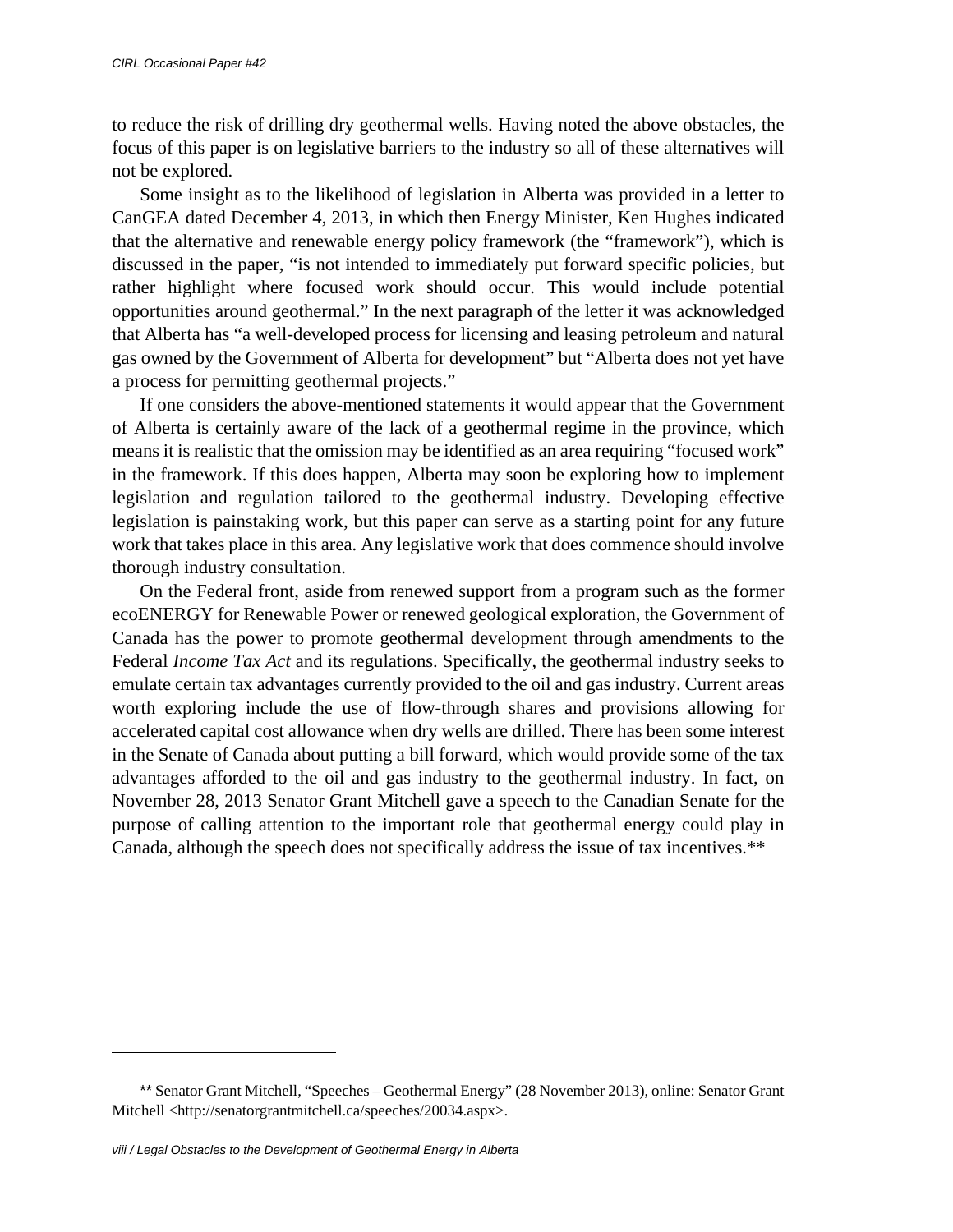to reduce the risk of drilling dry geothermal wells. Having noted the above obstacles, the focus of this paper is on legislative barriers to the industry so all of these alternatives will not be explored.

Some insight as to the likelihood of legislation in Alberta was provided in a letter to CanGEA dated December 4, 2013, in which then Energy Minister, Ken Hughes indicated that the alternative and renewable energy policy framework (the "framework"), which is discussed in the paper, "is not intended to immediately put forward specific policies, but rather highlight where focused work should occur. This would include potential opportunities around geothermal." In the next paragraph of the letter it was acknowledged that Alberta has "a well-developed process for licensing and leasing petroleum and natural gas owned by the Government of Alberta for development" but "Alberta does not yet have a process for permitting geothermal projects."

If one considers the above-mentioned statements it would appear that the Government of Alberta is certainly aware of the lack of a geothermal regime in the province, which means it is realistic that the omission may be identified as an area requiring "focused work" in the framework. If this does happen, Alberta may soon be exploring how to implement legislation and regulation tailored to the geothermal industry. Developing effective legislation is painstaking work, but this paper can serve as a starting point for any future work that takes place in this area. Any legislative work that does commence should involve thorough industry consultation.

On the Federal front, aside from renewed support from a program such as the former ecoENERGY for Renewable Power or renewed geological exploration, the Government of Canada has the power to promote geothermal development through amendments to the Federal *Income Tax Act* and its regulations. Specifically, the geothermal industry seeks to emulate certain tax advantages currently provided to the oil and gas industry. Current areas worth exploring include the use of flow-through shares and provisions allowing for accelerated capital cost allowance when dry wells are drilled. There has been some interest in the Senate of Canada about putting a bill forward, which would provide some of the tax advantages afforded to the oil and gas industry to the geothermal industry. In fact, on November 28, 2013 Senator Grant Mitchell gave a speech to the Canadian Senate for the purpose of calling attention to the important role that geothermal energy could play in Canada, although the speech does not specifically address the issue of tax incentives.**

---

** Senator Grant Mitchell, "Speeches – Geothermal Energy" (28 November 2013), online: Senator Grant Mitchell <http://senatorgrantmitchell.ca/speeches/20034.aspx>.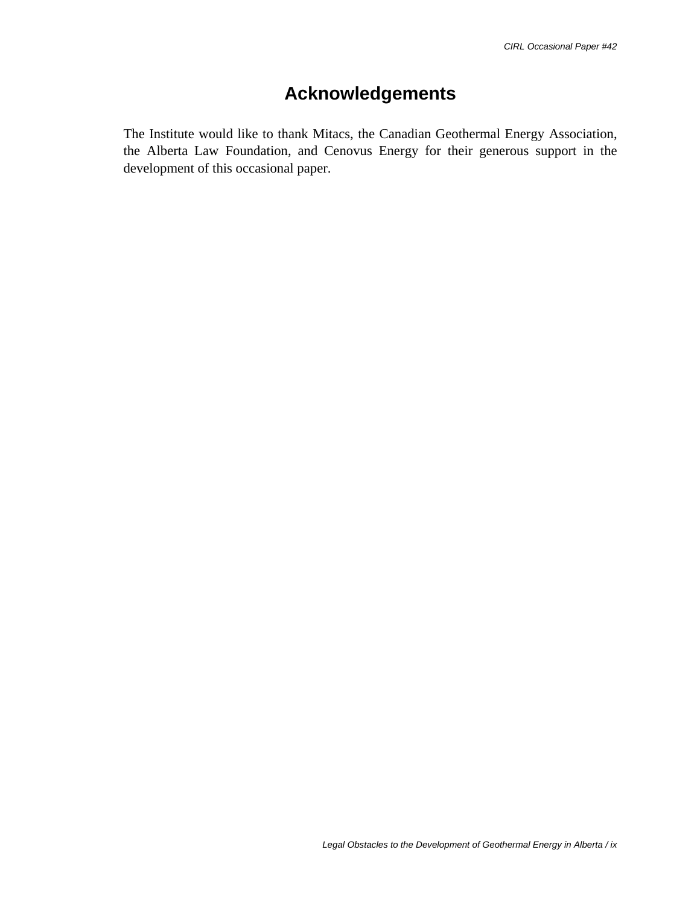# Acknowledgements

The Institute would like to thank Mitacs, the Canadian Geothermal Energy Association, the Alberta Law Foundation, and Cenovus Energy for their generous support in the development of this occasional paper.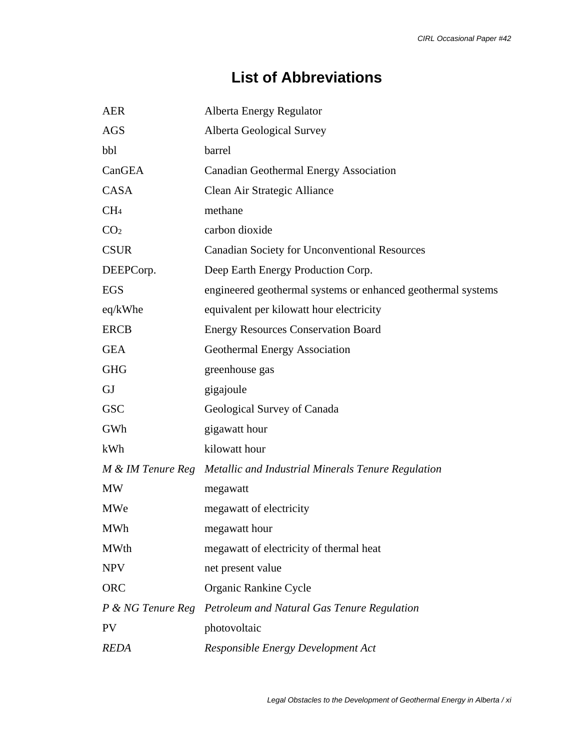# List of Abbreviations

| | |
|---|---|
| AER | Alberta Energy Regulator |
| AGS | Alberta Geological Survey |
| bbl | barrel |
| CanGEA | Canadian Geothermal Energy Association |
| CASA | Clean Air Strategic Alliance |
| $CH_4$ | methane |
| $CO_2$ | carbon dioxide |
| CSUR | Canadian Society for Unconventional Resources |
| DEEPCorp. | Deep Earth Energy Production Corp. |
| EGS | engineered geothermal systems or enhanced geothermal systems |
| eq/kWhe | equivalent per kilowatt hour electricity |
| ERCB | Energy Resources Conservation Board |
| GEA | Geothermal Energy Association |
| GHG | greenhouse gas |
| GJ | gigajoule |
| GSC | Geological Survey of Canada |
| GWh | gigawatt hour |
| kWh | kilowatt hour |
| *M & IM Tenure Reg* | *Metallic and Industrial Minerals Tenure Regulation* |
| MW | megawatt |
| MWe | megawatt of electricity |
| MWh | megawatt hour |
| MWth | megawatt of electricity of thermal heat |
| NPV | net present value |
| ORC | Organic Rankine Cycle |
| *P & NG Tenure Reg* | *Petroleum and Natural Gas Tenure Regulation* |
| PV | photovoltaic |
| *REDA* | *Responsible Energy Development Act* |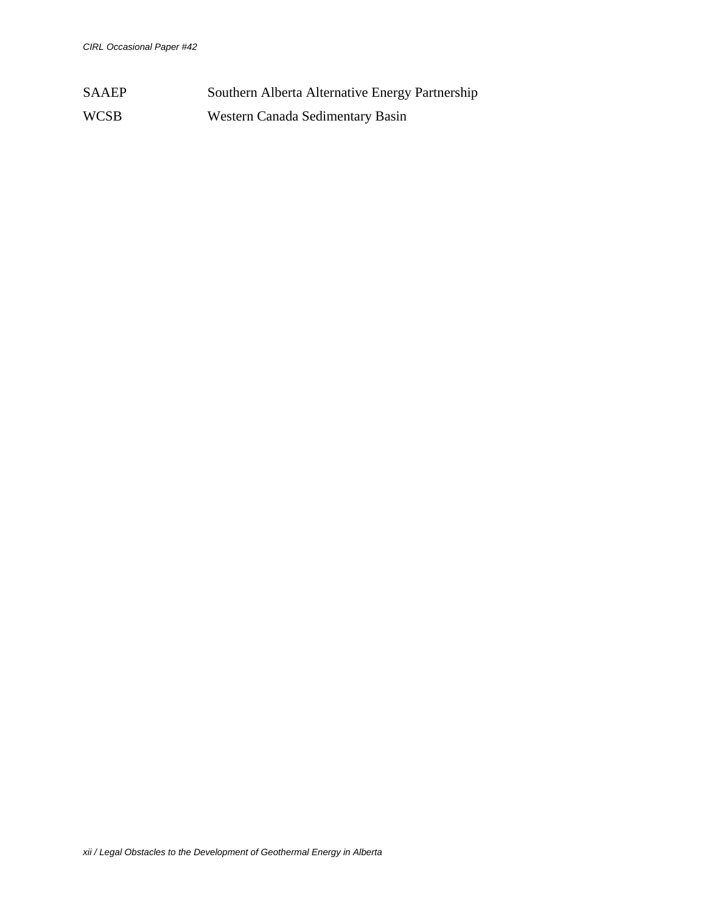| | |
|---|---|
| SAAEP | Southern Alberta Alternative Energy Partnership |
| WCSB | Western Canada Sedimentary Basin |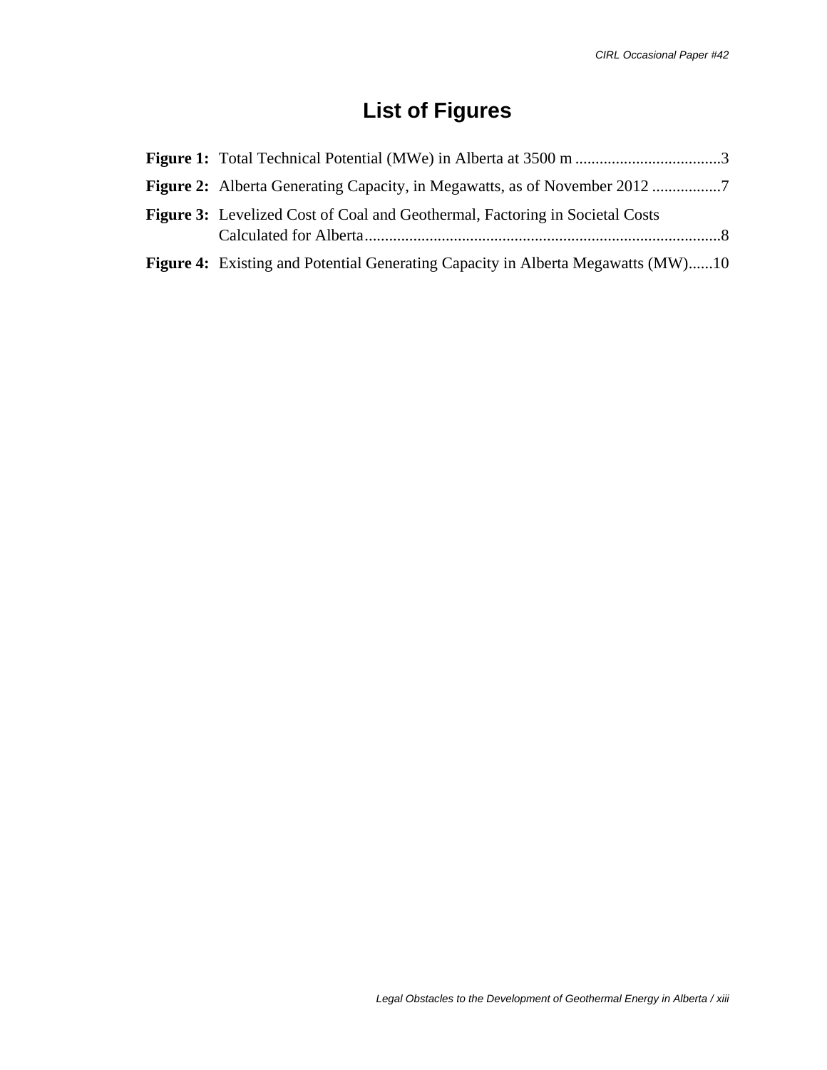# List of Figures

**Figure 1:** Total Technical Potential (MWe) in Alberta at 3500 m .................................... 3

**Figure 2:** Alberta Generating Capacity, in Megawatts, as of November 2012 ................. 7

**Figure 3:** Levelized Cost of Coal and Geothermal, Factoring in Societal Costs Calculated for Alberta ........................................................................................ 8

**Figure 4:** Existing and Potential Generating Capacity in Alberta Megawatts (MW)...... 10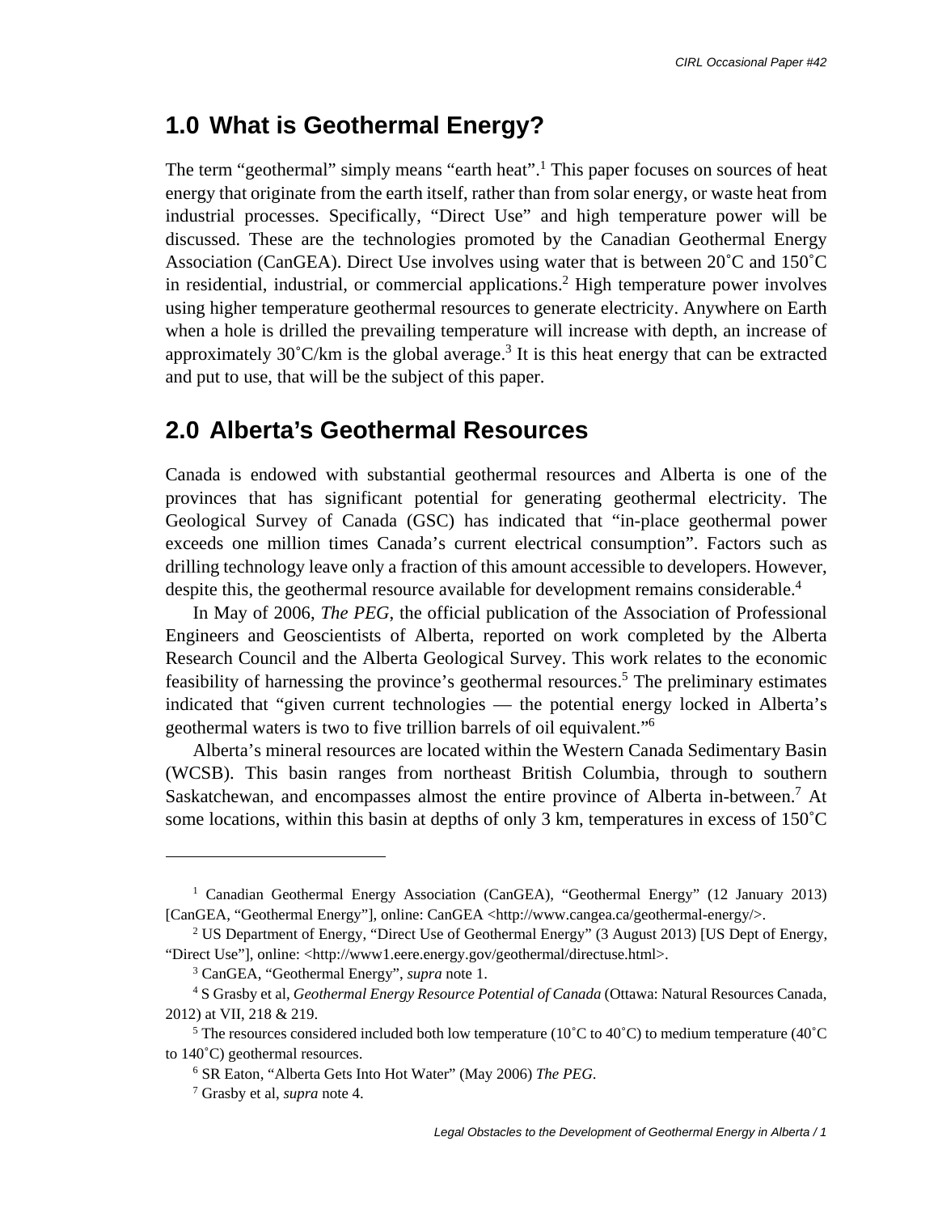## 1.0 What is Geothermal Energy?

The term "geothermal" simply means "earth heat".[1] This paper focuses on sources of heat energy that originate from the earth itself, rather than from solar energy, or waste heat from industrial processes. Specifically, "Direct Use" and high temperature power will be discussed. These are the technologies promoted by the Canadian Geothermal Energy Association (CanGEA). Direct Use involves using water that is between 20˚C and 150˚C in residential, industrial, or commercial applications.[2] High temperature power involves using higher temperature geothermal resources to generate electricity. Anywhere on Earth when a hole is drilled the prevailing temperature will increase with depth, an increase of approximately 30˚C/km is the global average.[3] It is this heat energy that can be extracted and put to use, that will be the subject of this paper.

## 2.0 Alberta's Geothermal Resources

Canada is endowed with substantial geothermal resources and Alberta is one of the provinces that has significant potential for generating geothermal electricity. The Geological Survey of Canada (GSC) has indicated that "in-place geothermal power exceeds one million times Canada's current electrical consumption". Factors such as drilling technology leave only a fraction of this amount accessible to developers. However, despite this, the geothermal resource available for development remains considerable.[4]

In May of 2006, *The PEG*, the official publication of the Association of Professional Engineers and Geoscientists of Alberta, reported on work completed by the Alberta Research Council and the Alberta Geological Survey. This work relates to the economic feasibility of harnessing the province's geothermal resources.[5] The preliminary estimates indicated that "given current technologies — the potential energy locked in Alberta's geothermal waters is two to five trillion barrels of oil equivalent."[6]

Alberta's mineral resources are located within the Western Canada Sedimentary Basin (WCSB). This basin ranges from northeast British Columbia, through to southern Saskatchewan, and encompasses almost the entire province of Alberta in-between.[7] At some locations, within this basin at depths of only 3 km, temperatures in excess of 150˚C

---

[1] Canadian Geothermal Energy Association (CanGEA), "Geothermal Energy" (12 January 2013) [CanGEA, "Geothermal Energy"], online: CanGEA <http://www.cangea.ca/geothermal-energy/>.

[2] US Department of Energy, "Direct Use of Geothermal Energy" (3 August 2013) [US Dept of Energy, "Direct Use"], online: <http://www1.eere.energy.gov/geothermal/directuse.html>.

[3] CanGEA, "Geothermal Energy", *supra* note 1.

[4] S Grasby et al, *Geothermal Energy Resource Potential of Canada* (Ottawa: Natural Resources Canada, 2012) at VII, 218 & 219.

[5] The resources considered included both low temperature (10˚C to 40˚C) to medium temperature (40˚C to 140˚C) geothermal resources.

[6] SR Eaton, "Alberta Gets Into Hot Water" (May 2006) *The PEG*.

[7] Grasby et al, *supra* note 4.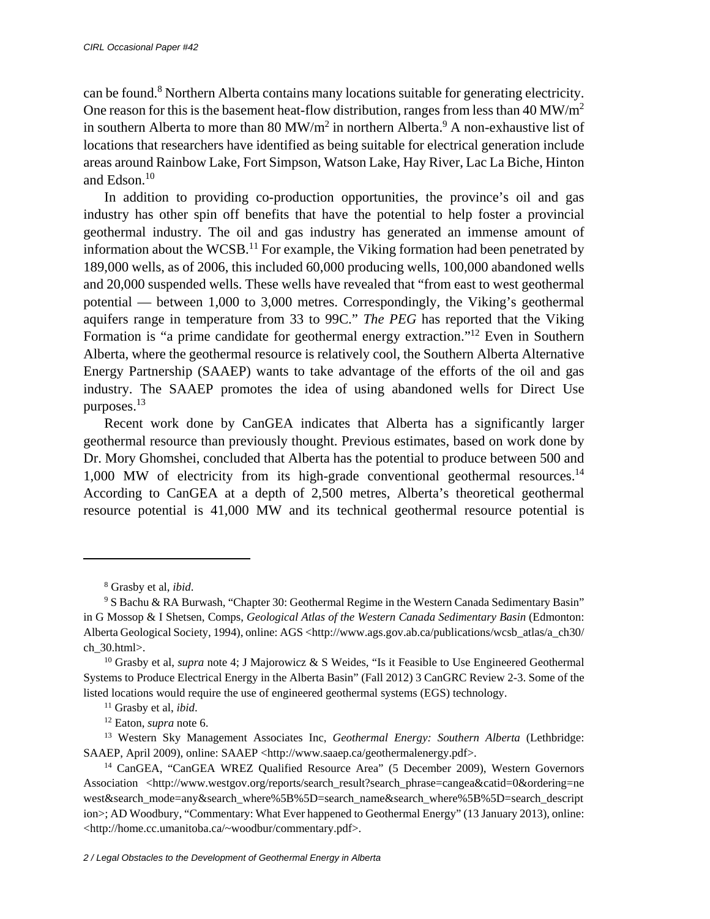can be found.[8] Northern Alberta contains many locations suitable for generating electricity. One reason for this is the basement heat-flow distribution, ranges from less than 40 MW/$m^2$ in southern Alberta to more than 80 MW/$m^2$ in northern Alberta.[9] A non-exhaustive list of locations that researchers have identified as being suitable for electrical generation include areas around Rainbow Lake, Fort Simpson, Watson Lake, Hay River, Lac La Biche, Hinton and Edson.[10]

In addition to providing co-production opportunities, the province's oil and gas industry has other spin off benefits that have the potential to help foster a provincial geothermal industry. The oil and gas industry has generated an immense amount of information about the WCSB.[11] For example, the Viking formation had been penetrated by 189,000 wells, as of 2006, this included 60,000 producing wells, 100,000 abandoned wells and 20,000 suspended wells. These wells have revealed that "from east to west geothermal potential — between 1,000 to 3,000 metres. Correspondingly, the Viking's geothermal aquifers range in temperature from 33 to 99C." *The PEG* has reported that the Viking Formation is "a prime candidate for geothermal energy extraction."[12] Even in Southern Alberta, where the geothermal resource is relatively cool, the Southern Alberta Alternative Energy Partnership (SAAEP) wants to take advantage of the efforts of the oil and gas industry. The SAAEP promotes the idea of using abandoned wells for Direct Use purposes.[13]

Recent work done by CanGEA indicates that Alberta has a significantly larger geothermal resource than previously thought. Previous estimates, based on work done by Dr. Mory Ghomshei, concluded that Alberta has the potential to produce between 500 and 1,000 MW of electricity from its high-grade conventional geothermal resources.[14] According to CanGEA at a depth of 2,500 metres, Alberta's theoretical geothermal resource potential is 41,000 MW and its technical geothermal resource potential is

---

[8] Grasby et al, *ibid*.

[9] S Bachu & RA Burwash, "Chapter 30: Geothermal Regime in the Western Canada Sedimentary Basin" in G Mossop & I Shetsen, Comps, *Geological Atlas of the Western Canada Sedimentary Basin* (Edmonton: Alberta Geological Society, 1994), online: AGS <http://www.ags.gov.ab.ca/publications/wcsb_atlas/a_ch30/ch_30.html>.

[10] Grasby et al, *supra* note 4; J Majorowicz & S Weides, "Is it Feasible to Use Engineered Geothermal Systems to Produce Electrical Energy in the Alberta Basin" (Fall 2012) 3 CanGRC Review 2-3. Some of the listed locations would require the use of engineered geothermal systems (EGS) technology.

[11] Grasby et al, *ibid*.

[12] Eaton, *supra* note 6.

[13] Western Sky Management Associates Inc, *Geothermal Energy: Southern Alberta* (Lethbridge: SAAEP, April 2009), online: SAAEP <http://www.saaep.ca/geothermalenergy.pdf>.

[14] CanGEA, "CanGEA WREZ Qualified Resource Area" (5 December 2009), Western Governors Association <http://www.westgov.org/reports/search_result?search_phrase=cangea&catid=0&ordering=newest&search_mode=any&search_where%5B%5D=search_name&search_where%5B%5D=search_description>; AD Woodbury, "Commentary: What Ever happened to Geothermal Energy" (13 January 2013), online: <http://home.cc.umanitoba.ca/~woodbur/commentary.pdf>.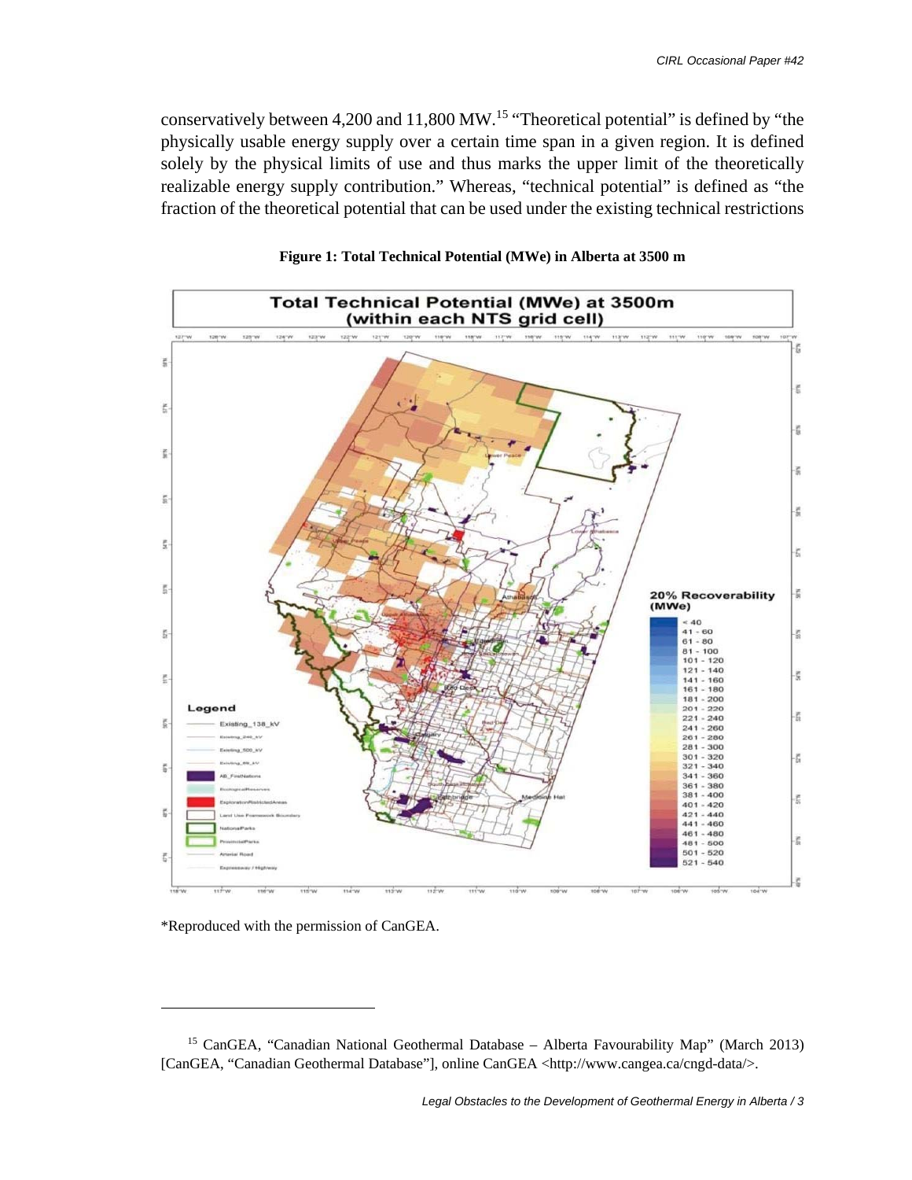conservatively between 4,200 and 11,800 MW.[15] "Theoretical potential" is defined by "the physically usable energy supply over a certain time span in a given region. It is defined solely by the physical limits of use and thus marks the upper limit of the theoretically realizable energy supply contribution." Whereas, "technical potential" is defined as "the fraction of the theoretical potential that can be used under the existing technical restrictions

**Figure 1: Total Technical Potential (MWe) in Alberta at 3500 m**

*Reproduced with the permission of CanGEA.

---

[15] CanGEA, "Canadian National Geothermal Database – Alberta Favourability Map" (March 2013) [CanGEA, "Canadian Geothermal Database"], online CanGEA <http://www.cangea.ca/cngd-data/>.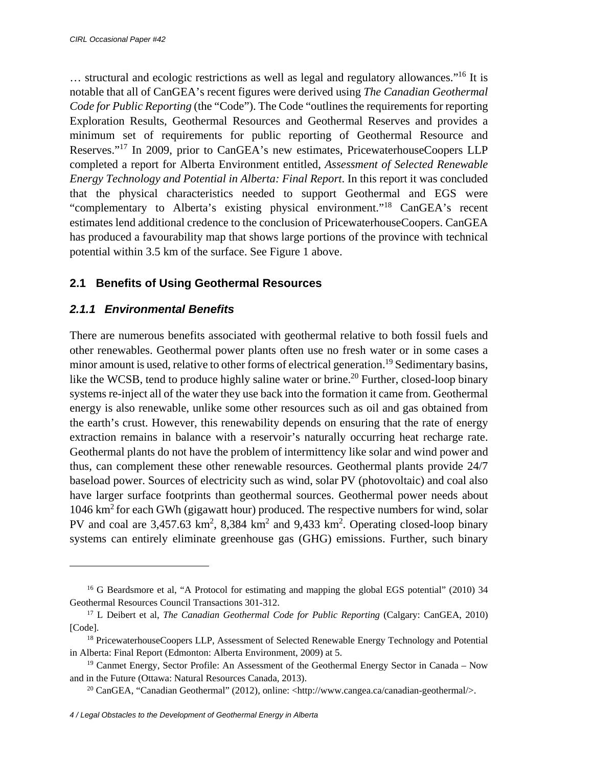… structural and ecologic restrictions as well as legal and regulatory allowances."[16] It is notable that all of CanGEA's recent figures were derived using *The Canadian Geothermal Code for Public Reporting* (the "Code"). The Code "outlines the requirements for reporting Exploration Results, Geothermal Resources and Geothermal Reserves and provides a minimum set of requirements for public reporting of Geothermal Resource and Reserves."[17] In 2009, prior to CanGEA's new estimates, PricewaterhouseCoopers LLP completed a report for Alberta Environment entitled, *Assessment of Selected Renewable Energy Technology and Potential in Alberta: Final Report*. In this report it was concluded that the physical characteristics needed to support Geothermal and EGS were "complementary to Alberta's existing physical environment."[18] CanGEA's recent estimates lend additional credence to the conclusion of PricewaterhouseCoopers. CanGEA has produced a favourability map that shows large portions of the province with technical potential within 3.5 km of the surface. See Figure 1 above.

## 2.1 Benefits of Using Geothermal Resources

### 2.1.1 Environmental Benefits

There are numerous benefits associated with geothermal relative to both fossil fuels and other renewables. Geothermal power plants often use no fresh water or in some cases a minor amount is used, relative to other forms of electrical generation.[19] Sedimentary basins, like the WCSB, tend to produce highly saline water or brine.[20] Further, closed-loop binary systems re-inject all of the water they use back into the formation it came from. Geothermal energy is also renewable, unlike some other resources such as oil and gas obtained from the earth's crust. However, this renewability depends on ensuring that the rate of energy extraction remains in balance with a reservoir's naturally occurring heat recharge rate. Geothermal plants do not have the problem of intermittency like solar and wind power and thus, can complement these other renewable resources. Geothermal plants provide 24/7 baseload power. Sources of electricity such as wind, solar PV (photovoltaic) and coal also have larger surface footprints than geothermal sources. Geothermal power needs about 1046 $km^2$ for each GWh (gigawatt hour) produced. The respective numbers for wind, solar PV and coal are 3,457.63 $km^2$, 8,384 $km^2$ and 9,433 $km^2$. Operating closed-loop binary systems can entirely eliminate greenhouse gas (GHG) emissions. Further, such binary

---

[16] G Beardsmore et al, "A Protocol for estimating and mapping the global EGS potential" (2010) 34 Geothermal Resources Council Transactions 301-312.

[17] L Deibert et al, *The Canadian Geothermal Code for Public Reporting* (Calgary: CanGEA, 2010) [Code].

[18] PricewaterhouseCoopers LLP, Assessment of Selected Renewable Energy Technology and Potential in Alberta: Final Report (Edmonton: Alberta Environment, 2009) at 5.

[19] Canmet Energy, Sector Profile: An Assessment of the Geothermal Energy Sector in Canada – Now and in the Future (Ottawa: Natural Resources Canada, 2013).

[20] CanGEA, "Canadian Geothermal" (2012), online: <http://www.cangea.ca/canadian-geothermal/>.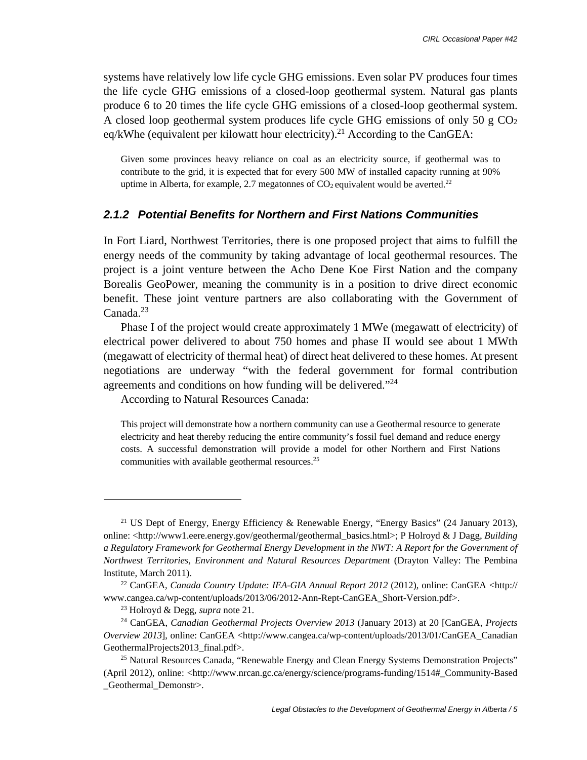systems have relatively low life cycle GHG emissions. Even solar PV produces four times the life cycle GHG emissions of a closed-loop geothermal system. Natural gas plants produce 6 to 20 times the life cycle GHG emissions of a closed-loop geothermal system. A closed loop geothermal system produces life cycle GHG emissions of only 50 g $CO_2$ eq/kWhe (equivalent per kilowatt hour electricity).[21] According to the CanGEA:

> Given some provinces heavy reliance on coal as an electricity source, if geothermal was to contribute to the grid, it is expected that for every 500 MW of installed capacity running at 90% uptime in Alberta, for example, 2.7 megatonnes of $CO_2$ equivalent would be averted.[22]

### *2.1.2 Potential Benefits for Northern and First Nations Communities*

In Fort Liard, Northwest Territories, there is one proposed project that aims to fulfill the energy needs of the community by taking advantage of local geothermal resources. The project is a joint venture between the Acho Dene Koe First Nation and the company Borealis GeoPower, meaning the community is in a position to drive direct economic benefit. These joint venture partners are also collaborating with the Government of Canada.[23]

Phase I of the project would create approximately 1 MWe (megawatt of electricity) of electrical power delivered to about 750 homes and phase II would see about 1 MWth (megawatt of electricity of thermal heat) of direct heat delivered to these homes. At present negotiations are underway "with the federal government for formal contribution agreements and conditions on how funding will be delivered."[24]

According to Natural Resources Canada:

> This project will demonstrate how a northern community can use a Geothermal resource to generate electricity and heat thereby reducing the entire community's fossil fuel demand and reduce energy costs. A successful demonstration will provide a model for other Northern and First Nations communities with available geothermal resources.[25]

---

[21] US Dept of Energy, Energy Efficiency & Renewable Energy, "Energy Basics" (24 January 2013), online: <http://www1.eere.energy.gov/geothermal/geothermal_basics.html>; P Holroyd & J Dagg, *Building a Regulatory Framework for Geothermal Energy Development in the NWT: A Report for the Government of Northwest Territories, Environment and Natural Resources Department* (Drayton Valley: The Pembina Institute, March 2011).

[22] CanGEA, *Canada Country Update: IEA-GIA Annual Report 2012* (2012), online: CanGEA <http://www.cangea.ca/wp-content/uploads/2013/06/2012-Ann-Rept-CanGEA_Short-Version.pdf>.

[23] Holroyd & Degg, *supra* note 21.

[24] CanGEA, *Canadian Geothermal Projects Overview 2013* (January 2013) at 20 [CanGEA, *Projects Overview 2013*], online: CanGEA <http://www.cangea.ca/wp-content/uploads/2013/01/CanGEA_Canadian GeothermalProjects2013_final.pdf>.

[25] Natural Resources Canada, "Renewable Energy and Clean Energy Systems Demonstration Projects" (April 2012), online: <http://www.nrcan.gc.ca/energy/science/programs-funding/1514#_Community-Based_Geothermal_Demonstr>.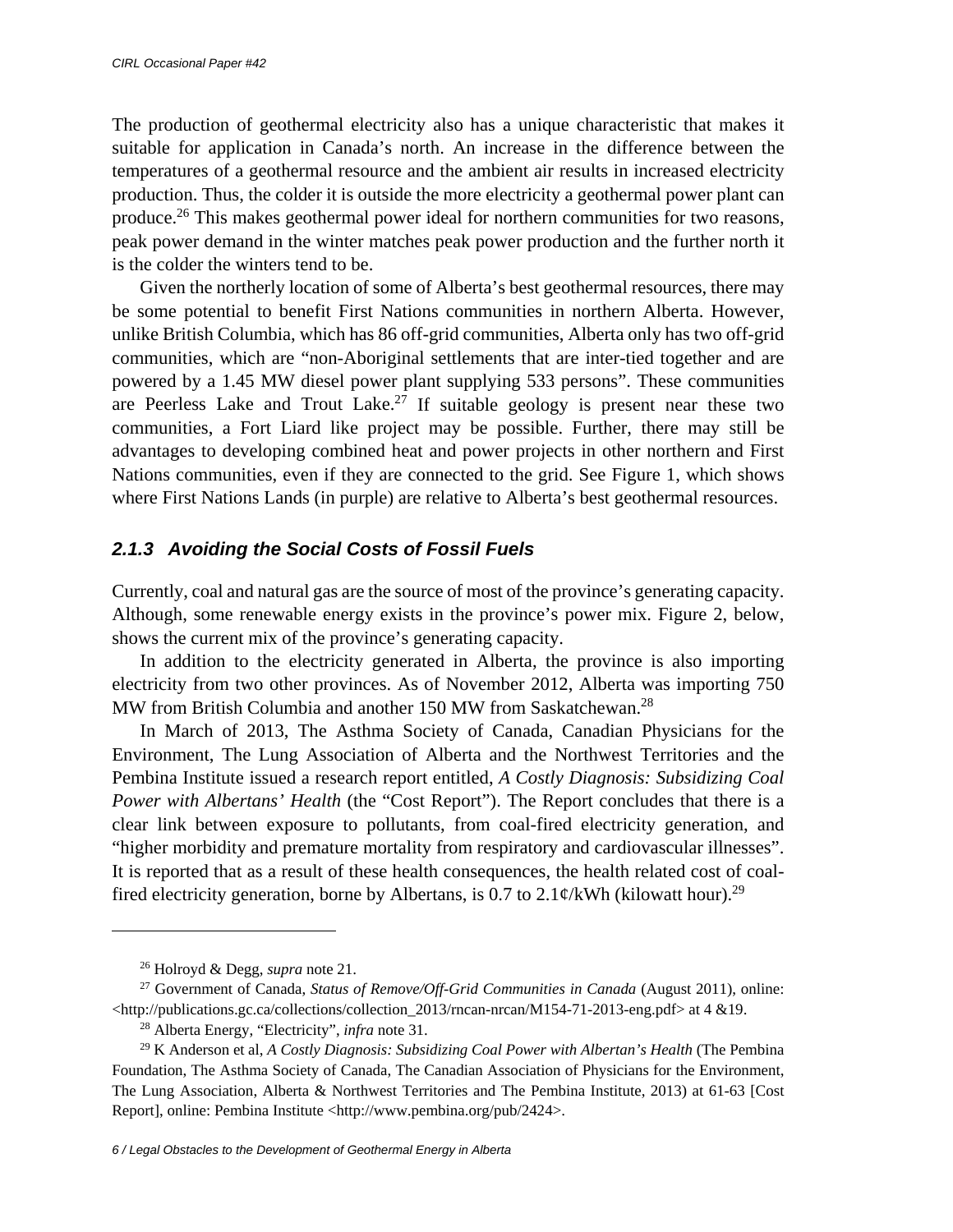The production of geothermal electricity also has a unique characteristic that makes it suitable for application in Canada's north. An increase in the difference between the temperatures of a geothermal resource and the ambient air results in increased electricity production. Thus, the colder it is outside the more electricity a geothermal power plant can produce.[26] This makes geothermal power ideal for northern communities for two reasons, peak power demand in the winter matches peak power production and the further north it is the colder the winters tend to be.

Given the northerly location of some of Alberta's best geothermal resources, there may be some potential to benefit First Nations communities in northern Alberta. However, unlike British Columbia, which has 86 off-grid communities, Alberta only has two off-grid communities, which are "non-Aboriginal settlements that are inter-tied together and are powered by a 1.45 MW diesel power plant supplying 533 persons". These communities are Peerless Lake and Trout Lake.[27] If suitable geology is present near these two communities, a Fort Liard like project may be possible. Further, there may still be advantages to developing combined heat and power projects in other northern and First Nations communities, even if they are connected to the grid. See Figure 1, which shows where First Nations Lands (in purple) are relative to Alberta's best geothermal resources.

### *2.1.3 Avoiding the Social Costs of Fossil Fuels*

Currently, coal and natural gas are the source of most of the province's generating capacity. Although, some renewable energy exists in the province's power mix. Figure 2, below, shows the current mix of the province's generating capacity.

In addition to the electricity generated in Alberta, the province is also importing electricity from two other provinces. As of November 2012, Alberta was importing 750 MW from British Columbia and another 150 MW from Saskatchewan.[28]

In March of 2013, The Asthma Society of Canada, Canadian Physicians for the Environment, The Lung Association of Alberta and the Northwest Territories and the Pembina Institute issued a research report entitled, *A Costly Diagnosis: Subsidizing Coal Power with Albertans' Health* (the "Cost Report"). The Report concludes that there is a clear link between exposure to pollutants, from coal-fired electricity generation, and "higher morbidity and premature mortality from respiratory and cardiovascular illnesses". It is reported that as a result of these health consequences, the health related cost of coal-fired electricity generation, borne by Albertans, is 0.7 to 2.1¢/kWh (kilowatt hour).[29]

---

[26] Holroyd & Degg, *supra* note 21.

[27] Government of Canada, *Status of Remove/Off-Grid Communities in Canada* (August 2011), online: <http://publications.gc.ca/collections/collection_2013/rncan-nrcan/M154-71-2013-eng.pdf> at 4 &19.

[28] Alberta Energy, "Electricity", *infra* note 31.

[29] K Anderson et al, *A Costly Diagnosis: Subsidizing Coal Power with Albertan's Health* (The Pembina Foundation, The Asthma Society of Canada, The Canadian Association of Physicians for the Environment, The Lung Association, Alberta & Northwest Territories and The Pembina Institute, 2013) at 61-63 [Cost Report], online: Pembina Institute <http://www.pembina.org/pub/2424>.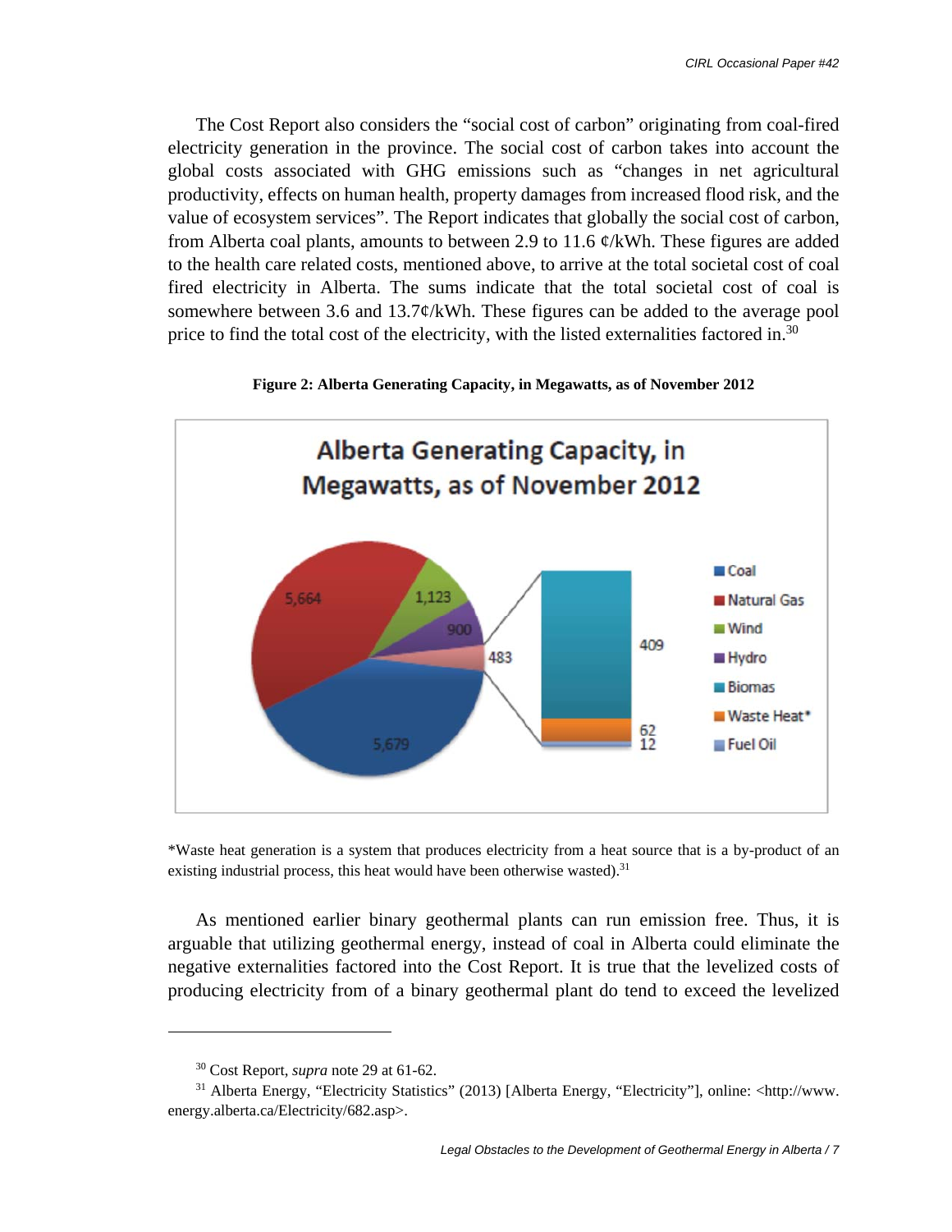The Cost Report also considers the "social cost of carbon" originating from coal-fired electricity generation in the province. The social cost of carbon takes into account the global costs associated with GHG emissions such as "changes in net agricultural productivity, effects on human health, property damages from increased flood risk, and the value of ecosystem services". The Report indicates that globally the social cost of carbon, from Alberta coal plants, amounts to between 2.9 to 11.6 ¢/kWh. These figures are added to the health care related costs, mentioned above, to arrive at the total societal cost of coal fired electricity in Alberta. The sums indicate that the total societal cost of coal is somewhere between 3.6 and 13.7¢/kWh. These figures can be added to the average pool price to find the total cost of the electricity, with the listed externalities factored in.[30]

**Figure 2: Alberta Generating Capacity, in Megawatts, as of November 2012**

*Waste heat generation is a system that produces electricity from a heat source that is a by-product of an existing industrial process, this heat would have been otherwise wasted).[31]

As mentioned earlier binary geothermal plants can run emission free. Thus, it is arguable that utilizing geothermal energy, instead of coal in Alberta could eliminate the negative externalities factored into the Cost Report. It is true that the levelized costs of producing electricity from of a binary geothermal plant do tend to exceed the levelized

---

[30] Cost Report, *supra* note 29 at 61-62.

[31] Alberta Energy, "Electricity Statistics" (2013) [Alberta Energy, "Electricity"], online: <http://www.energy.alberta.ca/Electricity/682.asp>.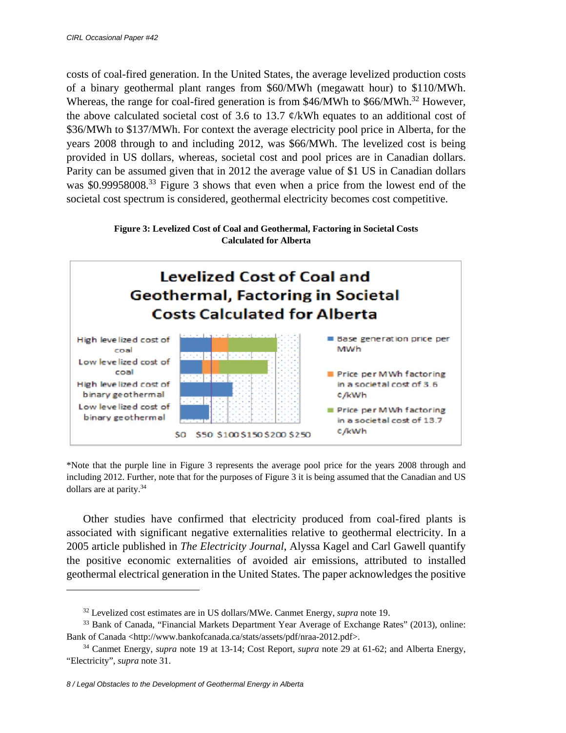costs of coal-fired generation. In the United States, the average levelized production costs of a binary geothermal plant ranges from $60/MWh (megawatt hour) to $110/MWh. Whereas, the range for coal-fired generation is from $46/MWh to $66/MWh.[32] However, the above calculated societal cost of 3.6 to 13.7 ¢/kWh equates to an additional cost of $36/MWh to $137/MWh. For context the average electricity pool price in Alberta, for the years 2008 through to and including 2012, was $66/MWh. The levelized cost is being provided in US dollars, whereas, societal cost and pool prices are in Canadian dollars. Parity can be assumed given that in 2012 the average value of $1 US in Canadian dollars was $0.99958008.[33] Figure 3 shows that even when a price from the lowest end of the societal cost spectrum is considered, geothermal electricity becomes cost competitive.

**Figure 3: Levelized Cost of Coal and Geothermal, Factoring in Societal Costs Calculated for Alberta**

*Note that the purple line in Figure 3 represents the average pool price for the years 2008 through and including 2012. Further, note that for the purposes of Figure 3 it is being assumed that the Canadian and US dollars are at parity.[34]

Other studies have confirmed that electricity produced from coal-fired plants is associated with significant negative externalities relative to geothermal electricity. In a 2005 article published in *The Electricity Journal*, Alyssa Kagel and Carl Gawell quantify the positive economic externalities of avoided air emissions, attributed to installed geothermal electrical generation in the United States. The paper acknowledges the positive

---

[32] Levelized cost estimates are in US dollars/MWe. Canmet Energy, *supra* note 19.

[33] Bank of Canada, "Financial Markets Department Year Average of Exchange Rates" (2013), online: Bank of Canada <http://www.bankofcanada.ca/stats/assets/pdf/nraa-2012.pdf>.

[34] Canmet Energy, *supra* note 19 at 13-14; Cost Report, *supra* note 29 at 61-62; and Alberta Energy, "Electricity", *supra* note 31.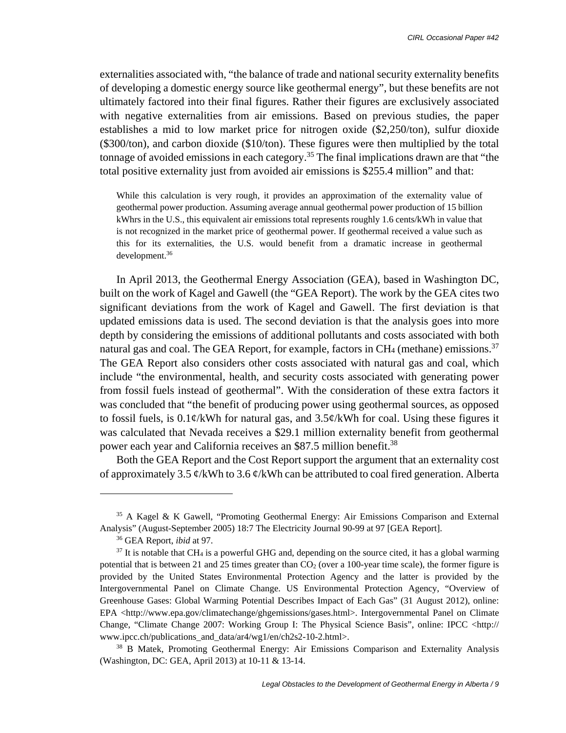externalities associated with, "the balance of trade and national security externality benefits of developing a domestic energy source like geothermal energy", but these benefits are not ultimately factored into their final figures. Rather their figures are exclusively associated with negative externalities from air emissions. Based on previous studies, the paper establishes a mid to low market price for nitrogen oxide ($2,250/ton), sulfur dioxide ($300/ton), and carbon dioxide ($10/ton). These figures were then multiplied by the total tonnage of avoided emissions in each category.[35] The final implications drawn are that "the total positive externality just from avoided air emissions is $255.4 million" and that:

> While this calculation is very rough, it provides an approximation of the externality value of geothermal power production. Assuming average annual geothermal power production of 15 billion kWhrs in the U.S., this equivalent air emissions total represents roughly 1.6 cents/kWh in value that is not recognized in the market price of geothermal power. If geothermal received a value such as this for its externalities, the U.S. would benefit from a dramatic increase in geothermal development.[36]

In April 2013, the Geothermal Energy Association (GEA), based in Washington DC, built on the work of Kagel and Gawell (the "GEA Report). The work by the GEA cites two significant deviations from the work of Kagel and Gawell. The first deviation is that updated emissions data is used. The second deviation is that the analysis goes into more depth by considering the emissions of additional pollutants and costs associated with both natural gas and coal. The GEA Report, for example, factors in $CH_4$ (methane) emissions.[37] The GEA Report also considers other costs associated with natural gas and coal, which include "the environmental, health, and security costs associated with generating power from fossil fuels instead of geothermal". With the consideration of these extra factors it was concluded that "the benefit of producing power using geothermal sources, as opposed to fossil fuels, is 0.1¢/kWh for natural gas, and 3.5¢/kWh for coal. Using these figures it was calculated that Nevada receives a $29.1 million externality benefit from geothermal power each year and California receives an $87.5 million benefit.[38]

Both the GEA Report and the Cost Report support the argument that an externality cost of approximately 3.5 ¢/kWh to 3.6 ¢/kWh can be attributed to coal fired generation. Alberta

---

[35] A Kagel & K Gawell, "Promoting Geothermal Energy: Air Emissions Comparison and External Analysis" (August-September 2005) 18:7 The Electricity Journal 90-99 at 97 [GEA Report].

[36] GEA Report, *ibid* at 97.

[37] It is notable that $CH_4$ is a powerful GHG and, depending on the source cited, it has a global warming potential that is between 21 and 25 times greater than $CO_2$ (over a 100-year time scale), the former figure is provided by the United States Environmental Protection Agency and the latter is provided by the Intergovernmental Panel on Climate Change. US Environmental Protection Agency, "Overview of Greenhouse Gases: Global Warming Potential Describes Impact of Each Gas" (31 August 2012), online: EPA <http://www.epa.gov/climatechange/ghgemissions/gases.html>. Intergovernmental Panel on Climate Change, "Climate Change 2007: Working Group I: The Physical Science Basis", online: IPCC <http://www.ipcc.ch/publications_and_data/ar4/wg1/en/ch2s2-10-2.html>.

[38] B Matek, Promoting Geothermal Energy: Air Emissions Comparison and Externality Analysis (Washington, DC: GEA, April 2013) at 10-11 & 13-14.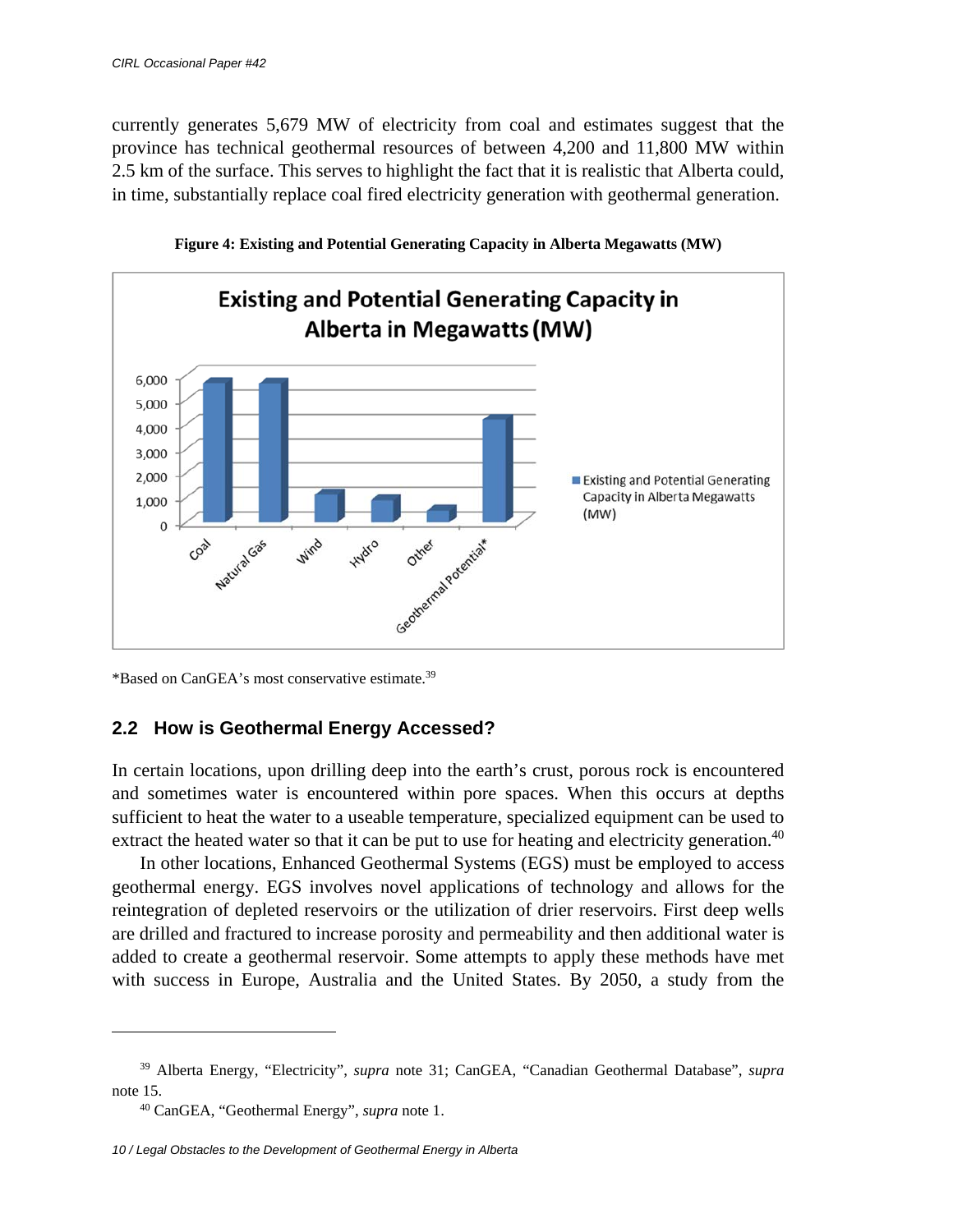currently generates 5,679 MW of electricity from coal and estimates suggest that the province has technical geothermal resources of between 4,200 and 11,800 MW within 2.5 km of the surface. This serves to highlight the fact that it is realistic that Alberta could, in time, substantially replace coal fired electricity generation with geothermal generation.

**Figure 4: Existing and Potential Generating Capacity in Alberta Megawatts (MW)**

*Based on CanGEA's most conservative estimate.[39]

## 2.2 How is Geothermal Energy Accessed?

In certain locations, upon drilling deep into the earth's crust, porous rock is encountered and sometimes water is encountered within pore spaces. When this occurs at depths sufficient to heat the water to a useable temperature, specialized equipment can be used to extract the heated water so that it can be put to use for heating and electricity generation.[40]

In other locations, Enhanced Geothermal Systems (EGS) must be employed to access geothermal energy. EGS involves novel applications of technology and allows for the reintegration of depleted reservoirs or the utilization of drier reservoirs. First deep wells are drilled and fractured to increase porosity and permeability and then additional water is added to create a geothermal reservoir. Some attempts to apply these methods have met with success in Europe, Australia and the United States. By 2050, a study from the

---

[39] Alberta Energy, "Electricity", *supra* note 31; CanGEA, "Canadian Geothermal Database", *supra* note 15.

[40] CanGEA, "Geothermal Energy", *supra* note 1.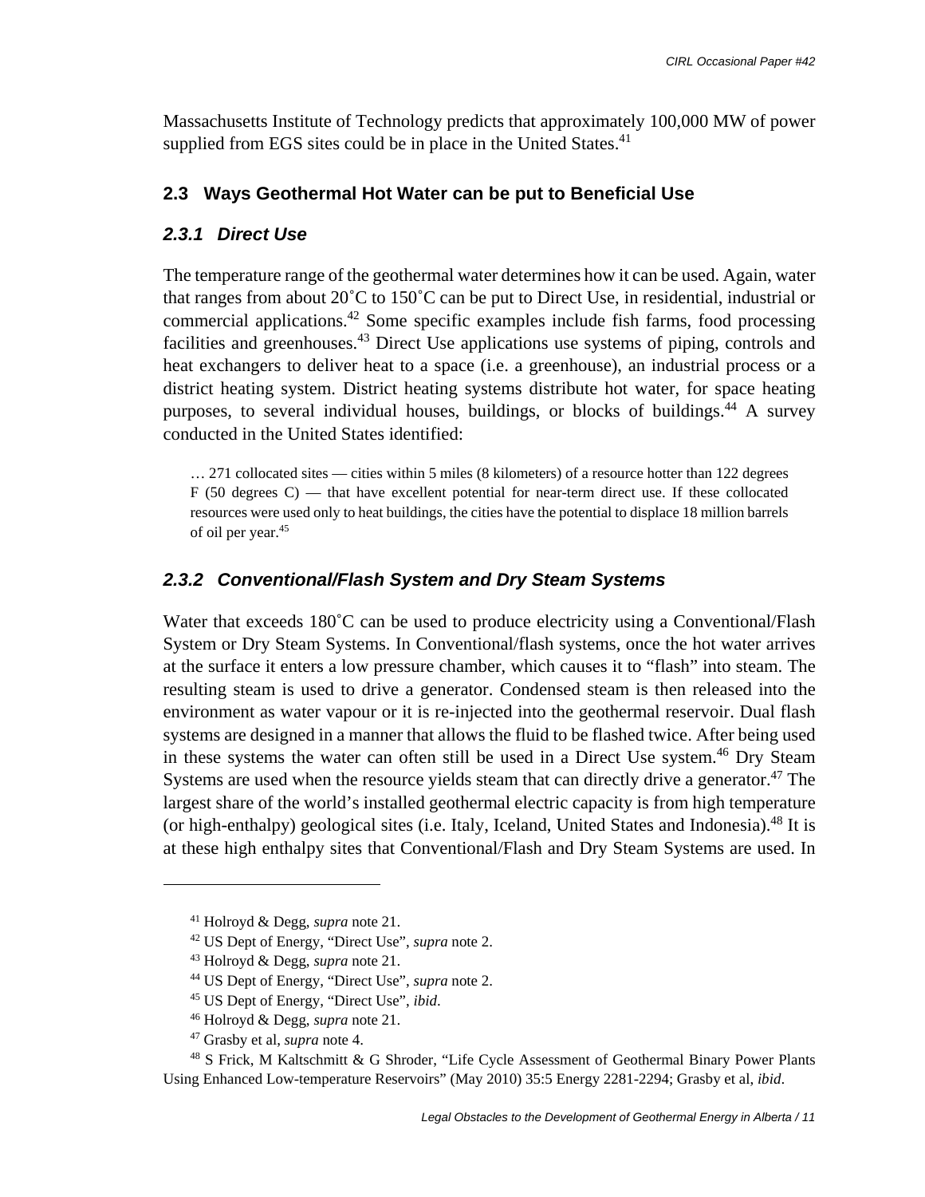Massachusetts Institute of Technology predicts that approximately 100,000 MW of power supplied from EGS sites could be in place in the United States.[41]

## 2.3 Ways Geothermal Hot Water can be put to Beneficial Use

### *2.3.1 Direct Use*

The temperature range of the geothermal water determines how it can be used. Again, water that ranges from about 20˚C to 150˚C can be put to Direct Use, in residential, industrial or commercial applications.[42] Some specific examples include fish farms, food processing facilities and greenhouses.[43] Direct Use applications use systems of piping, controls and heat exchangers to deliver heat to a space (i.e. a greenhouse), an industrial process or a district heating system. District heating systems distribute hot water, for space heating purposes, to several individual houses, buildings, or blocks of buildings.[44] A survey conducted in the United States identified:

> … 271 collocated sites — cities within 5 miles (8 kilometers) of a resource hotter than 122 degrees F (50 degrees C) — that have excellent potential for near-term direct use. If these collocated resources were used only to heat buildings, the cities have the potential to displace 18 million barrels of oil per year.[45]

### *2.3.2 Conventional/Flash System and Dry Steam Systems*

Water that exceeds 180˚C can be used to produce electricity using a Conventional/Flash System or Dry Steam Systems. In Conventional/flash systems, once the hot water arrives at the surface it enters a low pressure chamber, which causes it to "flash" into steam. The resulting steam is used to drive a generator. Condensed steam is then released into the environment as water vapour or it is re-injected into the geothermal reservoir. Dual flash systems are designed in a manner that allows the fluid to be flashed twice. After being used in these systems the water can often still be used in a Direct Use system.[46] Dry Steam Systems are used when the resource yields steam that can directly drive a generator.[47] The largest share of the world's installed geothermal electric capacity is from high temperature (or high-enthalpy) geological sites (i.e. Italy, Iceland, United States and Indonesia).[48] It is at these high enthalpy sites that Conventional/Flash and Dry Steam Systems are used. In

---

[41] Holroyd & Degg, *supra* note 21.

[42] US Dept of Energy, "Direct Use", *supra* note 2.

[43] Holroyd & Degg, *supra* note 21.

[44] US Dept of Energy, "Direct Use", *supra* note 2.

[45] US Dept of Energy, "Direct Use", *ibid*.

[46] Holroyd & Degg, *supra* note 21.

[47] Grasby et al, *supra* note 4.

[48] S Frick, M Kaltschmitt & G Shroder, "Life Cycle Assessment of Geothermal Binary Power Plants Using Enhanced Low-temperature Reservoirs" (May 2010) 35:5 Energy 2281-2294; Grasby et al, *ibid*.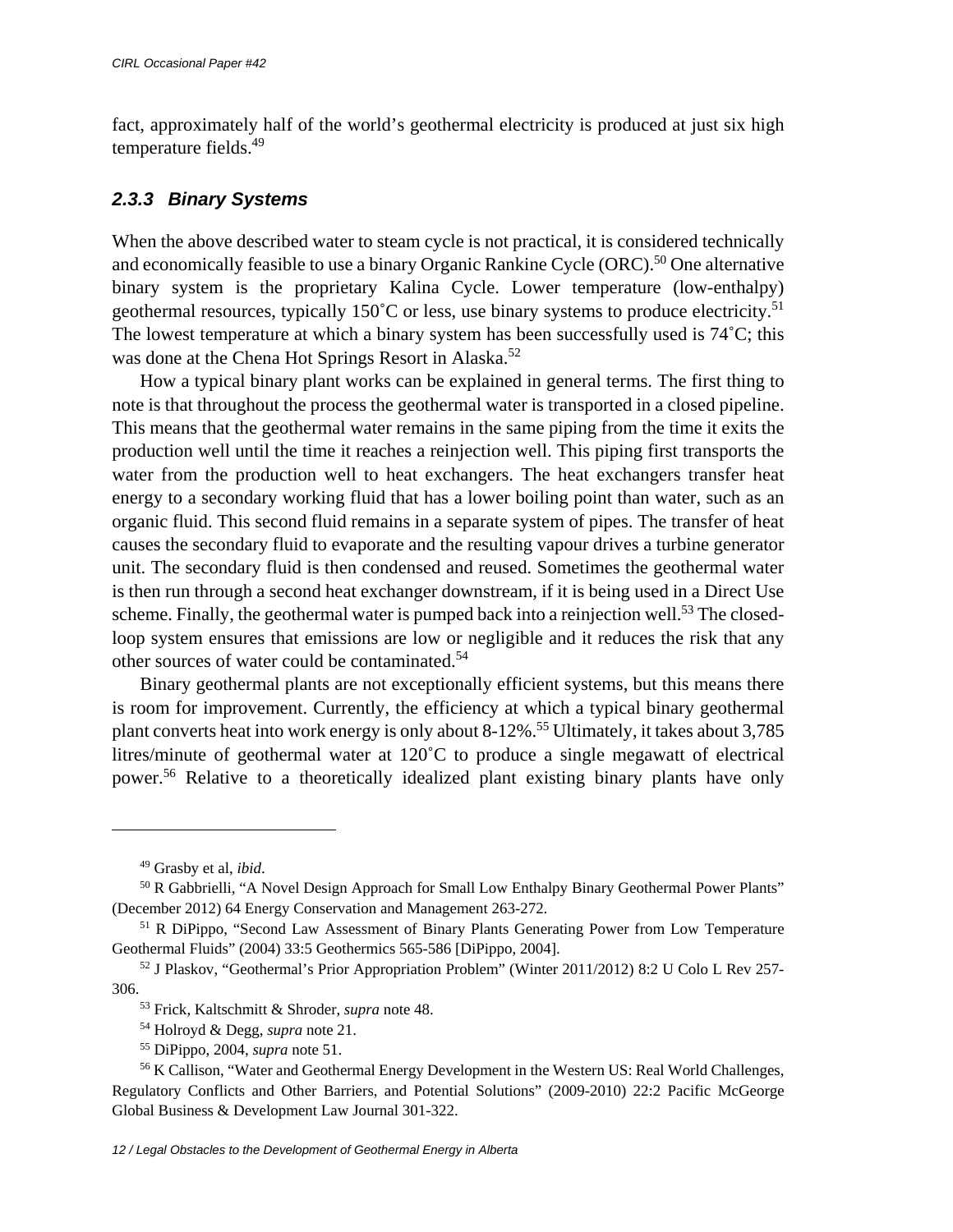fact, approximately half of the world's geothermal electricity is produced at just six high temperature fields.[49]

### 2.3.3 Binary Systems

When the above described water to steam cycle is not practical, it is considered technically and economically feasible to use a binary Organic Rankine Cycle (ORC).[50] One alternative binary system is the proprietary Kalina Cycle. Lower temperature (low-enthalpy) geothermal resources, typically 150˚C or less, use binary systems to produce electricity.[51] The lowest temperature at which a binary system has been successfully used is 74˚C; this was done at the Chena Hot Springs Resort in Alaska.[52]

How a typical binary plant works can be explained in general terms. The first thing to note is that throughout the process the geothermal water is transported in a closed pipeline. This means that the geothermal water remains in the same piping from the time it exits the production well until the time it reaches a reinjection well. This piping first transports the water from the production well to heat exchangers. The heat exchangers transfer heat energy to a secondary working fluid that has a lower boiling point than water, such as an organic fluid. This second fluid remains in a separate system of pipes. The transfer of heat causes the secondary fluid to evaporate and the resulting vapour drives a turbine generator unit. The secondary fluid is then condensed and reused. Sometimes the geothermal water is then run through a second heat exchanger downstream, if it is being used in a Direct Use scheme. Finally, the geothermal water is pumped back into a reinjection well.[53] The closed-loop system ensures that emissions are low or negligible and it reduces the risk that any other sources of water could be contaminated.[54]

Binary geothermal plants are not exceptionally efficient systems, but this means there is room for improvement. Currently, the efficiency at which a typical binary geothermal plant converts heat into work energy is only about 8-12%.[55] Ultimately, it takes about 3,785 litres/minute of geothermal water at 120˚C to produce a single megawatt of electrical power.[56] Relative to a theoretically idealized plant existing binary plants have only

---

[49] Grasby et al, *ibid*.

[50] R Gabbrielli, "A Novel Design Approach for Small Low Enthalpy Binary Geothermal Power Plants" (December 2012) 64 Energy Conservation and Management 263-272.

[51] R DiPippo, "Second Law Assessment of Binary Plants Generating Power from Low Temperature Geothermal Fluids" (2004) 33:5 Geothermics 565-586 [DiPippo, 2004].

[52] J Plaskov, "Geothermal's Prior Appropriation Problem" (Winter 2011/2012) 8:2 U Colo L Rev 257-306.

[53] Frick, Kaltschmitt & Shroder, *supra* note 48.

[54] Holroyd & Degg, *supra* note 21.

[55] DiPippo, 2004, *supra* note 51.

[56] K Callison, "Water and Geothermal Energy Development in the Western US: Real World Challenges, Regulatory Conflicts and Other Barriers, and Potential Solutions" (2009-2010) 22:2 Pacific McGeorge Global Business & Development Law Journal 301-322.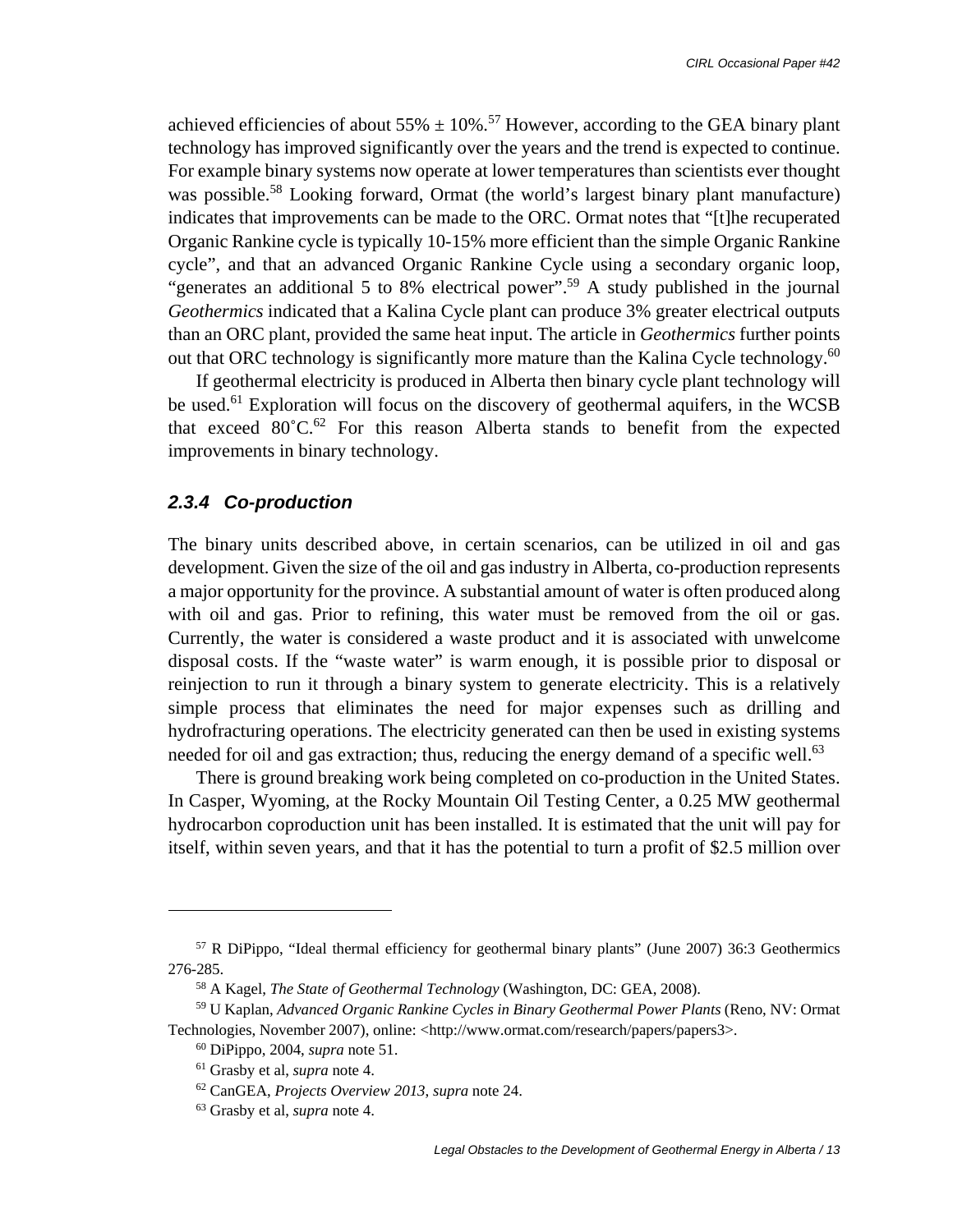achieved efficiencies of about 55% ± 10%.[57] However, according to the GEA binary plant technology has improved significantly over the years and the trend is expected to continue. For example binary systems now operate at lower temperatures than scientists ever thought was possible.[58] Looking forward, Ormat (the world's largest binary plant manufacture) indicates that improvements can be made to the ORC. Ormat notes that "[t]he recuperated Organic Rankine cycle is typically 10-15% more efficient than the simple Organic Rankine cycle", and that an advanced Organic Rankine Cycle using a secondary organic loop, "generates an additional 5 to 8% electrical power".[59] A study published in the journal *Geothermics* indicated that a Kalina Cycle plant can produce 3% greater electrical outputs than an ORC plant, provided the same heat input. The article in *Geothermics* further points out that ORC technology is significantly more mature than the Kalina Cycle technology.[60]

If geothermal electricity is produced in Alberta then binary cycle plant technology will be used.[61] Exploration will focus on the discovery of geothermal aquifers, in the WCSB that exceed 80˚C.[62] For this reason Alberta stands to benefit from the expected improvements in binary technology.

### *2.3.4 Co-production*

The binary units described above, in certain scenarios, can be utilized in oil and gas development. Given the size of the oil and gas industry in Alberta, co-production represents a major opportunity for the province. A substantial amount of water is often produced along with oil and gas. Prior to refining, this water must be removed from the oil or gas. Currently, the water is considered a waste product and it is associated with unwelcome disposal costs. If the "waste water" is warm enough, it is possible prior to disposal or reinjection to run it through a binary system to generate electricity. This is a relatively simple process that eliminates the need for major expenses such as drilling and hydrofracturing operations. The electricity generated can then be used in existing systems needed for oil and gas extraction; thus, reducing the energy demand of a specific well.[63]

There is ground breaking work being completed on co-production in the United States. In Casper, Wyoming, at the Rocky Mountain Oil Testing Center, a 0.25 MW geothermal hydrocarbon coproduction unit has been installed. It is estimated that the unit will pay for itself, within seven years, and that it has the potential to turn a profit of $2.5 million over

---

[57] R DiPippo, "Ideal thermal efficiency for geothermal binary plants" (June 2007) 36:3 Geothermics 276-285.

[58] A Kagel, *The State of Geothermal Technology* (Washington, DC: GEA, 2008).

[59] U Kaplan, *Advanced Organic Rankine Cycles in Binary Geothermal Power Plants* (Reno, NV: Ormat Technologies, November 2007), online: <http://www.ormat.com/research/papers/papers3>.

[60] DiPippo, 2004, *supra* note 51.

[61] Grasby et al, *supra* note 4.

[62] CanGEA, *Projects Overview 2013, supra* note 24.

[63] Grasby et al, *supra* note 4.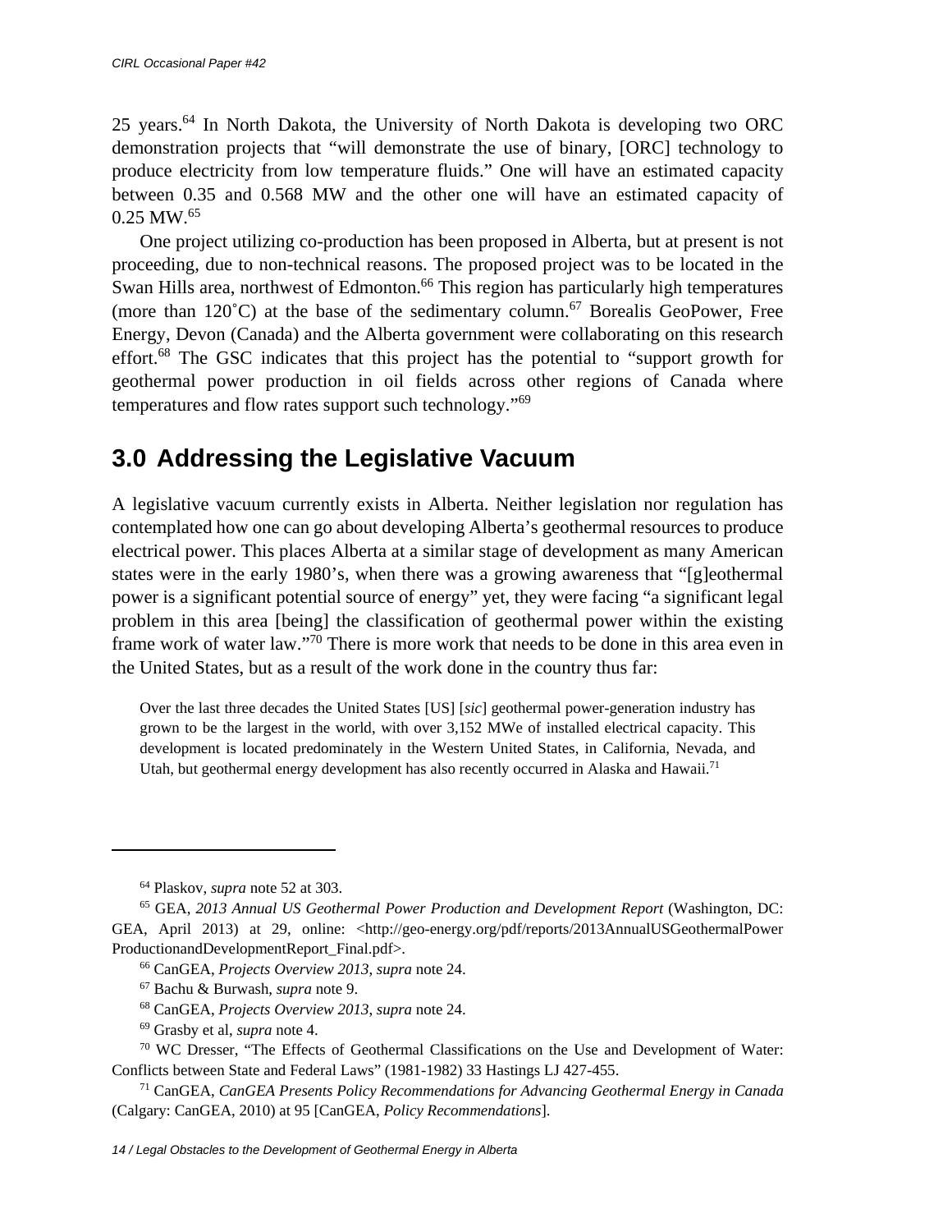25 years.[64] In North Dakota, the University of North Dakota is developing two ORC demonstration projects that "will demonstrate the use of binary, [ORC] technology to produce electricity from low temperature fluids." One will have an estimated capacity between 0.35 and 0.568 MW and the other one will have an estimated capacity of 0.25 MW.[65]

One project utilizing co-production has been proposed in Alberta, but at present is not proceeding, due to non-technical reasons. The proposed project was to be located in the Swan Hills area, northwest of Edmonton.[66] This region has particularly high temperatures (more than 120˚C) at the base of the sedimentary column.[67] Borealis GeoPower, Free Energy, Devon (Canada) and the Alberta government were collaborating on this research effort.[68] The GSC indicates that this project has the potential to "support growth for geothermal power production in oil fields across other regions of Canada where temperatures and flow rates support such technology."[69]

## 3.0 Addressing the Legislative Vacuum

A legislative vacuum currently exists in Alberta. Neither legislation nor regulation has contemplated how one can go about developing Alberta's geothermal resources to produce electrical power. This places Alberta at a similar stage of development as many American states were in the early 1980's, when there was a growing awareness that "[g]eothermal power is a significant potential source of energy" yet, they were facing "a significant legal problem in this area [being] the classification of geothermal power within the existing frame work of water law."[70] There is more work that needs to be done in this area even in the United States, but as a result of the work done in the country thus far:

> Over the last three decades the United States [US] [*sic*] geothermal power-generation industry has grown to be the largest in the world, with over 3,152 MWe of installed electrical capacity. This development is located predominately in the Western United States, in California, Nevada, and Utah, but geothermal energy development has also recently occurred in Alaska and Hawaii.[71]

---

[64] Plaskov, *supra* note 52 at 303.

[65] GEA, *2013 Annual US Geothermal Power Production and Development Report* (Washington, DC: GEA, April 2013) at 29, online: <http://geo-energy.org/pdf/reports/2013AnnualUSGeothermalPowerProductionandDevelopmentReport_Final.pdf>.

[66] CanGEA, *Projects Overview 2013*, *supra* note 24.

[67] Bachu & Burwash, *supra* note 9.

[68] CanGEA, *Projects Overview 2013*, *supra* note 24.

[69] Grasby et al, *supra* note 4.

[70] WC Dresser, "The Effects of Geothermal Classifications on the Use and Development of Water: Conflicts between State and Federal Laws" (1981-1982) 33 Hastings LJ 427-455.

[71] CanGEA, *CanGEA Presents Policy Recommendations for Advancing Geothermal Energy in Canada* (Calgary: CanGEA, 2010) at 95 [CanGEA, *Policy Recommendations*].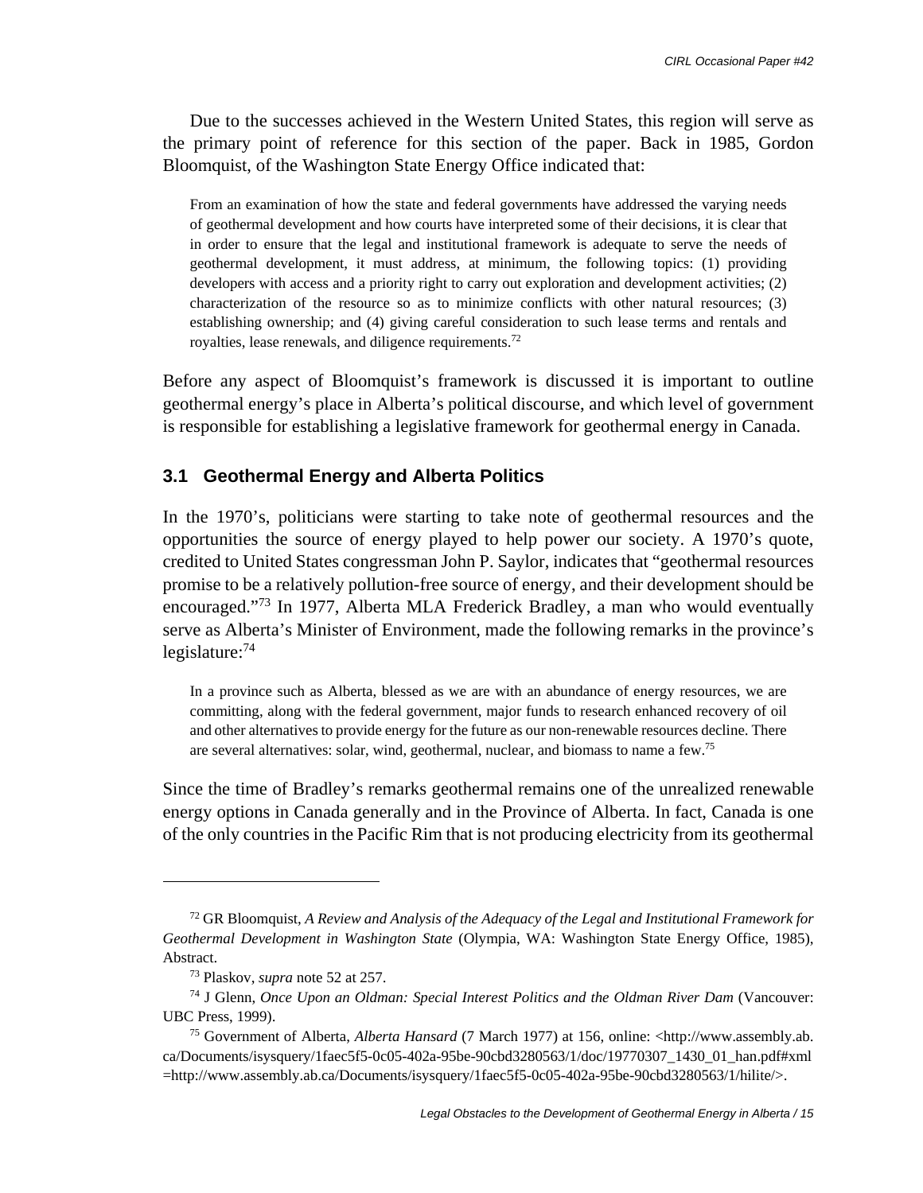Due to the successes achieved in the Western United States, this region will serve as the primary point of reference for this section of the paper. Back in 1985, Gordon Bloomquist, of the Washington State Energy Office indicated that:

> From an examination of how the state and federal governments have addressed the varying needs of geothermal development and how courts have interpreted some of their decisions, it is clear that in order to ensure that the legal and institutional framework is adequate to serve the needs of geothermal development, it must address, at minimum, the following topics: (1) providing developers with access and a priority right to carry out exploration and development activities; (2) characterization of the resource so as to minimize conflicts with other natural resources; (3) establishing ownership; and (4) giving careful consideration to such lease terms and rentals and royalties, lease renewals, and diligence requirements.[72]

Before any aspect of Bloomquist's framework is discussed it is important to outline geothermal energy's place in Alberta's political discourse, and which level of government is responsible for establishing a legislative framework for geothermal energy in Canada.

### 3.1 Geothermal Energy and Alberta Politics

In the 1970's, politicians were starting to take note of geothermal resources and the opportunities the source of energy played to help power our society. A 1970's quote, credited to United States congressman John P. Saylor, indicates that "geothermal resources promise to be a relatively pollution-free source of energy, and their development should be encouraged."[73] In 1977, Alberta MLA Frederick Bradley, a man who would eventually serve as Alberta's Minister of Environment, made the following remarks in the province's legislature:[74]

> In a province such as Alberta, blessed as we are with an abundance of energy resources, we are committing, along with the federal government, major funds to research enhanced recovery of oil and other alternatives to provide energy for the future as our non-renewable resources decline. There are several alternatives: solar, wind, geothermal, nuclear, and biomass to name a few.[75]

Since the time of Bradley's remarks geothermal remains one of the unrealized renewable energy options in Canada generally and in the Province of Alberta. In fact, Canada is one of the only countries in the Pacific Rim that is not producing electricity from its geothermal

---

[72] GR Bloomquist, *A Review and Analysis of the Adequacy of the Legal and Institutional Framework for Geothermal Development in Washington State* (Olympia, WA: Washington State Energy Office, 1985), Abstract.

[73] Plaskov, *supra* note 52 at 257.

[74] J Glenn, *Once Upon an Oldman: Special Interest Politics and the Oldman River Dam* (Vancouver: UBC Press, 1999).

[75] Government of Alberta, *Alberta Hansard* (7 March 1977) at 156, online: <http://www.assembly.ab.ca/Documents/isysquery/1faec5f5-0c05-402a-95be-90cbd3280563/1/doc/19770307_1430_01_han.pdf#xml=http://www.assembly.ab.ca/Documents/isysquery/1faec5f5-0c05-402a-95be-90cbd3280563/1/hilite/>.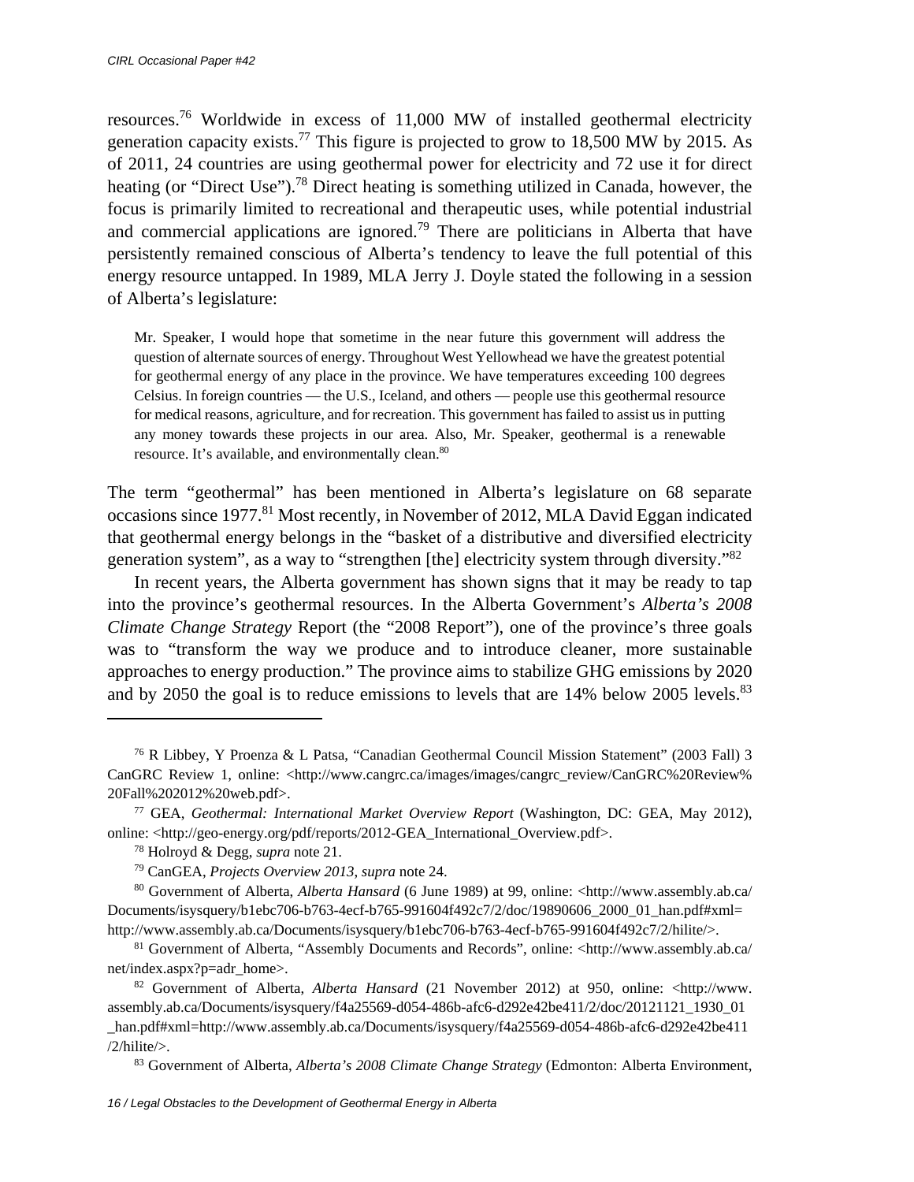resources.[76] Worldwide in excess of 11,000 MW of installed geothermal electricity generation capacity exists.[77] This figure is projected to grow to 18,500 MW by 2015. As of 2011, 24 countries are using geothermal power for electricity and 72 use it for direct heating (or "Direct Use").[78] Direct heating is something utilized in Canada, however, the focus is primarily limited to recreational and therapeutic uses, while potential industrial and commercial applications are ignored.[79] There are politicians in Alberta that have persistently remained conscious of Alberta's tendency to leave the full potential of this energy resource untapped. In 1989, MLA Jerry J. Doyle stated the following in a session of Alberta's legislature:

> Mr. Speaker, I would hope that sometime in the near future this government will address the question of alternate sources of energy. Throughout West Yellowhead we have the greatest potential for geothermal energy of any place in the province. We have temperatures exceeding 100 degrees Celsius. In foreign countries — the U.S., Iceland, and others — people use this geothermal resource for medical reasons, agriculture, and for recreation. This government has failed to assist us in putting any money towards these projects in our area. Also, Mr. Speaker, geothermal is a renewable resource. It's available, and environmentally clean.[80]

The term "geothermal" has been mentioned in Alberta's legislature on 68 separate occasions since 1977.[81] Most recently, in November of 2012, MLA David Eggan indicated that geothermal energy belongs in the "basket of a distributive and diversified electricity generation system", as a way to "strengthen [the] electricity system through diversity."[82]

In recent years, the Alberta government has shown signs that it may be ready to tap into the province's geothermal resources. In the Alberta Government's *Alberta's 2008 Climate Change Strategy* Report (the "2008 Report"), one of the province's three goals was to "transform the way we produce and to introduce cleaner, more sustainable approaches to energy production." The province aims to stabilize GHG emissions by 2020 and by 2050 the goal is to reduce emissions to levels that are 14% below 2005 levels.[83]

---

[76] R Libbey, Y Proenza & L Patsa, "Canadian Geothermal Council Mission Statement" (2003 Fall) 3 CanGRC Review 1, online: <http://www.cangrc.ca/images/images/cangrc_review/CanGRC%20Review%20Fall%202012%20web.pdf>.

[77] GEA, *Geothermal: International Market Overview Report* (Washington, DC: GEA, May 2012), online: <http://geo-energy.org/pdf/reports/2012-GEA_International_Overview.pdf>.

[78] Holroyd & Degg, *supra* note 21.

[79] CanGEA, *Projects Overview 2013*, *supra* note 24.

[80] Government of Alberta, *Alberta Hansard* (6 June 1989) at 99, online: <http://www.assembly.ab.ca/Documents/isysquery/b1ebc706-b763-4ecf-b765-991604f492c7/2/doc/19890606_2000_01_han.pdf#xml=http://www.assembly.ab.ca/Documents/isysquery/b1ebc706-b763-4ecf-b765-991604f492c7/2/hilite/>.

[81] Government of Alberta, "Assembly Documents and Records", online: <http://www.assembly.ab.ca/net/index.aspx?p=adr_home>.

[82] Government of Alberta, *Alberta Hansard* (21 November 2012) at 950, online: <http://www.assembly.ab.ca/Documents/isysquery/f4a25569-d054-486b-afc6-d292e42be411/2/doc/20121121_1930_01_han.pdf#xml=http://www.assembly.ab.ca/Documents/isysquery/f4a25569-d054-486b-afc6-d292e42be411/2/hilite/>.

[83] Government of Alberta, *Alberta's 2008 Climate Change Strategy* (Edmonton: Alberta Environment,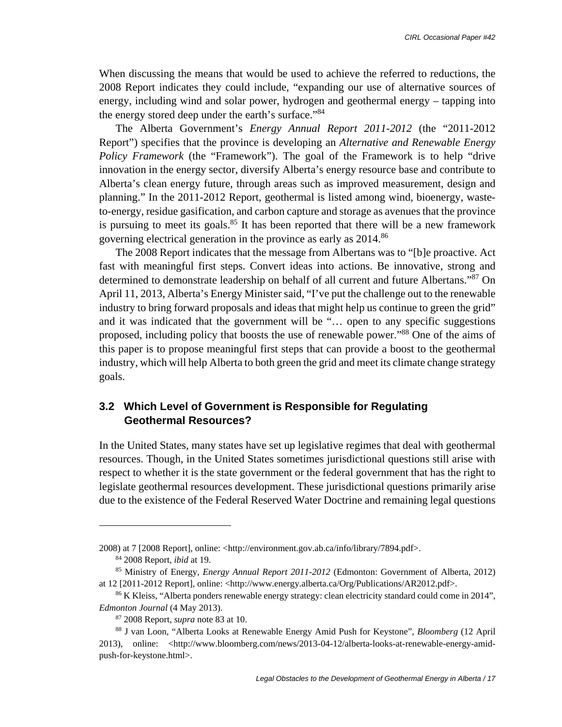When discussing the means that would be used to achieve the referred to reductions, the 2008 Report indicates they could include, "expanding our use of alternative sources of energy, including wind and solar power, hydrogen and geothermal energy – tapping into the energy stored deep under the earth's surface."[84]

The Alberta Government's *Energy Annual Report 2011-2012* (the "2011-2012 Report") specifies that the province is developing an *Alternative and Renewable Energy Policy Framework* (the "Framework"). The goal of the Framework is to help "drive innovation in the energy sector, diversify Alberta's energy resource base and contribute to Alberta's clean energy future, through areas such as improved measurement, design and planning." In the 2011-2012 Report, geothermal is listed among wind, bioenergy, waste-to-energy, residue gasification, and carbon capture and storage as avenues that the province is pursuing to meet its goals.[85] It has been reported that there will be a new framework governing electrical generation in the province as early as 2014.[86]

The 2008 Report indicates that the message from Albertans was to "[b]e proactive. Act fast with meaningful first steps. Convert ideas into actions. Be innovative, strong and determined to demonstrate leadership on behalf of all current and future Albertans."[87] On April 11, 2013, Alberta's Energy Minister said, "I've put the challenge out to the renewable industry to bring forward proposals and ideas that might help us continue to green the grid" and it was indicated that the government will be "… open to any specific suggestions proposed, including policy that boosts the use of renewable power."[88] One of the aims of this paper is to propose meaningful first steps that can provide a boost to the geothermal industry, which will help Alberta to both green the grid and meet its climate change strategy goals.

### 3.2 Which Level of Government is Responsible for Regulating Geothermal Resources?

In the United States, many states have set up legislative regimes that deal with geothermal resources. Though, in the United States sometimes jurisdictional questions still arise with respect to whether it is the state government or the federal government that has the right to legislate geothermal resources development. These jurisdictional questions primarily arise due to the existence of the Federal Reserved Water Doctrine and remaining legal questions

---

2008) at 7 [2008 Report], online: <http://environment.gov.ab.ca/info/library/7894.pdf>.

[84] 2008 Report, *ibid* at 19.

[85] Ministry of Energy, *Energy Annual Report 2011-2012* (Edmonton: Government of Alberta, 2012) at 12 [2011-2012 Report], online: <http://www.energy.alberta.ca/Org/Publications/AR2012.pdf>.

[86] K Kleiss, "Alberta ponders renewable energy strategy: clean electricity standard could come in 2014", *Edmonton Journal* (4 May 2013).

[87] 2008 Report, *supra* note 83 at 10.

[88] J van Loon, "Alberta Looks at Renewable Energy Amid Push for Keystone", *Bloomberg* (12 April 2013), online: <http://www.bloomberg.com/news/2013-04-12/alberta-looks-at-renewable-energy-amid-push-for-keystone.html>.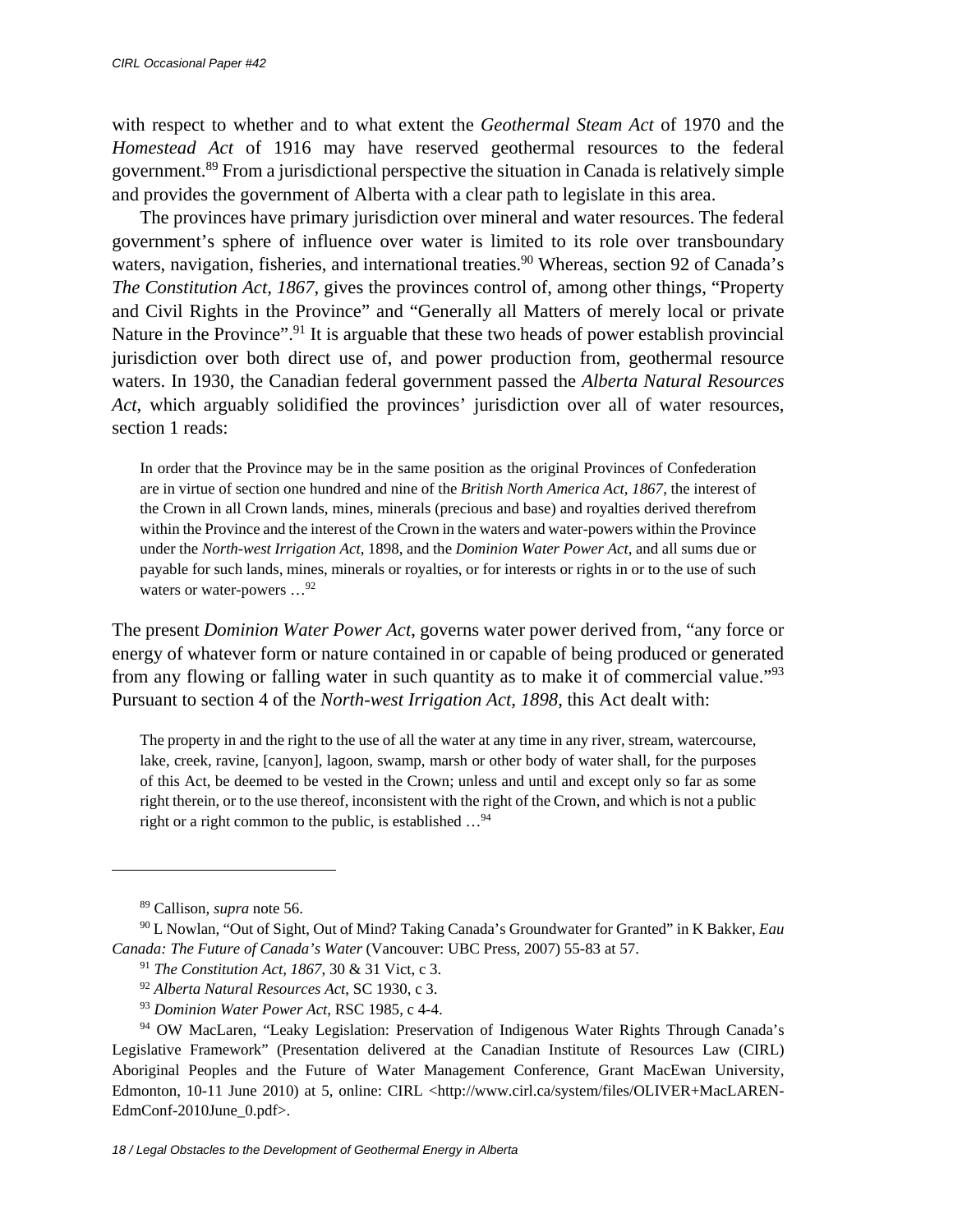with respect to whether and to what extent the *Geothermal Steam Act* of 1970 and the *Homestead Act* of 1916 may have reserved geothermal resources to the federal government.[89] From a jurisdictional perspective the situation in Canada is relatively simple and provides the government of Alberta with a clear path to legislate in this area.

The provinces have primary jurisdiction over mineral and water resources. The federal government's sphere of influence over water is limited to its role over transboundary waters, navigation, fisheries, and international treaties.[90] Whereas, section 92 of Canada's *The Constitution Act, 1867*, gives the provinces control of, among other things, "Property and Civil Rights in the Province" and "Generally all Matters of merely local or private Nature in the Province".[91] It is arguable that these two heads of power establish provincial jurisdiction over both direct use of, and power production from, geothermal resource waters. In 1930, the Canadian federal government passed the *Alberta Natural Resources Act*, which arguably solidified the provinces' jurisdiction over all of water resources, section 1 reads:

> In order that the Province may be in the same position as the original Provinces of Confederation are in virtue of section one hundred and nine of the *British North America Act, 1867*, the interest of the Crown in all Crown lands, mines, minerals (precious and base) and royalties derived therefrom within the Province and the interest of the Crown in the waters and water-powers within the Province under the *North-west Irrigation Act*, 1898, and the *Dominion Water Power Act*, and all sums due or payable for such lands, mines, minerals or royalties, or for interests or rights in or to the use of such waters or water-powers …[92]

The present *Dominion Water Power Act*, governs water power derived from, "any force or energy of whatever form or nature contained in or capable of being produced or generated from any flowing or falling water in such quantity as to make it of commercial value."[93] Pursuant to section 4 of the *North-west Irrigation Act, 1898*, this Act dealt with:

> The property in and the right to the use of all the water at any time in any river, stream, watercourse, lake, creek, ravine, [canyon], lagoon, swamp, marsh or other body of water shall, for the purposes of this Act, be deemed to be vested in the Crown; unless and until and except only so far as some right therein, or to the use thereof, inconsistent with the right of the Crown, and which is not a public right or a right common to the public, is established …[94]

---

[89] Callison, *supra* note 56.

[90] L Nowlan, "Out of Sight, Out of Mind? Taking Canada's Groundwater for Granted" in K Bakker, *Eau Canada: The Future of Canada's Water* (Vancouver: UBC Press, 2007) 55-83 at 57.

[91] *The Constitution Act, 1867*, 30 & 31 Vict, c 3.

[92] *Alberta Natural Resources Act*, SC 1930, c 3.

[93] *Dominion Water Power Act*, RSC 1985, c 4-4.

[94] OW MacLaren, "Leaky Legislation: Preservation of Indigenous Water Rights Through Canada's Legislative Framework" (Presentation delivered at the Canadian Institute of Resources Law (CIRL) Aboriginal Peoples and the Future of Water Management Conference, Grant MacEwan University, Edmonton, 10-11 June 2010) at 5, online: CIRL <http://www.cirl.ca/system/files/OLIVER+MacLAREN-EdmConf-2010June_0.pdf>.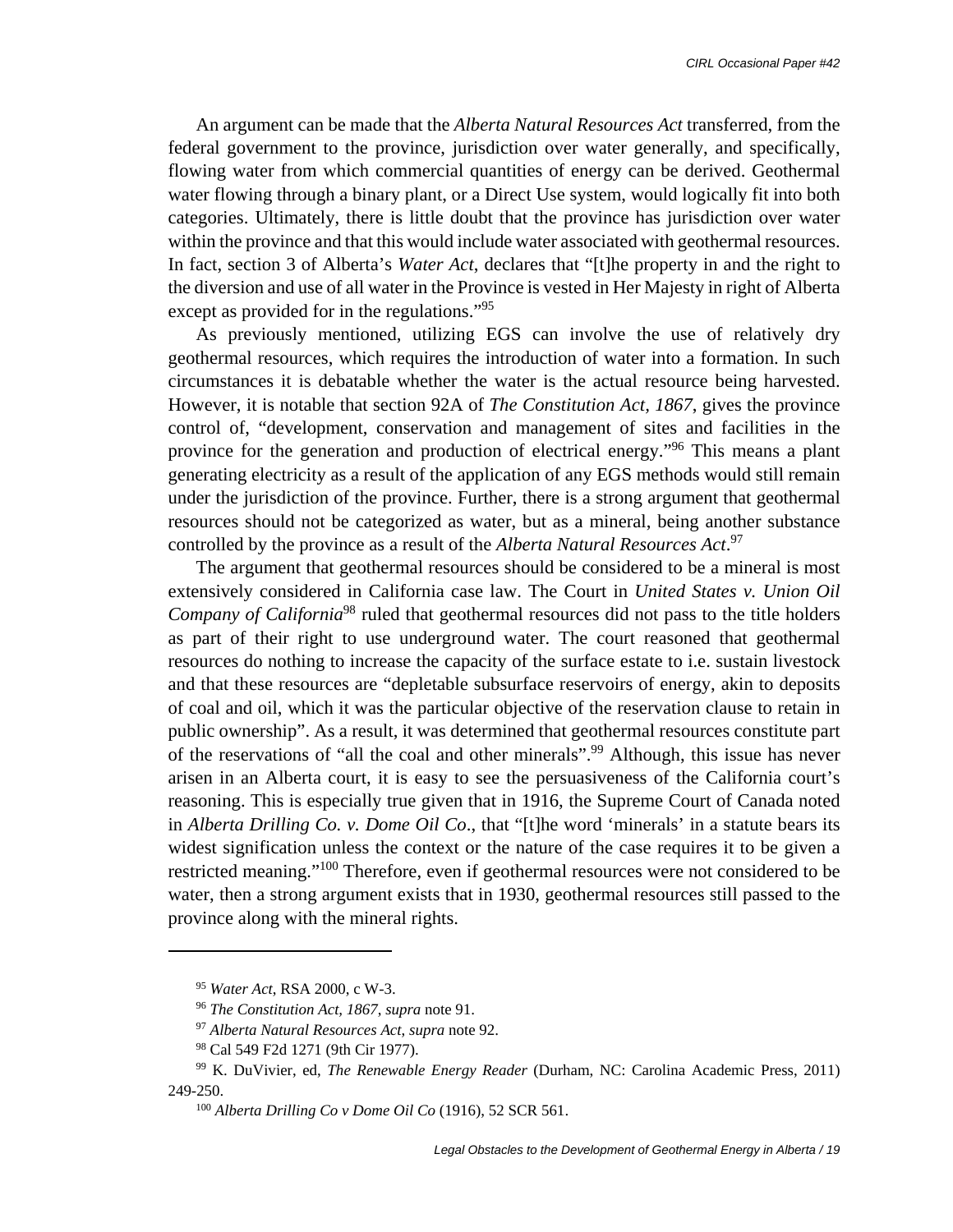An argument can be made that the *Alberta Natural Resources Act* transferred, from the federal government to the province, jurisdiction over water generally, and specifically, flowing water from which commercial quantities of energy can be derived. Geothermal water flowing through a binary plant, or a Direct Use system, would logically fit into both categories. Ultimately, there is little doubt that the province has jurisdiction over water within the province and that this would include water associated with geothermal resources. In fact, section 3 of Alberta's *Water Act*, declares that "[t]he property in and the right to the diversion and use of all water in the Province is vested in Her Majesty in right of Alberta except as provided for in the regulations."[95]

As previously mentioned, utilizing EGS can involve the use of relatively dry geothermal resources, which requires the introduction of water into a formation. In such circumstances it is debatable whether the water is the actual resource being harvested. However, it is notable that section 92A of *The Constitution Act, 1867*, gives the province control of, "development, conservation and management of sites and facilities in the province for the generation and production of electrical energy."[96] This means a plant generating electricity as a result of the application of any EGS methods would still remain under the jurisdiction of the province. Further, there is a strong argument that geothermal resources should not be categorized as water, but as a mineral, being another substance controlled by the province as a result of the *Alberta Natural Resources Act*.[97]

The argument that geothermal resources should be considered to be a mineral is most extensively considered in California case law. The Court in *United States v. Union Oil Company of California*[98] ruled that geothermal resources did not pass to the title holders as part of their right to use underground water. The court reasoned that geothermal resources do nothing to increase the capacity of the surface estate to i.e. sustain livestock and that these resources are "depletable subsurface reservoirs of energy, akin to deposits of coal and oil, which it was the particular objective of the reservation clause to retain in public ownership". As a result, it was determined that geothermal resources constitute part of the reservations of "all the coal and other minerals".[99] Although, this issue has never arisen in an Alberta court, it is easy to see the persuasiveness of the California court's reasoning. This is especially true given that in 1916, the Supreme Court of Canada noted in *Alberta Drilling Co. v. Dome Oil Co*., that "[t]he word 'minerals' in a statute bears its widest signification unless the context or the nature of the case requires it to be given a restricted meaning."[100] Therefore, even if geothermal resources were not considered to be water, then a strong argument exists that in 1930, geothermal resources still passed to the province along with the mineral rights.

---

[95] *Water Act*, RSA 2000, c W-3.

[96] *The Constitution Act, 1867*, *supra* note 91.

[97] *Alberta Natural Resources Act*, *supra* note 92.

[98] Cal 549 F2d 1271 (9th Cir 1977).

[99] K. DuVivier, ed, *The Renewable Energy Reader* (Durham, NC: Carolina Academic Press, 2011) 249-250.

[100] *Alberta Drilling Co v Dome Oil Co* (1916), 52 SCR 561.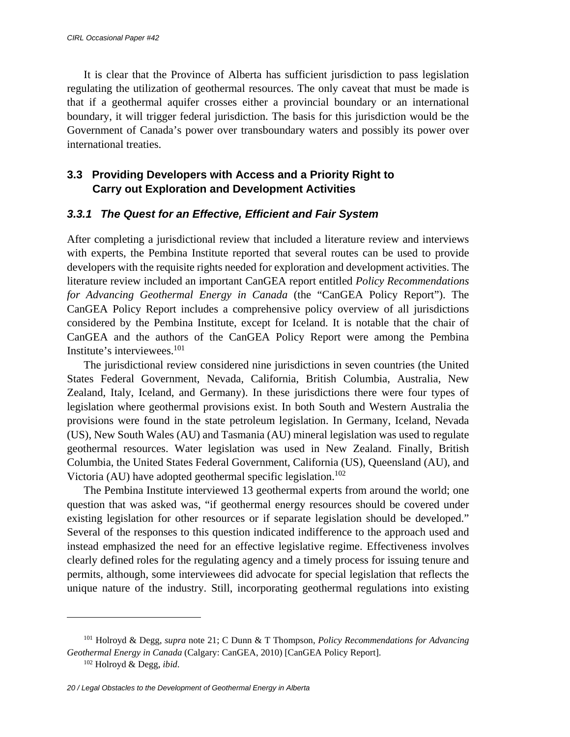It is clear that the Province of Alberta has sufficient jurisdiction to pass legislation regulating the utilization of geothermal resources. The only caveat that must be made is that if a geothermal aquifer crosses either a provincial boundary or an international boundary, it will trigger federal jurisdiction. The basis for this jurisdiction would be the Government of Canada's power over transboundary waters and possibly its power over international treaties.

## 3.3 Providing Developers with Access and a Priority Right to Carry out Exploration and Development Activities

### *3.3.1 The Quest for an Effective, Efficient and Fair System*

After completing a jurisdictional review that included a literature review and interviews with experts, the Pembina Institute reported that several routes can be used to provide developers with the requisite rights needed for exploration and development activities. The literature review included an important CanGEA report entitled *Policy Recommendations for Advancing Geothermal Energy in Canada* (the "CanGEA Policy Report"). The CanGEA Policy Report includes a comprehensive policy overview of all jurisdictions considered by the Pembina Institute, except for Iceland. It is notable that the chair of CanGEA and the authors of the CanGEA Policy Report were among the Pembina Institute's interviewees.[101]

The jurisdictional review considered nine jurisdictions in seven countries (the United States Federal Government, Nevada, California, British Columbia, Australia, New Zealand, Italy, Iceland, and Germany). In these jurisdictions there were four types of legislation where geothermal provisions exist. In both South and Western Australia the provisions were found in the state petroleum legislation. In Germany, Iceland, Nevada (US), New South Wales (AU) and Tasmania (AU) mineral legislation was used to regulate geothermal resources. Water legislation was used in New Zealand. Finally, British Columbia, the United States Federal Government, California (US), Queensland (AU), and Victoria (AU) have adopted geothermal specific legislation.[102]

The Pembina Institute interviewed 13 geothermal experts from around the world; one question that was asked was, "if geothermal energy resources should be covered under existing legislation for other resources or if separate legislation should be developed." Several of the responses to this question indicated indifference to the approach used and instead emphasized the need for an effective legislative regime. Effectiveness involves clearly defined roles for the regulating agency and a timely process for issuing tenure and permits, although, some interviewees did advocate for special legislation that reflects the unique nature of the industry. Still, incorporating geothermal regulations into existing

---

[101] Holroyd & Degg, *supra* note 21; C Dunn & T Thompson, *Policy Recommendations for Advancing Geothermal Energy in Canada* (Calgary: CanGEA, 2010) [CanGEA Policy Report].

[102] Holroyd & Degg, *ibid*.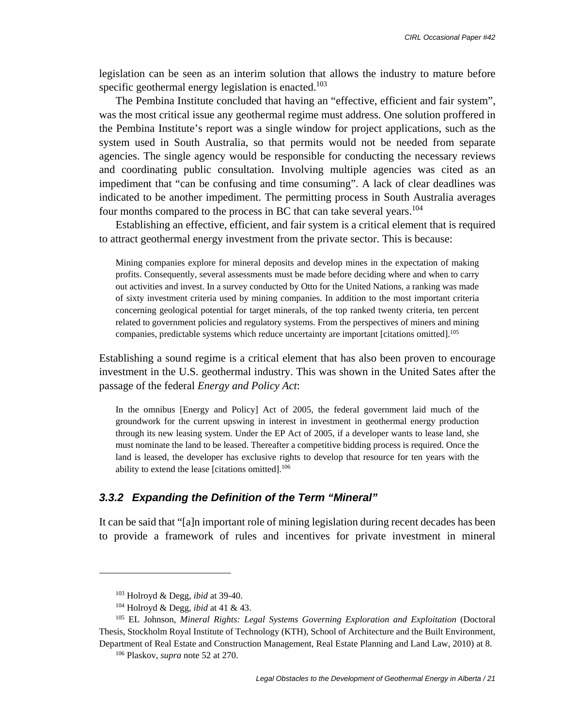legislation can be seen as an interim solution that allows the industry to mature before specific geothermal energy legislation is enacted.[103]

The Pembina Institute concluded that having an "effective, efficient and fair system", was the most critical issue any geothermal regime must address. One solution proffered in the Pembina Institute's report was a single window for project applications, such as the system used in South Australia, so that permits would not be needed from separate agencies. The single agency would be responsible for conducting the necessary reviews and coordinating public consultation. Involving multiple agencies was cited as an impediment that "can be confusing and time consuming". A lack of clear deadlines was indicated to be another impediment. The permitting process in South Australia averages four months compared to the process in BC that can take several years.[104]

Establishing an effective, efficient, and fair system is a critical element that is required to attract geothermal energy investment from the private sector. This is because:

> Mining companies explore for mineral deposits and develop mines in the expectation of making profits. Consequently, several assessments must be made before deciding where and when to carry out activities and invest. In a survey conducted by Otto for the United Nations, a ranking was made of sixty investment criteria used by mining companies. In addition to the most important criteria concerning geological potential for target minerals, of the top ranked twenty criteria, ten percent related to government policies and regulatory systems. From the perspectives of miners and mining companies, predictable systems which reduce uncertainty are important [citations omitted].[105]

Establishing a sound regime is a critical element that has also been proven to encourage investment in the U.S. geothermal industry. This was shown in the United Sates after the passage of the federal *Energy and Policy Act*:

> In the omnibus [Energy and Policy] Act of 2005, the federal government laid much of the groundwork for the current upswing in interest in investment in geothermal energy production through its new leasing system. Under the EP Act of 2005, if a developer wants to lease land, she must nominate the land to be leased. Thereafter a competitive bidding process is required. Once the land is leased, the developer has exclusive rights to develop that resource for ten years with the ability to extend the lease [citations omitted].[106]

### 3.3.2 Expanding the Definition of the Term "Mineral"

It can be said that "[a]n important role of mining legislation during recent decades has been to provide a framework of rules and incentives for private investment in mineral

---

[103] Holroyd & Degg, *ibid* at 39-40.

[104] Holroyd & Degg, *ibid* at 41 & 43.

[105] EL Johnson, *Mineral Rights: Legal Systems Governing Exploration and Exploitation* (Doctoral Thesis, Stockholm Royal Institute of Technology (KTH), School of Architecture and the Built Environment, Department of Real Estate and Construction Management, Real Estate Planning and Land Law, 2010) at 8.

[106] Plaskov, *supra* note 52 at 270.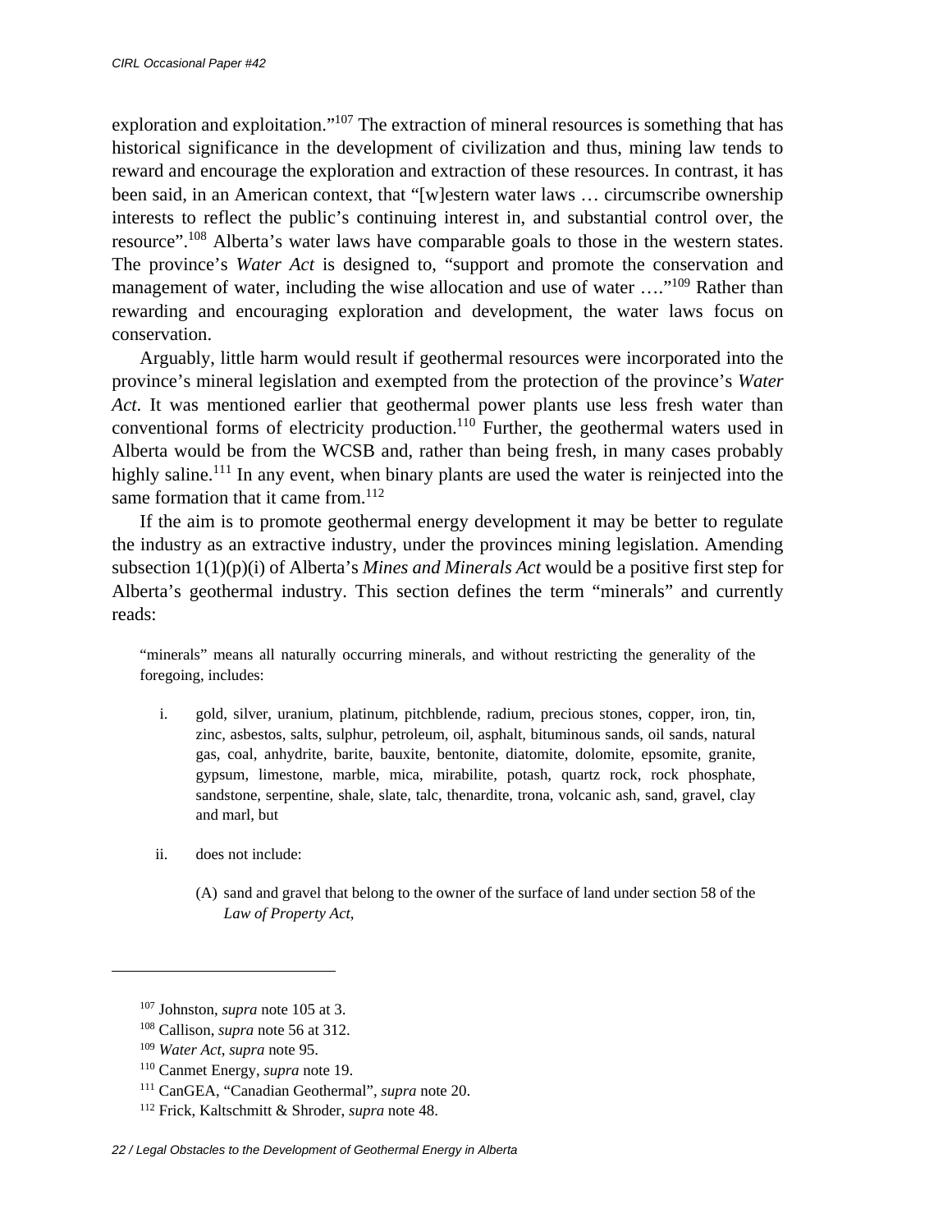exploration and exploitation."[107] The extraction of mineral resources is something that has historical significance in the development of civilization and thus, mining law tends to reward and encourage the exploration and extraction of these resources. In contrast, it has been said, in an American context, that "[w]estern water laws … circumscribe ownership interests to reflect the public's continuing interest in, and substantial control over, the resource".[108] Alberta's water laws have comparable goals to those in the western states. The province's *Water Act* is designed to, "support and promote the conservation and management of water, including the wise allocation and use of water …."[109] Rather than rewarding and encouraging exploration and development, the water laws focus on conservation.

Arguably, little harm would result if geothermal resources were incorporated into the province's mineral legislation and exempted from the protection of the province's *Water Act*. It was mentioned earlier that geothermal power plants use less fresh water than conventional forms of electricity production.[110] Further, the geothermal waters used in Alberta would be from the WCSB and, rather than being fresh, in many cases probably highly saline.[111] In any event, when binary plants are used the water is reinjected into the same formation that it came from.[112]

If the aim is to promote geothermal energy development it may be better to regulate the industry as an extractive industry, under the provinces mining legislation. Amending subsection 1(1)(p)(i) of Alberta's *Mines and Minerals Act* would be a positive first step for Alberta's geothermal industry. This section defines the term "minerals" and currently reads:

> "minerals" means all naturally occurring minerals, and without restricting the generality of the foregoing, includes:
>
> i. gold, silver, uranium, platinum, pitchblende, radium, precious stones, copper, iron, tin, zinc, asbestos, salts, sulphur, petroleum, oil, asphalt, bituminous sands, oil sands, natural gas, coal, anhydrite, barite, bauxite, bentonite, diatomite, dolomite, epsomite, granite, gypsum, limestone, marble, mica, mirabilite, potash, quartz rock, rock phosphate, sandstone, serpentine, shale, slate, talc, thenardite, trona, volcanic ash, sand, gravel, clay and marl, but
>
> ii. does not include:
>
> (A) sand and gravel that belong to the owner of the surface of land under section 58 of the *Law of Property Act*,

---

[107] Johnston, *supra* note 105 at 3.

[108] Callison, *supra* note 56 at 312.

[109] *Water Act*, *supra* note 95.

[110] Canmet Energy, *supra* note 19.

[111] CanGEA, "Canadian Geothermal", *supra* note 20.

[112] Frick, Kaltschmitt & Shroder, *supra* note 48.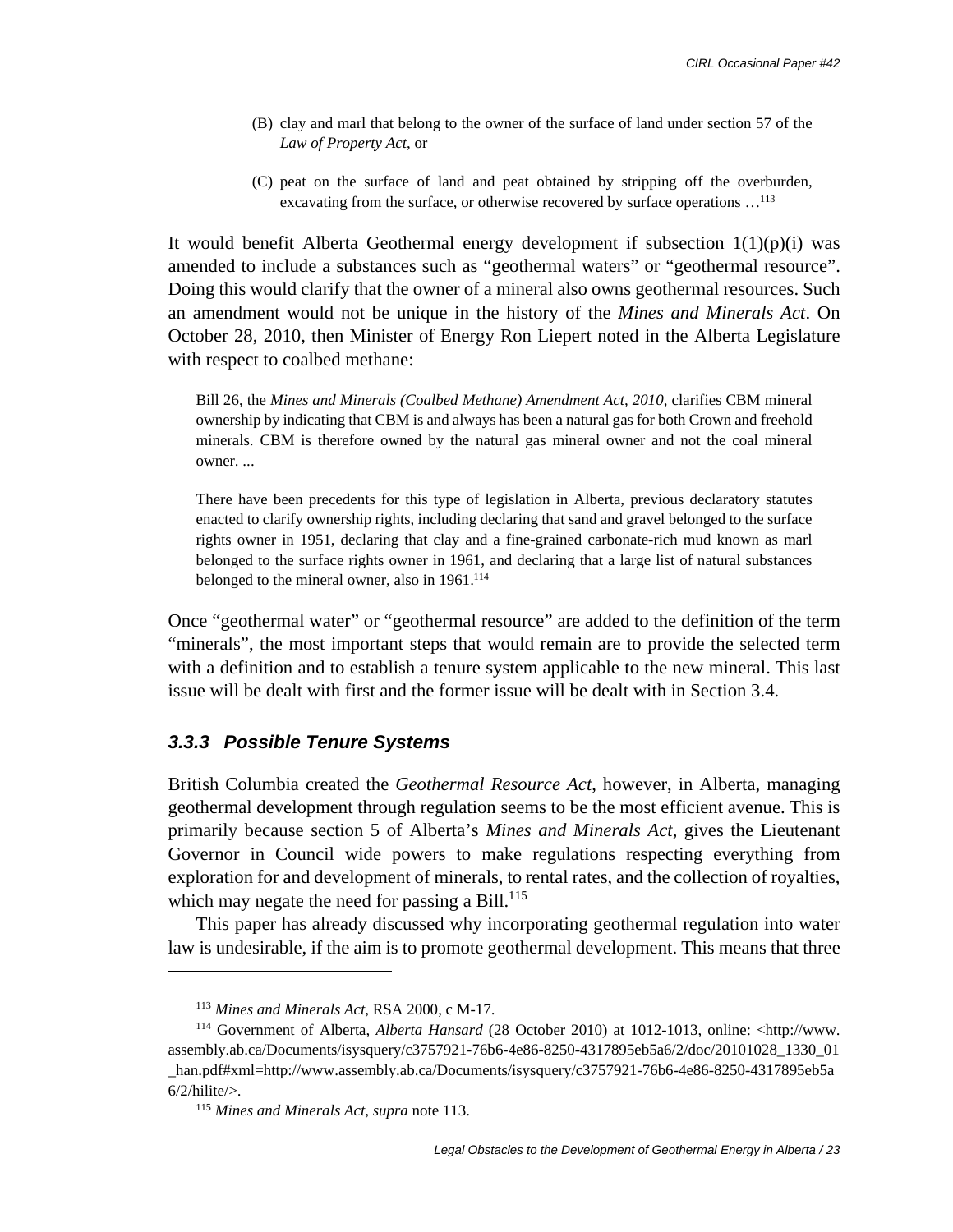(B) clay and marl that belong to the owner of the surface of land under section 57 of the *Law of Property Act*, or

(C) peat on the surface of land and peat obtained by stripping off the overburden, excavating from the surface, or otherwise recovered by surface operations …[113]

It would benefit Alberta Geothermal energy development if subsection 1(1)(p)(i) was amended to include a substances such as "geothermal waters" or "geothermal resource". Doing this would clarify that the owner of a mineral also owns geothermal resources. Such an amendment would not be unique in the history of the *Mines and Minerals Act*. On October 28, 2010, then Minister of Energy Ron Liepert noted in the Alberta Legislature with respect to coalbed methane:

> Bill 26, the *Mines and Minerals (Coalbed Methane) Amendment Act, 2010*, clarifies CBM mineral ownership by indicating that CBM is and always has been a natural gas for both Crown and freehold minerals. CBM is therefore owned by the natural gas mineral owner and not the coal mineral owner. ...
>
> There have been precedents for this type of legislation in Alberta, previous declaratory statutes enacted to clarify ownership rights, including declaring that sand and gravel belonged to the surface rights owner in 1951, declaring that clay and a fine-grained carbonate-rich mud known as marl belonged to the surface rights owner in 1961, and declaring that a large list of natural substances belonged to the mineral owner, also in 1961.[114]

Once "geothermal water" or "geothermal resource" are added to the definition of the term "minerals", the most important steps that would remain are to provide the selected term with a definition and to establish a tenure system applicable to the new mineral. This last issue will be dealt with first and the former issue will be dealt with in Section 3.4.

### *3.3.3 Possible Tenure Systems*

British Columbia created the *Geothermal Resource Act*, however, in Alberta, managing geothermal development through regulation seems to be the most efficient avenue. This is primarily because section 5 of Alberta's *Mines and Minerals Act*, gives the Lieutenant Governor in Council wide powers to make regulations respecting everything from exploration for and development of minerals, to rental rates, and the collection of royalties, which may negate the need for passing a Bill.[115]

This paper has already discussed why incorporating geothermal regulation into water law is undesirable, if the aim is to promote geothermal development. This means that three

---

[113] *Mines and Minerals Act*, RSA 2000, c M-17.

[114] Government of Alberta, *Alberta Hansard* (28 October 2010) at 1012-1013, online: <http://www.assembly.ab.ca/Documents/isysquery/c3757921-76b6-4e86-8250-4317895eb5a6/2/doc/20101028_1330_01_han.pdf#xml=http://www.assembly.ab.ca/Documents/isysquery/c3757921-76b6-4e86-8250-4317895eb5a6/2/hilite/>.

[115] *Mines and Minerals Act*, *supra* note 113.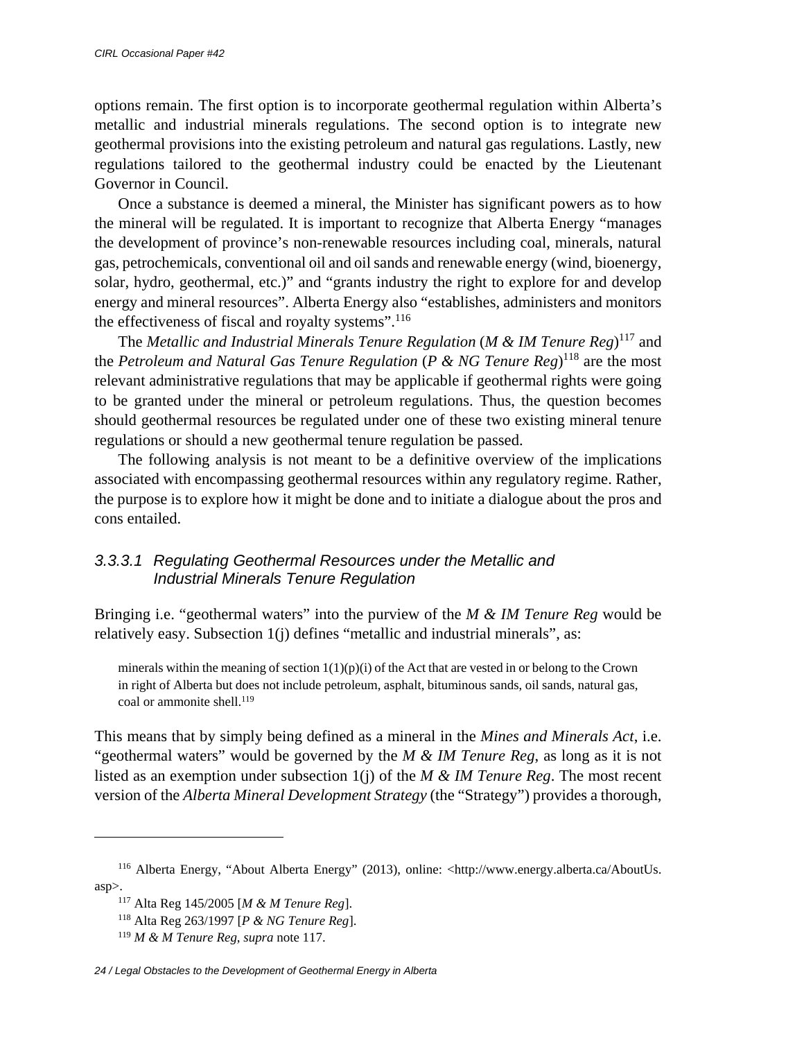options remain. The first option is to incorporate geothermal regulation within Alberta's metallic and industrial minerals regulations. The second option is to integrate new geothermal provisions into the existing petroleum and natural gas regulations. Lastly, new regulations tailored to the geothermal industry could be enacted by the Lieutenant Governor in Council.

Once a substance is deemed a mineral, the Minister has significant powers as to how the mineral will be regulated. It is important to recognize that Alberta Energy "manages the development of province's non-renewable resources including coal, minerals, natural gas, petrochemicals, conventional oil and oil sands and renewable energy (wind, bioenergy, solar, hydro, geothermal, etc.)" and "grants industry the right to explore for and develop energy and mineral resources". Alberta Energy also "establishes, administers and monitors the effectiveness of fiscal and royalty systems".[116]

The *Metallic and Industrial Minerals Tenure Regulation* (*M & IM Tenure Reg*)[117] and the *Petroleum and Natural Gas Tenure Regulation* (*P & NG Tenure Reg*)[118] are the most relevant administrative regulations that may be applicable if geothermal rights were going to be granted under the mineral or petroleum regulations. Thus, the question becomes should geothermal resources be regulated under one of these two existing mineral tenure regulations or should a new geothermal tenure regulation be passed.

The following analysis is not meant to be a definitive overview of the implications associated with encompassing geothermal resources within any regulatory regime. Rather, the purpose is to explore how it might be done and to initiate a dialogue about the pros and cons entailed.

#### *3.3.3.1 Regulating Geothermal Resources under the Metallic and Industrial Minerals Tenure Regulation*

Bringing i.e. "geothermal waters" into the purview of the *M & IM Tenure Reg* would be relatively easy. Subsection 1(j) defines "metallic and industrial minerals", as:

> minerals within the meaning of section 1(1)(p)(i) of the Act that are vested in or belong to the Crown in right of Alberta but does not include petroleum, asphalt, bituminous sands, oil sands, natural gas, coal or ammonite shell.[119]

This means that by simply being defined as a mineral in the *Mines and Minerals Act*, i.e. "geothermal waters" would be governed by the *M & IM Tenure Reg*, as long as it is not listed as an exemption under subsection 1(j) of the *M & IM Tenure Reg*. The most recent version of the *Alberta Mineral Development Strategy* (the "Strategy") provides a thorough,

---

[116] Alberta Energy, "About Alberta Energy" (2013), online: <http://www.energy.alberta.ca/AboutUs.asp>.

[117] Alta Reg 145/2005 [*M & M Tenure Reg*].

[118] Alta Reg 263/1997 [*P & NG Tenure Reg*].

[119] *M & M Tenure Reg*, *supra* note 117.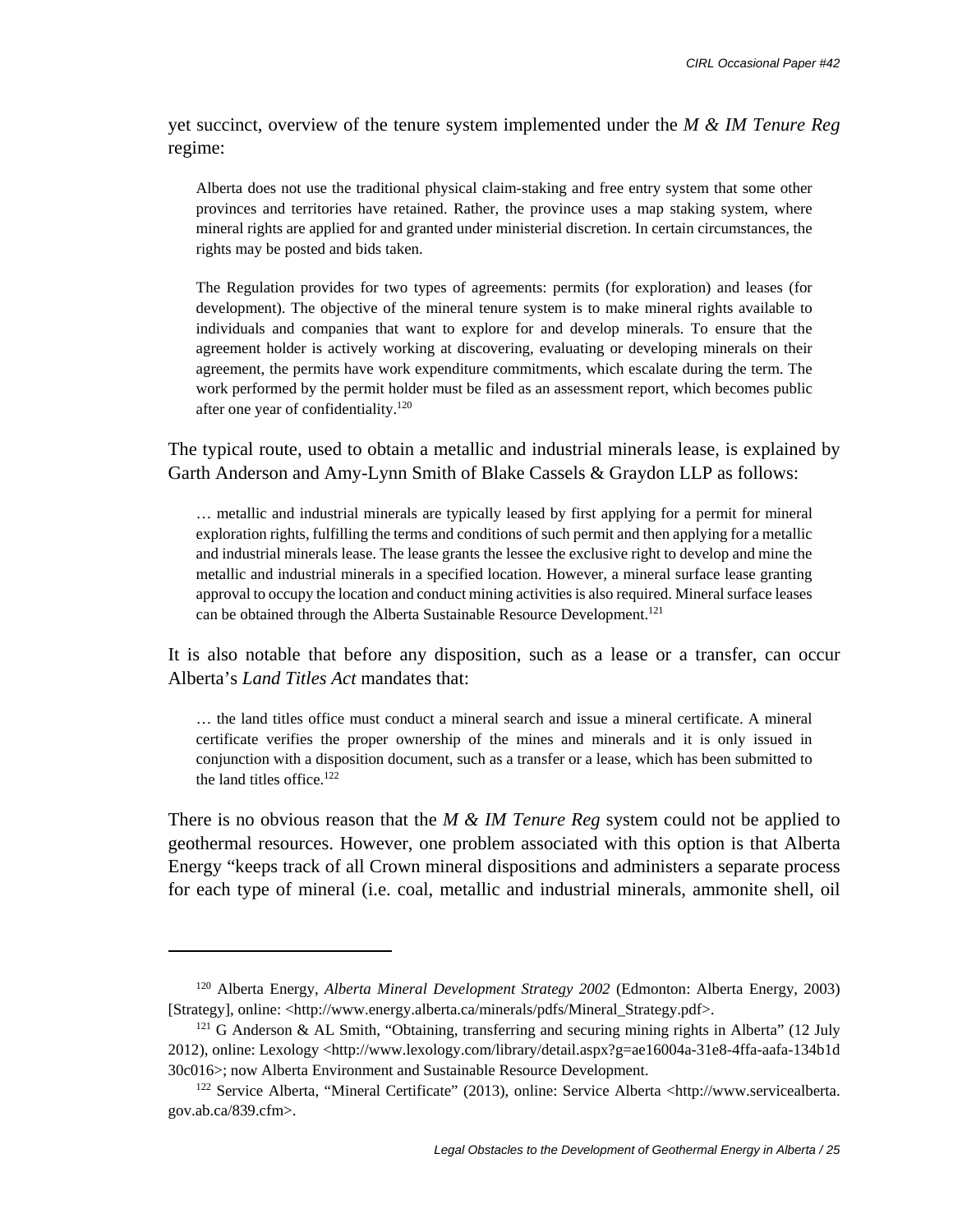yet succinct, overview of the tenure system implemented under the *M & IM Tenure Reg* regime:

> Alberta does not use the traditional physical claim-staking and free entry system that some other provinces and territories have retained. Rather, the province uses a map staking system, where mineral rights are applied for and granted under ministerial discretion. In certain circumstances, the rights may be posted and bids taken.
>
> The Regulation provides for two types of agreements: permits (for exploration) and leases (for development). The objective of the mineral tenure system is to make mineral rights available to individuals and companies that want to explore for and develop minerals. To ensure that the agreement holder is actively working at discovering, evaluating or developing minerals on their agreement, the permits have work expenditure commitments, which escalate during the term. The work performed by the permit holder must be filed as an assessment report, which becomes public after one year of confidentiality.[120]

The typical route, used to obtain a metallic and industrial minerals lease, is explained by Garth Anderson and Amy-Lynn Smith of Blake Cassels & Graydon LLP as follows:

> … metallic and industrial minerals are typically leased by first applying for a permit for mineral exploration rights, fulfilling the terms and conditions of such permit and then applying for a metallic and industrial minerals lease. The lease grants the lessee the exclusive right to develop and mine the metallic and industrial minerals in a specified location. However, a mineral surface lease granting approval to occupy the location and conduct mining activities is also required. Mineral surface leases can be obtained through the Alberta Sustainable Resource Development.[121]

It is also notable that before any disposition, such as a lease or a transfer, can occur Alberta's *Land Titles Act* mandates that:

> … the land titles office must conduct a mineral search and issue a mineral certificate. A mineral certificate verifies the proper ownership of the mines and minerals and it is only issued in conjunction with a disposition document, such as a transfer or a lease, which has been submitted to the land titles office.[122]

There is no obvious reason that the *M & IM Tenure Reg* system could not be applied to geothermal resources. However, one problem associated with this option is that Alberta Energy "keeps track of all Crown mineral dispositions and administers a separate process for each type of mineral (i.e. coal, metallic and industrial minerals, ammonite shell, oil

---

[120] Alberta Energy, *Alberta Mineral Development Strategy 2002* (Edmonton: Alberta Energy, 2003) [Strategy], online: <http://www.energy.alberta.ca/minerals/pdfs/Mineral_Strategy.pdf>.

[121] G Anderson & AL Smith, "Obtaining, transferring and securing mining rights in Alberta" (12 July 2012), online: Lexology <http://www.lexology.com/library/detail.aspx?g=ae16004a-31e8-4ffa-aafa-134b1d30c016>; now Alberta Environment and Sustainable Resource Development.

[122] Service Alberta, "Mineral Certificate" (2013), online: Service Alberta <http://www.servicealberta.gov.ab.ca/839.cfm>.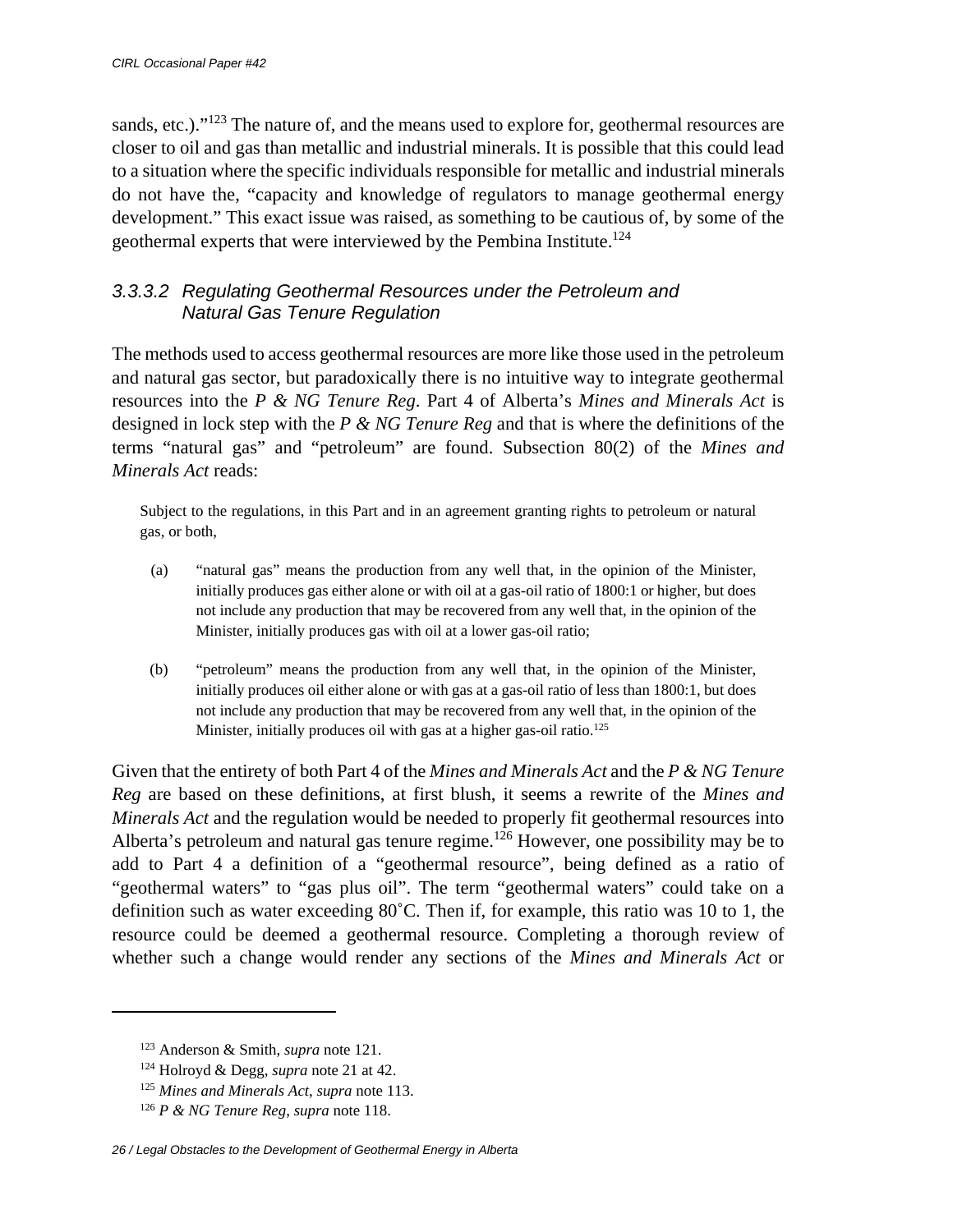sands, etc.)."[123] The nature of, and the means used to explore for, geothermal resources are closer to oil and gas than metallic and industrial minerals. It is possible that this could lead to a situation where the specific individuals responsible for metallic and industrial minerals do not have the, "capacity and knowledge of regulators to manage geothermal energy development." This exact issue was raised, as something to be cautious of, by some of the geothermal experts that were interviewed by the Pembina Institute.[124]

#### *3.3.3.2 Regulating Geothermal Resources under the Petroleum and Natural Gas Tenure Regulation*

The methods used to access geothermal resources are more like those used in the petroleum and natural gas sector, but paradoxically there is no intuitive way to integrate geothermal resources into the *P & NG Tenure Reg*. Part 4 of Alberta's *Mines and Minerals Act* is designed in lock step with the *P & NG Tenure Reg* and that is where the definitions of the terms "natural gas" and "petroleum" are found. Subsection 80(2) of the *Mines and Minerals Act* reads:

> Subject to the regulations, in this Part and in an agreement granting rights to petroleum or natural gas, or both,
>
> (a) "natural gas" means the production from any well that, in the opinion of the Minister, initially produces gas either alone or with oil at a gas-oil ratio of 1800:1 or higher, but does not include any production that may be recovered from any well that, in the opinion of the Minister, initially produces gas with oil at a lower gas-oil ratio;
>
> (b) "petroleum" means the production from any well that, in the opinion of the Minister, initially produces oil either alone or with gas at a gas-oil ratio of less than 1800:1, but does not include any production that may be recovered from any well that, in the opinion of the Minister, initially produces oil with gas at a higher gas-oil ratio.[125]

Given that the entirety of both Part 4 of the *Mines and Minerals Act* and the *P & NG Tenure Reg* are based on these definitions, at first blush, it seems a rewrite of the *Mines and Minerals Act* and the regulation would be needed to properly fit geothermal resources into Alberta's petroleum and natural gas tenure regime.[126] However, one possibility may be to add to Part 4 a definition of a "geothermal resource", being defined as a ratio of "geothermal waters" to "gas plus oil". The term "geothermal waters" could take on a definition such as water exceeding 80˚C. Then if, for example, this ratio was 10 to 1, the resource could be deemed a geothermal resource. Completing a thorough review of whether such a change would render any sections of the *Mines and Minerals Act* or

---

[123] Anderson & Smith, *supra* note 121.

[124] Holroyd & Degg, *supra* note 21 at 42.

[125] *Mines and Minerals Act*, *supra* note 113.

[126] *P & NG Tenure Reg*, *supra* note 118.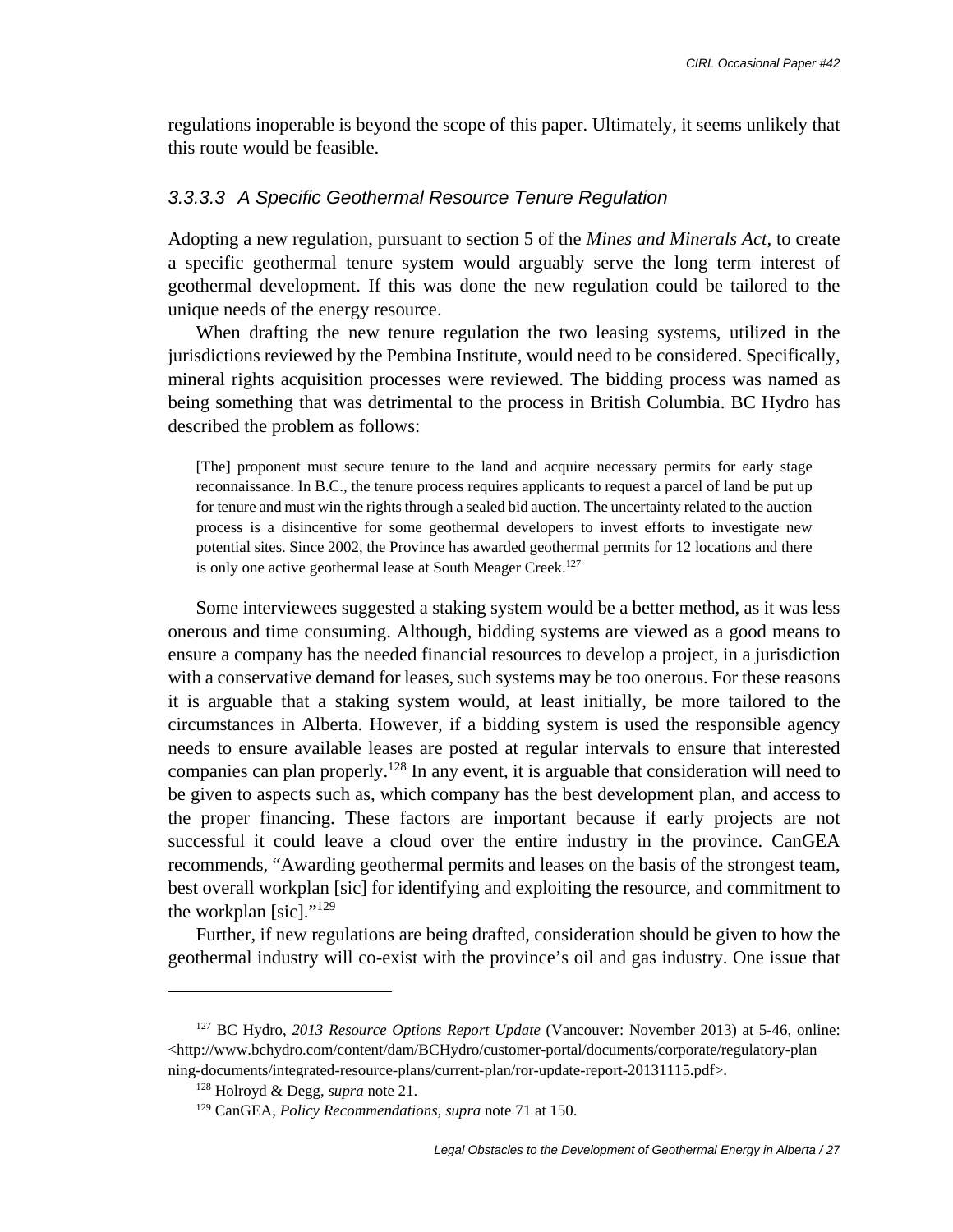regulations inoperable is beyond the scope of this paper. Ultimately, it seems unlikely that this route would be feasible.

#### *3.3.3.3 A Specific Geothermal Resource Tenure Regulation*

Adopting a new regulation, pursuant to section 5 of the *Mines and Minerals Act*, to create a specific geothermal tenure system would arguably serve the long term interest of geothermal development. If this was done the new regulation could be tailored to the unique needs of the energy resource.

When drafting the new tenure regulation the two leasing systems, utilized in the jurisdictions reviewed by the Pembina Institute, would need to be considered. Specifically, mineral rights acquisition processes were reviewed. The bidding process was named as being something that was detrimental to the process in British Columbia. BC Hydro has described the problem as follows:

> [The] proponent must secure tenure to the land and acquire necessary permits for early stage reconnaissance. In B.C., the tenure process requires applicants to request a parcel of land be put up for tenure and must win the rights through a sealed bid auction. The uncertainty related to the auction process is a disincentive for some geothermal developers to invest efforts to investigate new potential sites. Since 2002, the Province has awarded geothermal permits for 12 locations and there is only one active geothermal lease at South Meager Creek.[127]

Some interviewees suggested a staking system would be a better method, as it was less onerous and time consuming. Although, bidding systems are viewed as a good means to ensure a company has the needed financial resources to develop a project, in a jurisdiction with a conservative demand for leases, such systems may be too onerous. For these reasons it is arguable that a staking system would, at least initially, be more tailored to the circumstances in Alberta. However, if a bidding system is used the responsible agency needs to ensure available leases are posted at regular intervals to ensure that interested companies can plan properly.[128] In any event, it is arguable that consideration will need to be given to aspects such as, which company has the best development plan, and access to the proper financing. These factors are important because if early projects are not successful it could leave a cloud over the entire industry in the province. CanGEA recommends, "Awarding geothermal permits and leases on the basis of the strongest team, best overall workplan [sic] for identifying and exploiting the resource, and commitment to the workplan [sic]."[129]

Further, if new regulations are being drafted, consideration should be given to how the geothermal industry will co-exist with the province's oil and gas industry. One issue that

---

[127] BC Hydro, *2013 Resource Options Report Update* (Vancouver: November 2013) at 5-46, online: <http://www.bchydro.com/content/dam/BCHydro/customer-portal/documents/corporate/regulatory-planning-documents/integrated-resource-plans/current-plan/ror-update-report-20131115.pdf>.

[128] Holroyd & Degg, *supra* note 21.

[129] CanGEA, *Policy Recommendations*, *supra* note 71 at 150.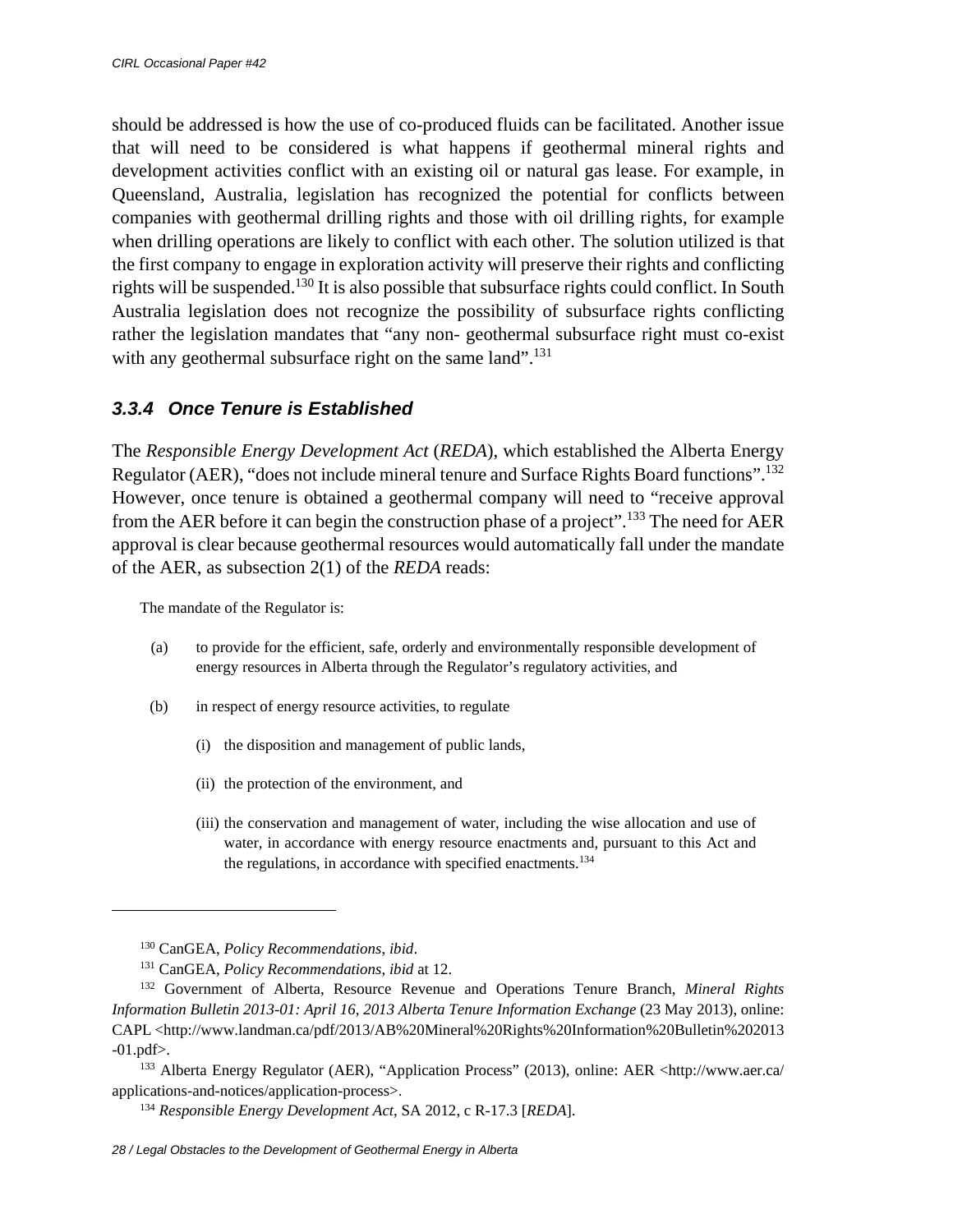should be addressed is how the use of co-produced fluids can be facilitated. Another issue that will need to be considered is what happens if geothermal mineral rights and development activities conflict with an existing oil or natural gas lease. For example, in Queensland, Australia, legislation has recognized the potential for conflicts between companies with geothermal drilling rights and those with oil drilling rights, for example when drilling operations are likely to conflict with each other. The solution utilized is that the first company to engage in exploration activity will preserve their rights and conflicting rights will be suspended.[130] It is also possible that subsurface rights could conflict. In South Australia legislation does not recognize the possibility of subsurface rights conflicting rather the legislation mandates that "any non- geothermal subsurface right must co-exist with any geothermal subsurface right on the same land".[131]

### 3.3.4 Once Tenure is Established

The *Responsible Energy Development Act* (*REDA*), which established the Alberta Energy Regulator (AER), "does not include mineral tenure and Surface Rights Board functions".[132] However, once tenure is obtained a geothermal company will need to "receive approval from the AER before it can begin the construction phase of a project".[133] The need for AER approval is clear because geothermal resources would automatically fall under the mandate of the AER, as subsection 2(1) of the *REDA* reads:

> The mandate of the Regulator is:
>
> (a) to provide for the efficient, safe, orderly and environmentally responsible development of energy resources in Alberta through the Regulator's regulatory activities, and
>
> (b) in respect of energy resource activities, to regulate
>
> (i) the disposition and management of public lands,
>
> (ii) the protection of the environment, and
>
> (iii) the conservation and management of water, including the wise allocation and use of water, in accordance with energy resource enactments and, pursuant to this Act and the regulations, in accordance with specified enactments.[134]

---

[130] CanGEA, *Policy Recommendations*, *ibid*.

[131] CanGEA, *Policy Recommendations*, *ibid* at 12.

[132] Government of Alberta, Resource Revenue and Operations Tenure Branch, *Mineral Rights Information Bulletin 2013-01: April 16, 2013 Alberta Tenure Information Exchange* (23 May 2013), online: CAPL <http://www.landman.ca/pdf/2013/AB%20Mineral%20Rights%20Information%20Bulletin%202013-01.pdf>.

[133] Alberta Energy Regulator (AER), "Application Process" (2013), online: AER <http://www.aer.ca/applications-and-notices/application-process>.

[134] *Responsible Energy Development Act*, SA 2012, c R-17.3 [*REDA*].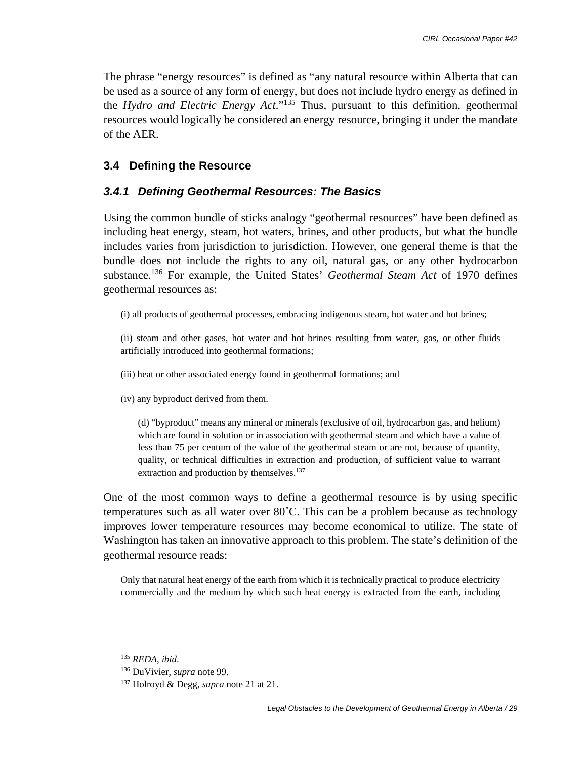The phrase "energy resources" is defined as "any natural resource within Alberta that can be used as a source of any form of energy, but does not include hydro energy as defined in the *Hydro and Electric Energy Act*."[135] Thus, pursuant to this definition, geothermal resources would logically be considered an energy resource, bringing it under the mandate of the AER.

## 3.4 Defining the Resource

### *3.4.1 Defining Geothermal Resources: The Basics*

Using the common bundle of sticks analogy "geothermal resources" have been defined as including heat energy, steam, hot waters, brines, and other products, but what the bundle includes varies from jurisdiction to jurisdiction. However, one general theme is that the bundle does not include the rights to any oil, natural gas, or any other hydrocarbon substance.[136] For example, the United States' *Geothermal Steam Act* of 1970 defines geothermal resources as:

> (i) all products of geothermal processes, embracing indigenous steam, hot water and hot brines;
>
> (ii) steam and other gases, hot water and hot brines resulting from water, gas, or other fluids artificially introduced into geothermal formations;
>
> (iii) heat or other associated energy found in geothermal formations; and
>
> (iv) any byproduct derived from them.
>
>> (d) "byproduct" means any mineral or minerals (exclusive of oil, hydrocarbon gas, and helium) which are found in solution or in association with geothermal steam and which have a value of less than 75 per centum of the value of the geothermal steam or are not, because of quantity, quality, or technical difficulties in extraction and production, of sufficient value to warrant extraction and production by themselves.[137]

One of the most common ways to define a geothermal resource is by using specific temperatures such as all water over 80˚C. This can be a problem because as technology improves lower temperature resources may become economical to utilize. The state of Washington has taken an innovative approach to this problem. The state's definition of the geothermal resource reads:

> Only that natural heat energy of the earth from which it is technically practical to produce electricity commercially and the medium by which such heat energy is extracted from the earth, including

---

[135] *REDA*, *ibid*.

[136] DuVivier, *supra* note 99.

[137] Holroyd & Degg, *supra* note 21 at 21.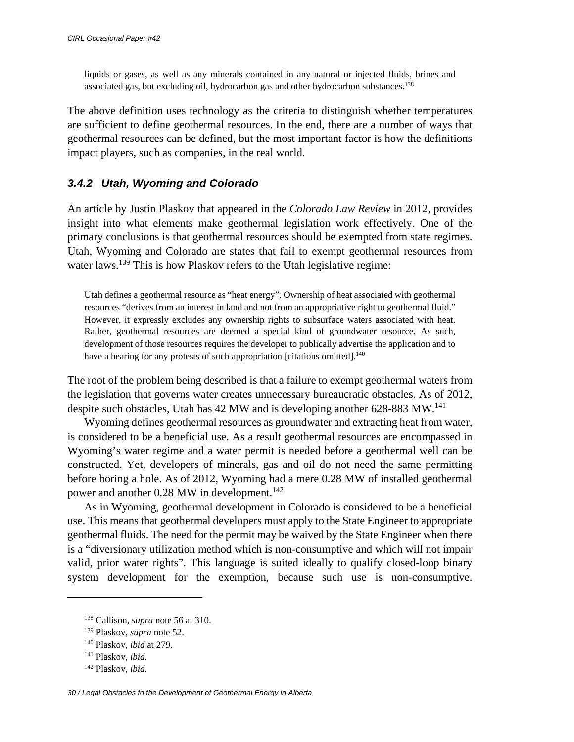> liquids or gases, as well as any minerals contained in any natural or injected fluids, brines and associated gas, but excluding oil, hydrocarbon gas and other hydrocarbon substances.[138]

The above definition uses technology as the criteria to distinguish whether temperatures are sufficient to define geothermal resources. In the end, there are a number of ways that geothermal resources can be defined, but the most important factor is how the definitions impact players, such as companies, in the real world.

### *3.4.2 Utah, Wyoming and Colorado*

An article by Justin Plaskov that appeared in the *Colorado Law Review* in 2012, provides insight into what elements make geothermal legislation work effectively. One of the primary conclusions is that geothermal resources should be exempted from state regimes. Utah, Wyoming and Colorado are states that fail to exempt geothermal resources from water laws.[139] This is how Plaskov refers to the Utah legislative regime:

> Utah defines a geothermal resource as "heat energy". Ownership of heat associated with geothermal resources "derives from an interest in land and not from an appropriative right to geothermal fluid." However, it expressly excludes any ownership rights to subsurface waters associated with heat. Rather, geothermal resources are deemed a special kind of groundwater resource. As such, development of those resources requires the developer to publically advertise the application and to have a hearing for any protests of such appropriation [citations omitted].[140]

The root of the problem being described is that a failure to exempt geothermal waters from the legislation that governs water creates unnecessary bureaucratic obstacles. As of 2012, despite such obstacles, Utah has 42 MW and is developing another 628-883 MW.[141]

Wyoming defines geothermal resources as groundwater and extracting heat from water, is considered to be a beneficial use. As a result geothermal resources are encompassed in Wyoming's water regime and a water permit is needed before a geothermal well can be constructed. Yet, developers of minerals, gas and oil do not need the same permitting before boring a hole. As of 2012, Wyoming had a mere 0.28 MW of installed geothermal power and another 0.28 MW in development.[142]

As in Wyoming, geothermal development in Colorado is considered to be a beneficial use. This means that geothermal developers must apply to the State Engineer to appropriate geothermal fluids. The need for the permit may be waived by the State Engineer when there is a "diversionary utilization method which is non-consumptive and which will not impair valid, prior water rights". This language is suited ideally to qualify closed-loop binary system development for the exemption, because such use is non-consumptive.

---

[138] Callison, *supra* note 56 at 310.

[139] Plaskov, *supra* note 52.

[140] Plaskov, *ibid* at 279.

[141] Plaskov, *ibid*.

[142] Plaskov, *ibid*.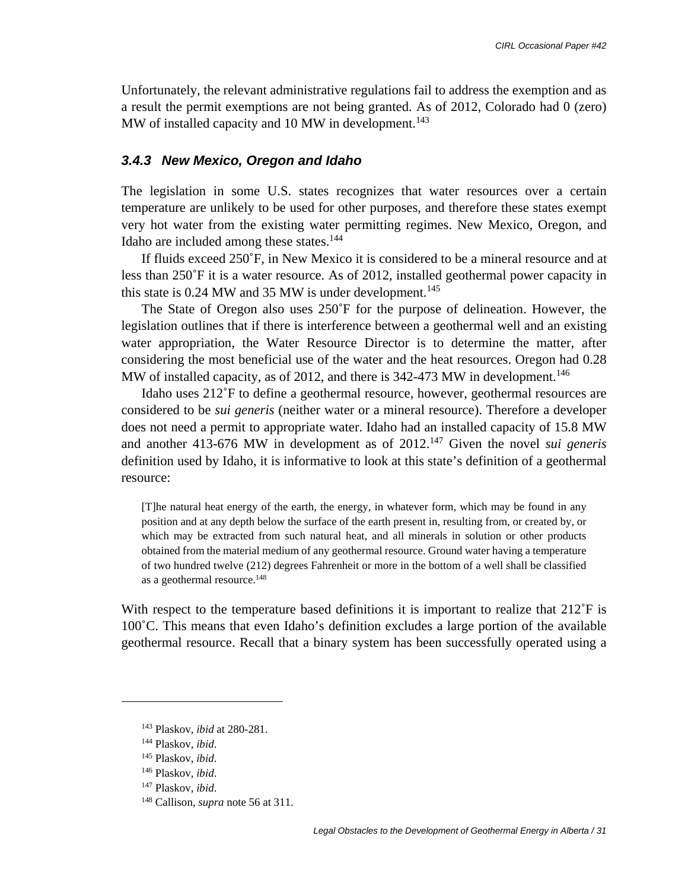Unfortunately, the relevant administrative regulations fail to address the exemption and as a result the permit exemptions are not being granted. As of 2012, Colorado had 0 (zero) MW of installed capacity and 10 MW in development.[143]

### *3.4.3 New Mexico, Oregon and Idaho*

The legislation in some U.S. states recognizes that water resources over a certain temperature are unlikely to be used for other purposes, and therefore these states exempt very hot water from the existing water permitting regimes. New Mexico, Oregon, and Idaho are included among these states.[144]

If fluids exceed 250˚F, in New Mexico it is considered to be a mineral resource and at less than 250˚F it is a water resource. As of 2012, installed geothermal power capacity in this state is 0.24 MW and 35 MW is under development.[145]

The State of Oregon also uses 250˚F for the purpose of delineation. However, the legislation outlines that if there is interference between a geothermal well and an existing water appropriation, the Water Resource Director is to determine the matter, after considering the most beneficial use of the water and the heat resources. Oregon had 0.28 MW of installed capacity, as of 2012, and there is 342-473 MW in development.[146]

Idaho uses 212˚F to define a geothermal resource, however, geothermal resources are considered to be *sui generis* (neither water or a mineral resource). Therefore a developer does not need a permit to appropriate water. Idaho had an installed capacity of 15.8 MW and another 413-676 MW in development as of 2012.[147] Given the novel *sui generis* definition used by Idaho, it is informative to look at this state's definition of a geothermal resource:

> [T]he natural heat energy of the earth, the energy, in whatever form, which may be found in any position and at any depth below the surface of the earth present in, resulting from, or created by, or which may be extracted from such natural heat, and all minerals in solution or other products obtained from the material medium of any geothermal resource. Ground water having a temperature of two hundred twelve (212) degrees Fahrenheit or more in the bottom of a well shall be classified as a geothermal resource.[148]

With respect to the temperature based definitions it is important to realize that 212˚F is 100˚C. This means that even Idaho's definition excludes a large portion of the available geothermal resource. Recall that a binary system has been successfully operated using a

---

[143] Plaskov, *ibid* at 280-281.

[144] Plaskov, *ibid*.

[145] Plaskov, *ibid*.

[146] Plaskov, *ibid*.

[147] Plaskov, *ibid*.

[148] Callison, *supra* note 56 at 311.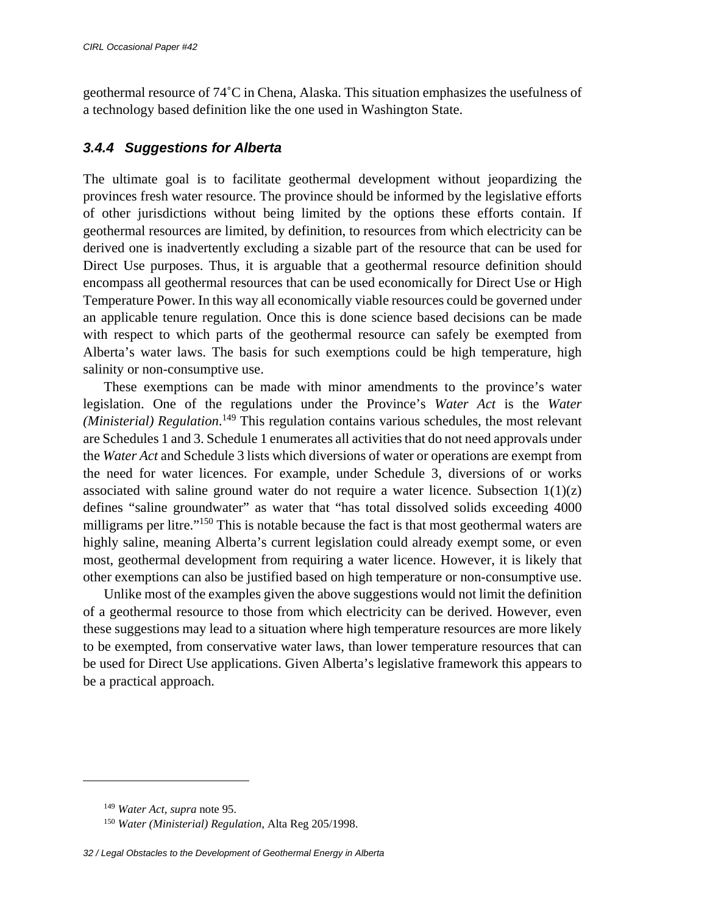geothermal resource of 74˚C in Chena, Alaska. This situation emphasizes the usefulness of a technology based definition like the one used in Washington State.

### *3.4.4 Suggestions for Alberta*

The ultimate goal is to facilitate geothermal development without jeopardizing the provinces fresh water resource. The province should be informed by the legislative efforts of other jurisdictions without being limited by the options these efforts contain. If geothermal resources are limited, by definition, to resources from which electricity can be derived one is inadvertently excluding a sizable part of the resource that can be used for Direct Use purposes. Thus, it is arguable that a geothermal resource definition should encompass all geothermal resources that can be used economically for Direct Use or High Temperature Power. In this way all economically viable resources could be governed under an applicable tenure regulation. Once this is done science based decisions can be made with respect to which parts of the geothermal resource can safely be exempted from Alberta's water laws. The basis for such exemptions could be high temperature, high salinity or non-consumptive use.

These exemptions can be made with minor amendments to the province's water legislation. One of the regulations under the Province's *Water Act* is the *Water (Ministerial) Regulation*.[149] This regulation contains various schedules, the most relevant are Schedules 1 and 3. Schedule 1 enumerates all activities that do not need approvals under the *Water Act* and Schedule 3 lists which diversions of water or operations are exempt from the need for water licences. For example, under Schedule 3, diversions of or works associated with saline ground water do not require a water licence. Subsection 1(1)(z) defines "saline groundwater" as water that "has total dissolved solids exceeding 4000 milligrams per litre."[150] This is notable because the fact is that most geothermal waters are highly saline, meaning Alberta's current legislation could already exempt some, or even most, geothermal development from requiring a water licence. However, it is likely that other exemptions can also be justified based on high temperature or non-consumptive use.

Unlike most of the examples given the above suggestions would not limit the definition of a geothermal resource to those from which electricity can be derived. However, even these suggestions may lead to a situation where high temperature resources are more likely to be exempted, from conservative water laws, than lower temperature resources that can be used for Direct Use applications. Given Alberta's legislative framework this appears to be a practical approach.

---

[149] *Water Act*, *supra* note 95.

[150] *Water (Ministerial) Regulation*, Alta Reg 205/1998.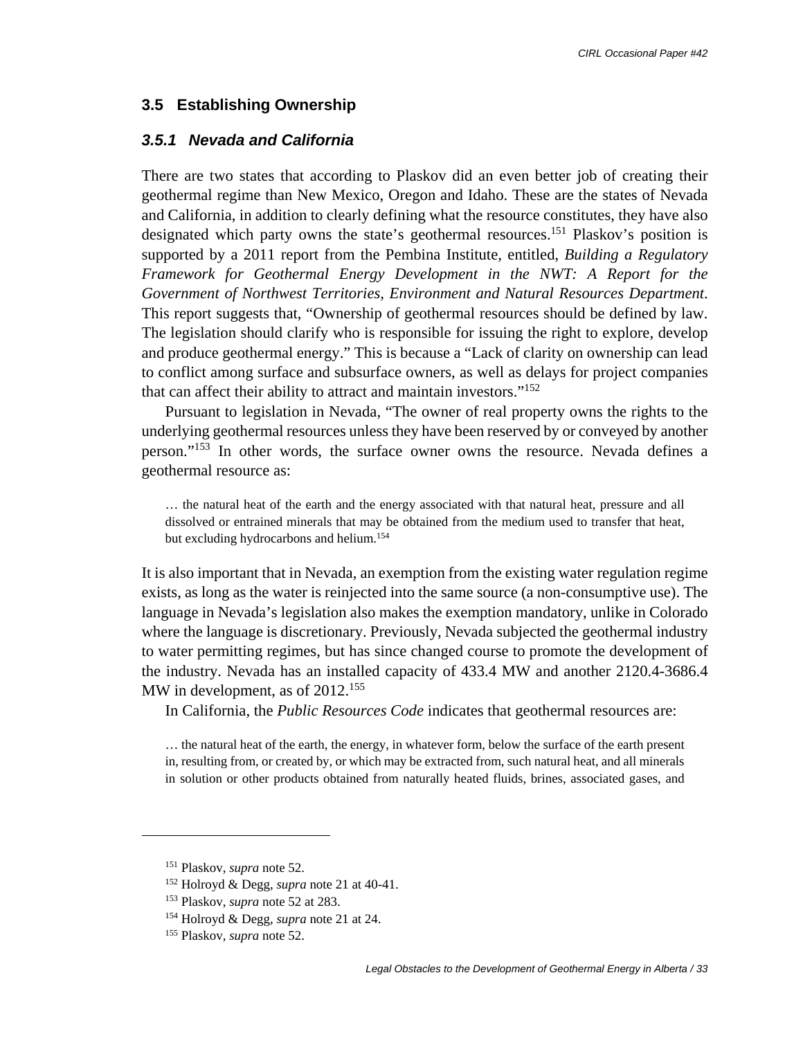## 3.5 Establishing Ownership

### *3.5.1 Nevada and California*

There are two states that according to Plaskov did an even better job of creating their geothermal regime than New Mexico, Oregon and Idaho. These are the states of Nevada and California, in addition to clearly defining what the resource constitutes, they have also designated which party owns the state's geothermal resources.[151] Plaskov's position is supported by a 2011 report from the Pembina Institute, entitled, *Building a Regulatory Framework for Geothermal Energy Development in the NWT: A Report for the Government of Northwest Territories, Environment and Natural Resources Department*. This report suggests that, "Ownership of geothermal resources should be defined by law. The legislation should clarify who is responsible for issuing the right to explore, develop and produce geothermal energy." This is because a "Lack of clarity on ownership can lead to conflict among surface and subsurface owners, as well as delays for project companies that can affect their ability to attract and maintain investors."[152]

Pursuant to legislation in Nevada, "The owner of real property owns the rights to the underlying geothermal resources unless they have been reserved by or conveyed by another person."[153] In other words, the surface owner owns the resource. Nevada defines a geothermal resource as:

> … the natural heat of the earth and the energy associated with that natural heat, pressure and all dissolved or entrained minerals that may be obtained from the medium used to transfer that heat, but excluding hydrocarbons and helium.[154]

It is also important that in Nevada, an exemption from the existing water regulation regime exists, as long as the water is reinjected into the same source (a non-consumptive use). The language in Nevada's legislation also makes the exemption mandatory, unlike in Colorado where the language is discretionary. Previously, Nevada subjected the geothermal industry to water permitting regimes, but has since changed course to promote the development of the industry. Nevada has an installed capacity of 433.4 MW and another 2120.4-3686.4 MW in development, as of 2012.[155]

In California, the *Public Resources Code* indicates that geothermal resources are:

> … the natural heat of the earth, the energy, in whatever form, below the surface of the earth present in, resulting from, or created by, or which may be extracted from, such natural heat, and all minerals in solution or other products obtained from naturally heated fluids, brines, associated gases, and

---

[151] Plaskov, *supra* note 52.

[152] Holroyd & Degg, *supra* note 21 at 40-41.

[153] Plaskov, *supra* note 52 at 283.

[154] Holroyd & Degg, *supra* note 21 at 24.

[155] Plaskov, *supra* note 52.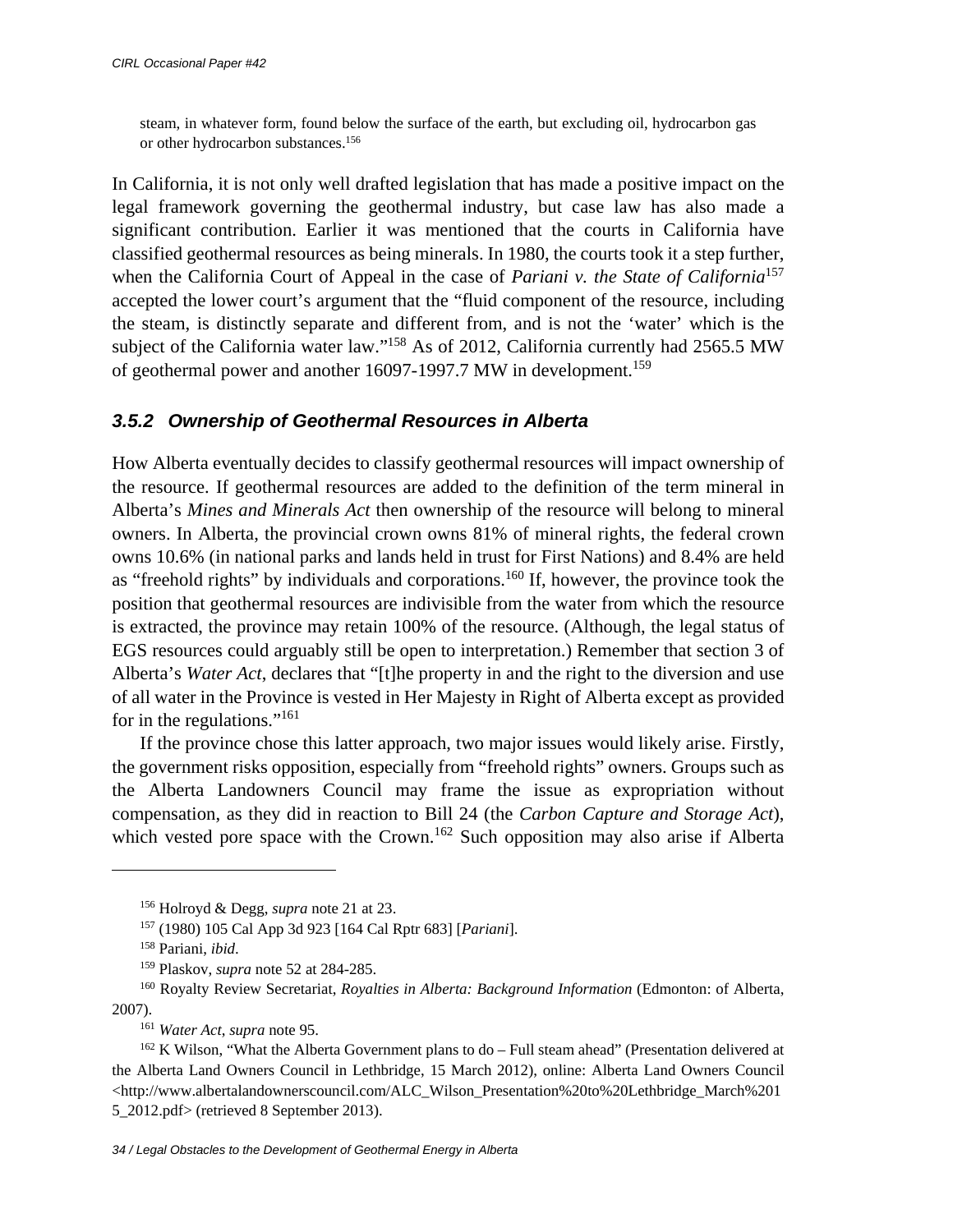> steam, in whatever form, found below the surface of the earth, but excluding oil, hydrocarbon gas or other hydrocarbon substances.[156]

In California, it is not only well drafted legislation that has made a positive impact on the legal framework governing the geothermal industry, but case law has also made a significant contribution. Earlier it was mentioned that the courts in California have classified geothermal resources as being minerals. In 1980, the courts took it a step further, when the California Court of Appeal in the case of *Pariani v. the State of California*[157] accepted the lower court's argument that the "fluid component of the resource, including the steam, is distinctly separate and different from, and is not the 'water' which is the subject of the California water law."[158] As of 2012, California currently had 2565.5 MW of geothermal power and another 16097-1997.7 MW in development.[159]

### *3.5.2 Ownership of Geothermal Resources in Alberta*

How Alberta eventually decides to classify geothermal resources will impact ownership of the resource. If geothermal resources are added to the definition of the term mineral in Alberta's *Mines and Minerals Act* then ownership of the resource will belong to mineral owners. In Alberta, the provincial crown owns 81% of mineral rights, the federal crown owns 10.6% (in national parks and lands held in trust for First Nations) and 8.4% are held as "freehold rights" by individuals and corporations.[160] If, however, the province took the position that geothermal resources are indivisible from the water from which the resource is extracted, the province may retain 100% of the resource. (Although, the legal status of EGS resources could arguably still be open to interpretation.) Remember that section 3 of Alberta's *Water Act*, declares that "[t]he property in and the right to the diversion and use of all water in the Province is vested in Her Majesty in Right of Alberta except as provided for in the regulations."[161]

If the province chose this latter approach, two major issues would likely arise. Firstly, the government risks opposition, especially from "freehold rights" owners. Groups such as the Alberta Landowners Council may frame the issue as expropriation without compensation, as they did in reaction to Bill 24 (the *Carbon Capture and Storage Act*), which vested pore space with the Crown.[162] Such opposition may also arise if Alberta

---

[156] Holroyd & Degg, *supra* note 21 at 23.

[157] (1980) 105 Cal App 3d 923 [164 Cal Rptr 683] [*Pariani*].

[158] Pariani, *ibid*.

[159] Plaskov, *supra* note 52 at 284-285.

[160] Royalty Review Secretariat, *Royalties in Alberta: Background Information* (Edmonton: of Alberta, 2007).

[161] *Water Act*, *supra* note 95.

[162] K Wilson, "What the Alberta Government plans to do – Full steam ahead" (Presentation delivered at the Alberta Land Owners Council in Lethbridge, 15 March 2012), online: Alberta Land Owners Council <http://www.albertalandownerscouncil.com/ALC_Wilson_Presentation%20to%20Lethbridge_March%2015_2012.pdf> (retrieved 8 September 2013).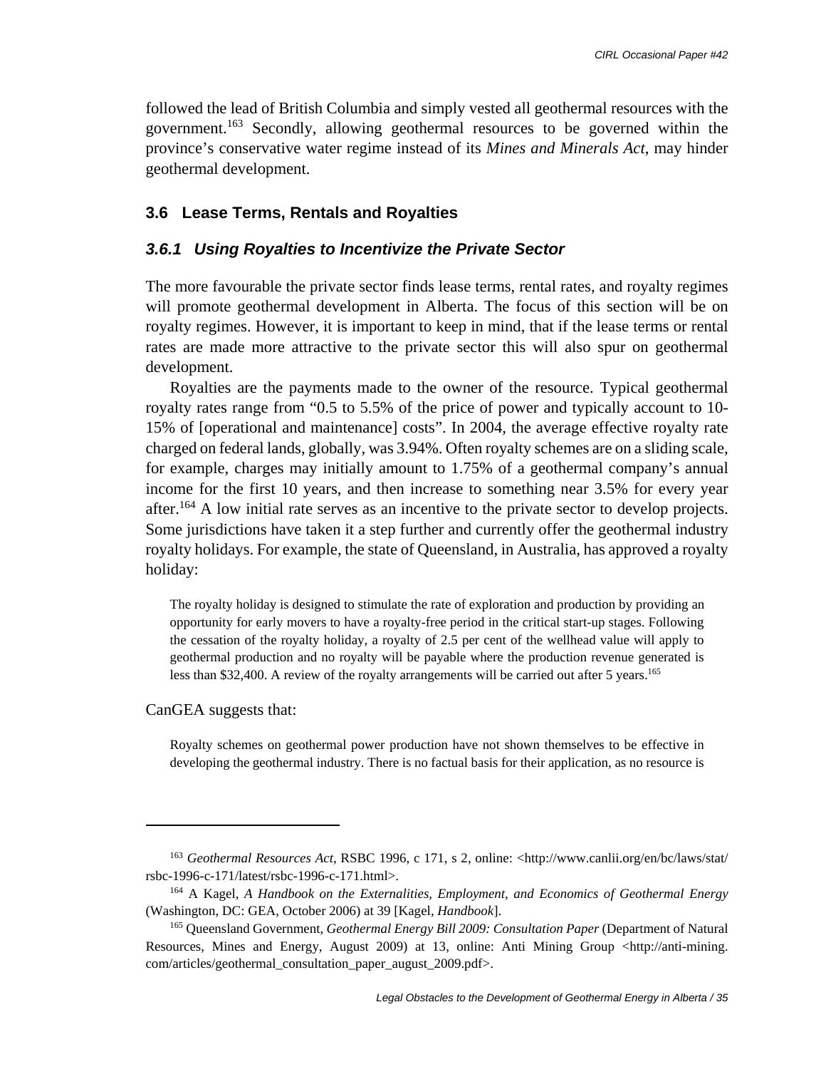followed the lead of British Columbia and simply vested all geothermal resources with the government.[163] Secondly, allowing geothermal resources to be governed within the province's conservative water regime instead of its *Mines and Minerals Act*, may hinder geothermal development.

## 3.6 Lease Terms, Rentals and Royalties

### *3.6.1 Using Royalties to Incentivize the Private Sector*

The more favourable the private sector finds lease terms, rental rates, and royalty regimes will promote geothermal development in Alberta. The focus of this section will be on royalty regimes. However, it is important to keep in mind, that if the lease terms or rental rates are made more attractive to the private sector this will also spur on geothermal development.

Royalties are the payments made to the owner of the resource. Typical geothermal royalty rates range from "0.5 to 5.5% of the price of power and typically account to 10-15% of [operational and maintenance] costs". In 2004, the average effective royalty rate charged on federal lands, globally, was 3.94%. Often royalty schemes are on a sliding scale, for example, charges may initially amount to 1.75% of a geothermal company's annual income for the first 10 years, and then increase to something near 3.5% for every year after.[164] A low initial rate serves as an incentive to the private sector to develop projects. Some jurisdictions have taken it a step further and currently offer the geothermal industry royalty holidays. For example, the state of Queensland, in Australia, has approved a royalty holiday:

> The royalty holiday is designed to stimulate the rate of exploration and production by providing an opportunity for early movers to have a royalty-free period in the critical start-up stages. Following the cessation of the royalty holiday, a royalty of 2.5 per cent of the wellhead value will apply to geothermal production and no royalty will be payable where the production revenue generated is less than $32,400. A review of the royalty arrangements will be carried out after 5 years.[165]

CanGEA suggests that:

> Royalty schemes on geothermal power production have not shown themselves to be effective in developing the geothermal industry. There is no factual basis for their application, as no resource is

---

[163] *Geothermal Resources Act*, RSBC 1996, c 171, s 2, online: <http://www.canlii.org/en/bc/laws/stat/rsbc-1996-c-171/latest/rsbc-1996-c-171.html>.

[164] A Kagel, *A Handbook on the Externalities, Employment, and Economics of Geothermal Energy* (Washington, DC: GEA, October 2006) at 39 [Kagel, *Handbook*].

[165] Queensland Government, *Geothermal Energy Bill 2009: Consultation Paper* (Department of Natural Resources, Mines and Energy, August 2009) at 13, online: Anti Mining Group <http://anti-mining.com/articles/geothermal_consultation_paper_august_2009.pdf>.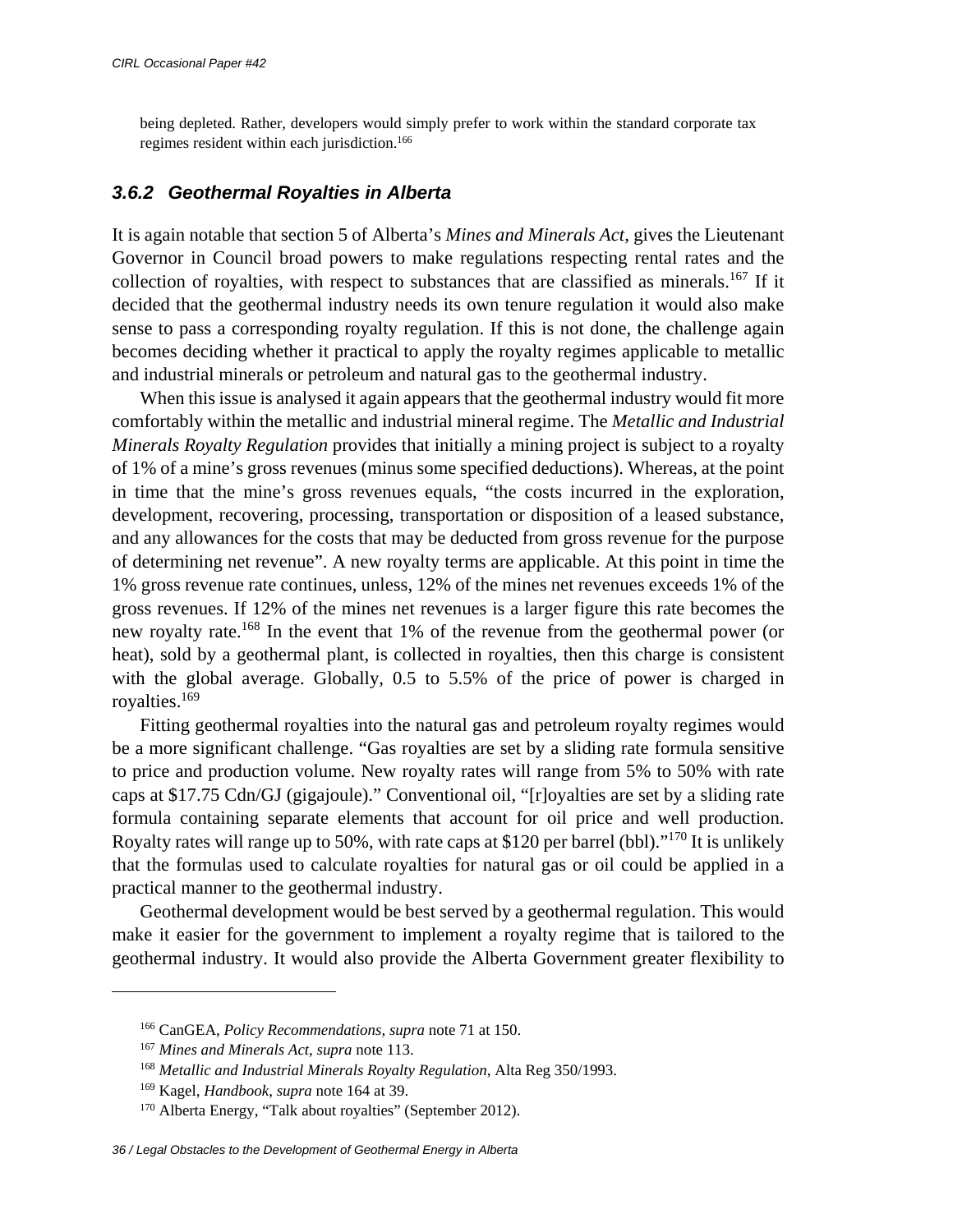being depleted. Rather, developers would simply prefer to work within the standard corporate tax regimes resident within each jurisdiction.[166]

### *3.6.2 Geothermal Royalties in Alberta*

It is again notable that section 5 of Alberta's *Mines and Minerals Act*, gives the Lieutenant Governor in Council broad powers to make regulations respecting rental rates and the collection of royalties, with respect to substances that are classified as minerals.[167] If it decided that the geothermal industry needs its own tenure regulation it would also make sense to pass a corresponding royalty regulation. If this is not done, the challenge again becomes deciding whether it practical to apply the royalty regimes applicable to metallic and industrial minerals or petroleum and natural gas to the geothermal industry.

When this issue is analysed it again appears that the geothermal industry would fit more comfortably within the metallic and industrial mineral regime. The *Metallic and Industrial Minerals Royalty Regulation* provides that initially a mining project is subject to a royalty of 1% of a mine's gross revenues (minus some specified deductions). Whereas, at the point in time that the mine's gross revenues equals, "the costs incurred in the exploration, development, recovering, processing, transportation or disposition of a leased substance, and any allowances for the costs that may be deducted from gross revenue for the purpose of determining net revenue". A new royalty terms are applicable. At this point in time the 1% gross revenue rate continues, unless, 12% of the mines net revenues exceeds 1% of the gross revenues. If 12% of the mines net revenues is a larger figure this rate becomes the new royalty rate.[168] In the event that 1% of the revenue from the geothermal power (or heat), sold by a geothermal plant, is collected in royalties, then this charge is consistent with the global average. Globally, 0.5 to 5.5% of the price of power is charged in royalties.[169]

Fitting geothermal royalties into the natural gas and petroleum royalty regimes would be a more significant challenge. "Gas royalties are set by a sliding rate formula sensitive to price and production volume. New royalty rates will range from 5% to 50% with rate caps at $17.75 Cdn/GJ (gigajoule)." Conventional oil, "[r]oyalties are set by a sliding rate formula containing separate elements that account for oil price and well production. Royalty rates will range up to 50%, with rate caps at $120 per barrel (bbl)."[170] It is unlikely that the formulas used to calculate royalties for natural gas or oil could be applied in a practical manner to the geothermal industry.

Geothermal development would be best served by a geothermal regulation. This would make it easier for the government to implement a royalty regime that is tailored to the geothermal industry. It would also provide the Alberta Government greater flexibility to

---

[166] CanGEA, *Policy Recommendations*, *supra* note 71 at 150.

[167] *Mines and Minerals Act*, *supra* note 113.

[168] *Metallic and Industrial Minerals Royalty Regulation*, Alta Reg 350/1993.

[169] Kagel, *Handbook*, *supra* note 164 at 39.

[170] Alberta Energy, "Talk about royalties" (September 2012).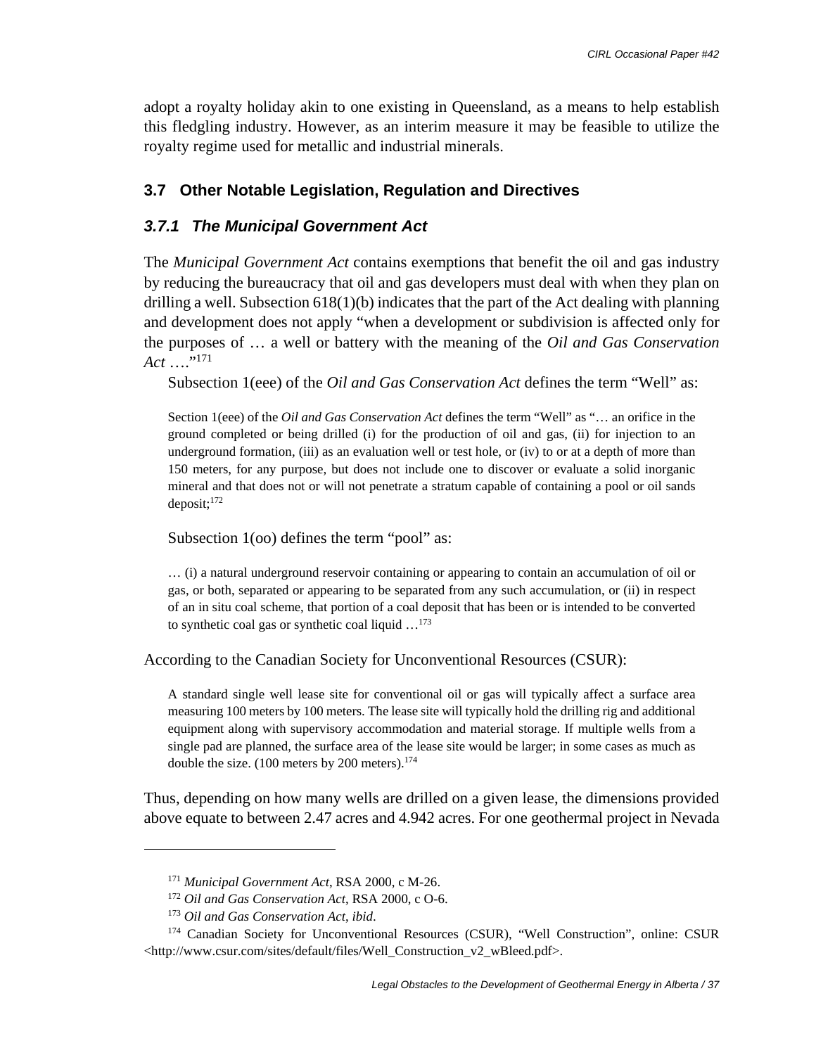adopt a royalty holiday akin to one existing in Queensland, as a means to help establish this fledgling industry. However, as an interim measure it may be feasible to utilize the royalty regime used for metallic and industrial minerals.

## 3.7 Other Notable Legislation, Regulation and Directives

### *3.7.1 The Municipal Government Act*

The *Municipal Government Act* contains exemptions that benefit the oil and gas industry by reducing the bureaucracy that oil and gas developers must deal with when they plan on drilling a well. Subsection 618(1)(b) indicates that the part of the Act dealing with planning and development does not apply "when a development or subdivision is affected only for the purposes of … a well or battery with the meaning of the *Oil and Gas Conservation Act* …."[171]

Subsection 1(eee) of the *Oil and Gas Conservation Act* defines the term "Well" as:

> Section 1(eee) of the *Oil and Gas Conservation Act* defines the term "Well" as "… an orifice in the ground completed or being drilled (i) for the production of oil and gas, (ii) for injection to an underground formation, (iii) as an evaluation well or test hole, or (iv) to or at a depth of more than 150 meters, for any purpose, but does not include one to discover or evaluate a solid inorganic mineral and that does not or will not penetrate a stratum capable of containing a pool or oil sands deposit;[172]

Subsection 1(oo) defines the term "pool" as:

> … (i) a natural underground reservoir containing or appearing to contain an accumulation of oil or gas, or both, separated or appearing to be separated from any such accumulation, or (ii) in respect of an in situ coal scheme, that portion of a coal deposit that has been or is intended to be converted to synthetic coal gas or synthetic coal liquid …[173]

According to the Canadian Society for Unconventional Resources (CSUR):

> A standard single well lease site for conventional oil or gas will typically affect a surface area measuring 100 meters by 100 meters. The lease site will typically hold the drilling rig and additional equipment along with supervisory accommodation and material storage. If multiple wells from a single pad are planned, the surface area of the lease site would be larger; in some cases as much as double the size. (100 meters by 200 meters).[174]

Thus, depending on how many wells are drilled on a given lease, the dimensions provided above equate to between 2.47 acres and 4.942 acres. For one geothermal project in Nevada

---

[171] *Municipal Government Act*, RSA 2000, c M-26.

[172] *Oil and Gas Conservation Act*, RSA 2000, c O-6.

[173] *Oil and Gas Conservation Act*, *ibid*.

[174] Canadian Society for Unconventional Resources (CSUR), "Well Construction", online: CSUR <http://www.csur.com/sites/default/files/Well_Construction_v2_wBleed.pdf>.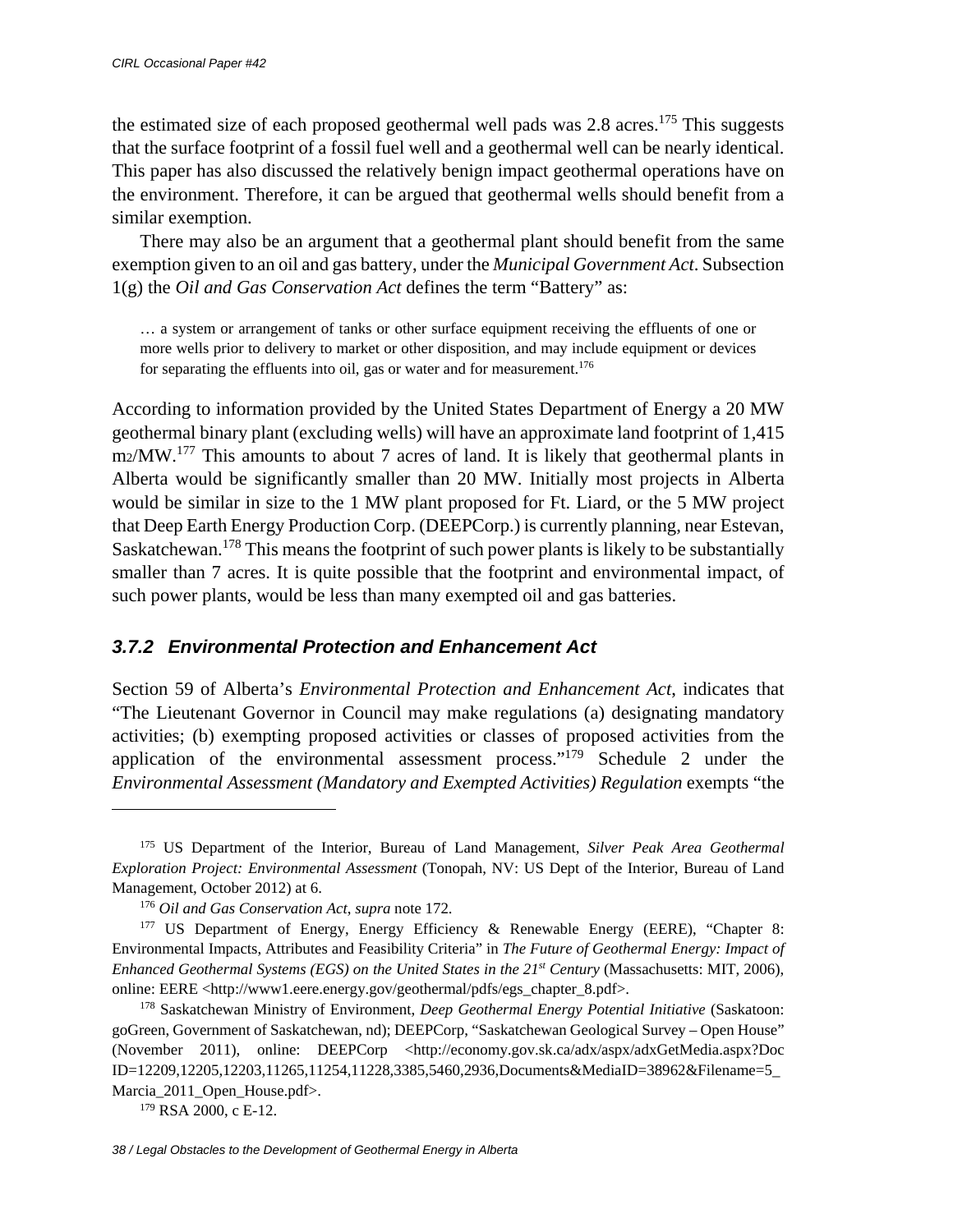the estimated size of each proposed geothermal well pads was 2.8 acres.[175] This suggests that the surface footprint of a fossil fuel well and a geothermal well can be nearly identical. This paper has also discussed the relatively benign impact geothermal operations have on the environment. Therefore, it can be argued that geothermal wells should benefit from a similar exemption.

There may also be an argument that a geothermal plant should benefit from the same exemption given to an oil and gas battery, under the *Municipal Government Act*. Subsection 1(g) the *Oil and Gas Conservation Act* defines the term "Battery" as:

> … a system or arrangement of tanks or other surface equipment receiving the effluents of one or more wells prior to delivery to market or other disposition, and may include equipment or devices for separating the effluents into oil, gas or water and for measurement.[176]

According to information provided by the United States Department of Energy a 20 MW geothermal binary plant (excluding wells) will have an approximate land footprint of 1,415 $m_2$/MW.[177] This amounts to about 7 acres of land. It is likely that geothermal plants in Alberta would be significantly smaller than 20 MW. Initially most projects in Alberta would be similar in size to the 1 MW plant proposed for Ft. Liard, or the 5 MW project that Deep Earth Energy Production Corp. (DEEPCorp.) is currently planning, near Estevan, Saskatchewan.[178] This means the footprint of such power plants is likely to be substantially smaller than 7 acres. It is quite possible that the footprint and environmental impact, of such power plants, would be less than many exempted oil and gas batteries.

### *3.7.2 Environmental Protection and Enhancement Act*

Section 59 of Alberta's *Environmental Protection and Enhancement Act*, indicates that "The Lieutenant Governor in Council may make regulations (a) designating mandatory activities; (b) exempting proposed activities or classes of proposed activities from the application of the environmental assessment process."[179] Schedule 2 under the *Environmental Assessment (Mandatory and Exempted Activities) Regulation* exempts "the

---

[175] US Department of the Interior, Bureau of Land Management, *Silver Peak Area Geothermal Exploration Project: Environmental Assessment* (Tonopah, NV: US Dept of the Interior, Bureau of Land Management, October 2012) at 6.

[176] *Oil and Gas Conservation Act*, *supra* note 172.

[177] US Department of Energy, Energy Efficiency & Renewable Energy (EERE), "Chapter 8: Environmental Impacts, Attributes and Feasibility Criteria" in *The Future of Geothermal Energy: Impact of Enhanced Geothermal Systems (EGS) on the United States in the 21st Century* (Massachusetts: MIT, 2006), online: EERE <http://www1.eere.energy.gov/geothermal/pdfs/egs_chapter_8.pdf>.

[178] Saskatchewan Ministry of Environment, *Deep Geothermal Energy Potential Initiative* (Saskatoon: goGreen, Government of Saskatchewan, nd); DEEPCorp, "Saskatchewan Geological Survey – Open House" (November 2011), online: DEEPCorp <http://economy.gov.sk.ca/adx/aspx/adxGetMedia.aspx?DocID=12209,12205,12203,11265,11254,11228,3385,5460,2936,Documents&MediaID=38962&Filename=5_Marcia_2011_Open_House.pdf>.

[179] RSA 2000, c E-12.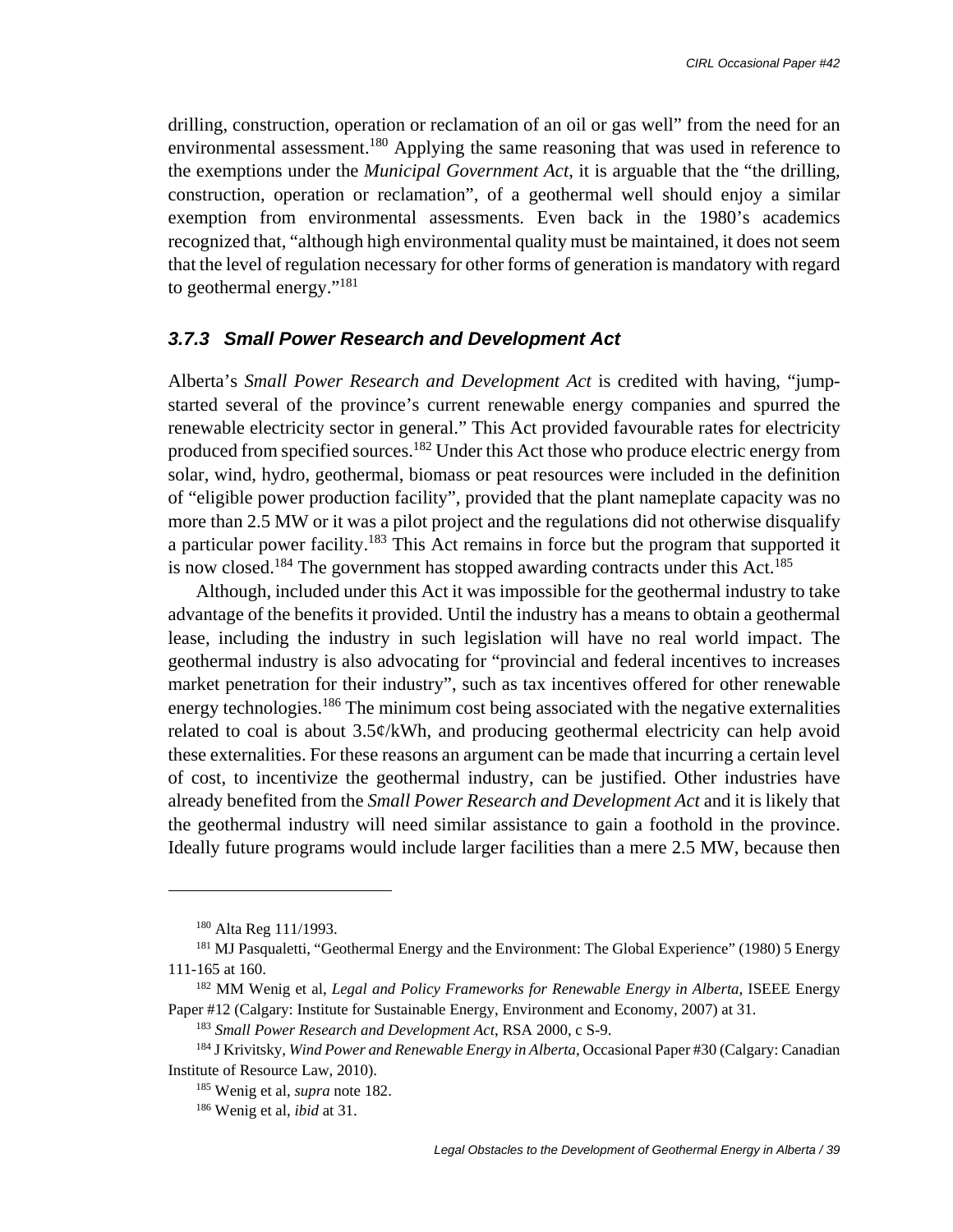drilling, construction, operation or reclamation of an oil or gas well" from the need for an environmental assessment.[180] Applying the same reasoning that was used in reference to the exemptions under the *Municipal Government Act*, it is arguable that the "the drilling, construction, operation or reclamation", of a geothermal well should enjoy a similar exemption from environmental assessments. Even back in the 1980's academics recognized that, "although high environmental quality must be maintained, it does not seem that the level of regulation necessary for other forms of generation is mandatory with regard to geothermal energy."[181]

### 3.7.3 Small Power Research and Development Act

Alberta's *Small Power Research and Development Act* is credited with having, "jump-started several of the province's current renewable energy companies and spurred the renewable electricity sector in general." This Act provided favourable rates for electricity produced from specified sources.[182] Under this Act those who produce electric energy from solar, wind, hydro, geothermal, biomass or peat resources were included in the definition of "eligible power production facility", provided that the plant nameplate capacity was no more than 2.5 MW or it was a pilot project and the regulations did not otherwise disqualify a particular power facility.[183] This Act remains in force but the program that supported it is now closed.[184] The government has stopped awarding contracts under this Act.[185]

Although, included under this Act it was impossible for the geothermal industry to take advantage of the benefits it provided. Until the industry has a means to obtain a geothermal lease, including the industry in such legislation will have no real world impact. The geothermal industry is also advocating for "provincial and federal incentives to increases market penetration for their industry", such as tax incentives offered for other renewable energy technologies.[186] The minimum cost being associated with the negative externalities related to coal is about 3.5¢/kWh, and producing geothermal electricity can help avoid these externalities. For these reasons an argument can be made that incurring a certain level of cost, to incentivize the geothermal industry, can be justified. Other industries have already benefited from the *Small Power Research and Development Act* and it is likely that the geothermal industry will need similar assistance to gain a foothold in the province. Ideally future programs would include larger facilities than a mere 2.5 MW, because then

---

[180] Alta Reg 111/1993.

[181] MJ Pasqualetti, "Geothermal Energy and the Environment: The Global Experience" (1980) 5 Energy 111-165 at 160.

[182] MM Wenig et al, *Legal and Policy Frameworks for Renewable Energy in Alberta*, ISEEE Energy Paper #12 (Calgary: Institute for Sustainable Energy, Environment and Economy, 2007) at 31.

[183] *Small Power Research and Development Act*, RSA 2000, c S-9.

[184] J Krivitsky, *Wind Power and Renewable Energy in Alberta*, Occasional Paper #30 (Calgary: Canadian Institute of Resource Law, 2010).

[185] Wenig et al, *supra* note 182.

[186] Wenig et al, *ibid* at 31.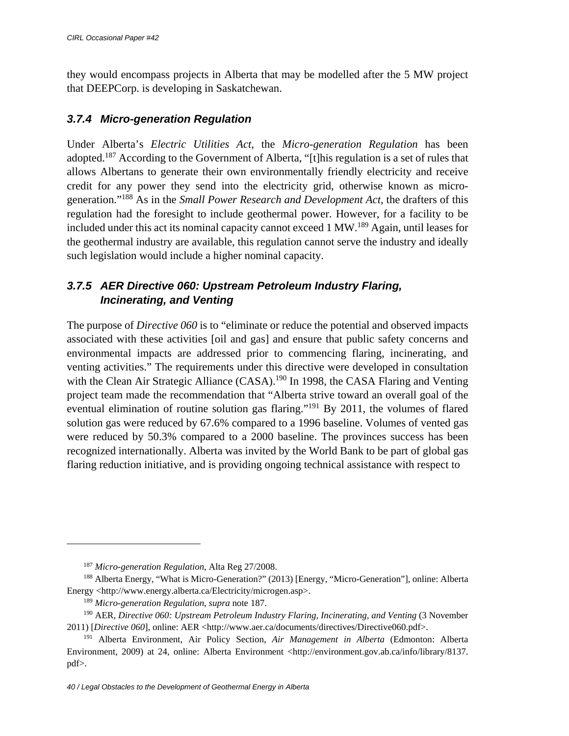they would encompass projects in Alberta that may be modelled after the 5 MW project that DEEPCorp. is developing in Saskatchewan.

### *3.7.4 Micro-generation Regulation*

Under Alberta's *Electric Utilities Act*, the *Micro-generation Regulation* has been adopted.[187] According to the Government of Alberta, "[t]his regulation is a set of rules that allows Albertans to generate their own environmentally friendly electricity and receive credit for any power they send into the electricity grid, otherwise known as micro-generation."[188] As in the *Small Power Research and Development Act*, the drafters of this regulation had the foresight to include geothermal power. However, for a facility to be included under this act its nominal capacity cannot exceed 1 MW.[189] Again, until leases for the geothermal industry are available, this regulation cannot serve the industry and ideally such legislation would include a higher nominal capacity.

### *3.7.5 AER Directive 060: Upstream Petroleum Industry Flaring, Incinerating, and Venting*

The purpose of *Directive 060* is to "eliminate or reduce the potential and observed impacts associated with these activities [oil and gas] and ensure that public safety concerns and environmental impacts are addressed prior to commencing flaring, incinerating, and venting activities." The requirements under this directive were developed in consultation with the Clean Air Strategic Alliance (CASA).[190] In 1998, the CASA Flaring and Venting project team made the recommendation that "Alberta strive toward an overall goal of the eventual elimination of routine solution gas flaring."[191] By 2011, the volumes of flared solution gas were reduced by 67.6% compared to a 1996 baseline. Volumes of vented gas were reduced by 50.3% compared to a 2000 baseline. The provinces success has been recognized internationally. Alberta was invited by the World Bank to be part of global gas flaring reduction initiative, and is providing ongoing technical assistance with respect to

---

[187] *Micro-generation Regulation*, Alta Reg 27/2008.

[188] Alberta Energy, "What is Micro-Generation?" (2013) [Energy, "Micro-Generation"], online: Alberta Energy <http://www.energy.alberta.ca/Electricity/microgen.asp>.

[189] *Micro-generation Regulation*, *supra* note 187.

[190] AER, *Directive 060: Upstream Petroleum Industry Flaring, Incinerating, and Venting* (3 November 2011) [*Directive 060*], online: AER <http://www.aer.ca/documents/directives/Directive060.pdf>.

[191] Alberta Environment, Air Policy Section, *Air Management in Alberta* (Edmonton: Alberta Environment, 2009) at 24, online: Alberta Environment <http://environment.gov.ab.ca/info/library/8137.pdf>.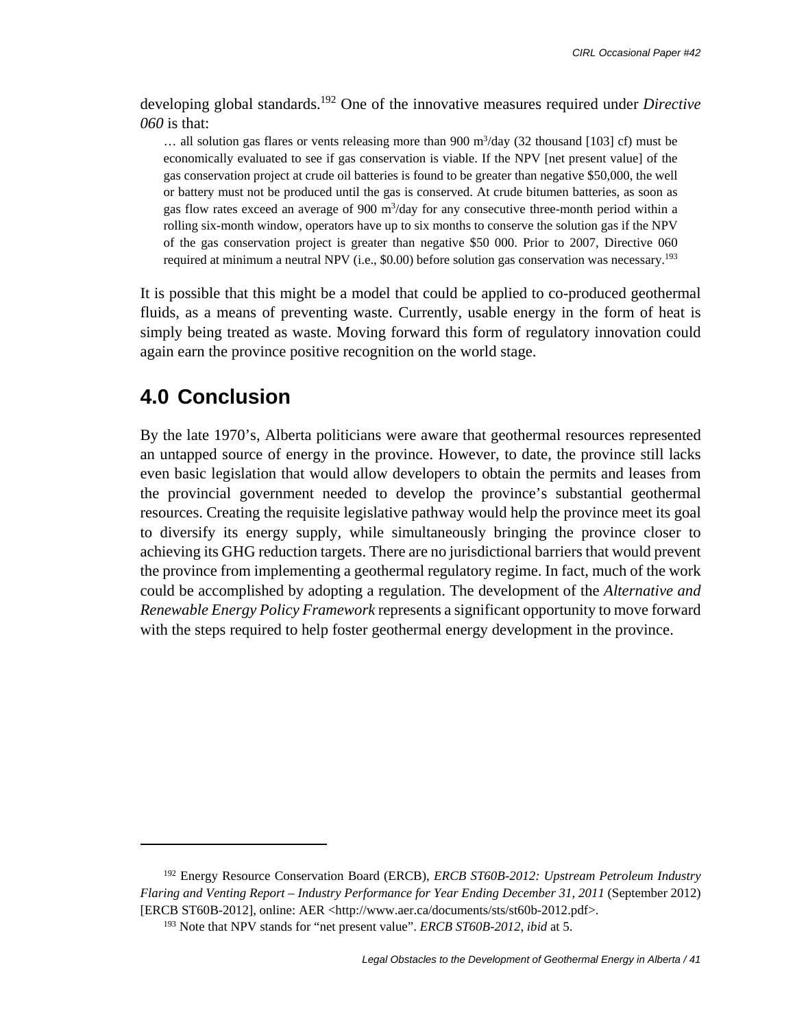developing global standards.[192] One of the innovative measures required under *Directive 060* is that:

> … all solution gas flares or vents releasing more than 900 $m^3$/day (32 thousand [103] cf) must be economically evaluated to see if gas conservation is viable. If the NPV [net present value] of the gas conservation project at crude oil batteries is found to be greater than negative $50,000, the well or battery must not be produced until the gas is conserved. At crude bitumen batteries, as soon as gas flow rates exceed an average of 900 $m^3$/day for any consecutive three-month period within a rolling six-month window, operators have up to six months to conserve the solution gas if the NPV of the gas conservation project is greater than negative $50 000. Prior to 2007, Directive 060 required at minimum a neutral NPV (i.e., $0.00) before solution gas conservation was necessary.[193]

It is possible that this might be a model that could be applied to co-produced geothermal fluids, as a means of preventing waste. Currently, usable energy in the form of heat is simply being treated as waste. Moving forward this form of regulatory innovation could again earn the province positive recognition on the world stage.

## 4.0 Conclusion

By the late 1970's, Alberta politicians were aware that geothermal resources represented an untapped source of energy in the province. However, to date, the province still lacks even basic legislation that would allow developers to obtain the permits and leases from the provincial government needed to develop the province's substantial geothermal resources. Creating the requisite legislative pathway would help the province meet its goal to diversify its energy supply, while simultaneously bringing the province closer to achieving its GHG reduction targets. There are no jurisdictional barriers that would prevent the province from implementing a geothermal regulatory regime. In fact, much of the work could be accomplished by adopting a regulation. The development of the *Alternative and Renewable Energy Policy Framework* represents a significant opportunity to move forward with the steps required to help foster geothermal energy development in the province.

---

[192] Energy Resource Conservation Board (ERCB), *ERCB ST60B-2012: Upstream Petroleum Industry Flaring and Venting Report – Industry Performance for Year Ending December 31, 2011* (September 2012) [ERCB ST60B-2012], online: AER <http://www.aer.ca/documents/sts/st60b-2012.pdf>.

[193] Note that NPV stands for "net present value". *ERCB ST60B-2012, ibid* at 5.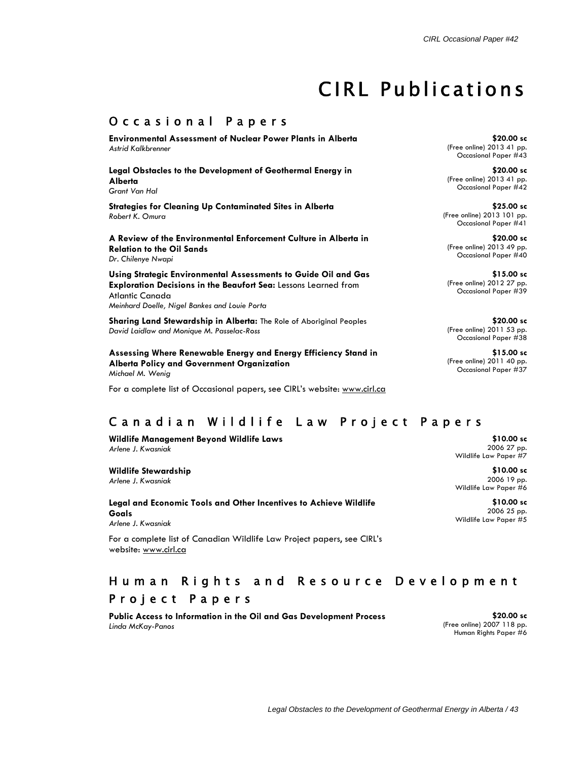# CIRL Publications

## Occasional Papers

**Environmental Assessment of Nuclear Power Plants in Alberta**
*Astrid Kalkbrenner*

**$20.00 sc**
(Free online) 2013 41 pp.
Occasional Paper #43

**Legal Obstacles to the Development of Geothermal Energy in Alberta**
*Grant Van Hal*

**$20.00 sc**
(Free online) 2013 41 pp.
Occasional Paper #42

**Strategies for Cleaning Up Contaminated Sites in Alberta**
*Robert K. Omura*

**$25.00 sc**
(Free online) 2013 101 pp.
Occasional Paper #41

**A Review of the Environmental Enforcement Culture in Alberta in Relation to the Oil Sands**
*Dr. Chilenye Nwapi*

**$20.00 sc**
(Free online) 2013 49 pp.
Occasional Paper #40

**Using Strategic Environmental Assessments to Guide Oil and Gas Exploration Decisions in the Beaufort Sea:** Lessons Learned from Atlantic Canada
*Meinhard Doelle, Nigel Bankes and Louie Porta*

**$15.00 sc**
(Free online) 2012 27 pp.
Occasional Paper #39

**Sharing Land Stewardship in Alberta:** The Role of Aboriginal Peoples
*David Laidlaw and Monique M. Passelac-Ross*

**$20.00 sc**
(Free online) 2011 53 pp.
Occasional Paper #38

**Assessing Where Renewable Energy and Energy Efficiency Stand in Alberta Policy and Government Organization**
*Michael M. Wenig*

**$15.00 sc**
(Free online) 2011 40 pp.
Occasional Paper #37

For a complete list of Occasional papers, see CIRL's website: www.cirl.ca

## Canadian Wildlife Law Project Papers

**Wildlife Management Beyond Wildlife Laws**
*Arlene J. Kwasniak*

**$10.00 sc**
2006 27 pp.
Wildlife Law Paper #7

**Wildlife Stewardship**
*Arlene J. Kwasniak*

**$10.00 sc**
2006 19 pp.
Wildlife Law Paper #6

**Legal and Economic Tools and Other Incentives to Achieve Wildlife Goals**
*Arlene J. Kwasniak*

**$10.00 sc**
2006 25 pp.
Wildlife Law Paper #5

For a complete list of Canadian Wildlife Law Project papers, see CIRL's website: www.cirl.ca

## Human Rights and Resource Development Project Papers

**Public Access to Information in the Oil and Gas Development Process**
*Linda McKay-Panos*

**$20.00 sc**
(Free online) 2007 118 pp.
Human Rights Paper #6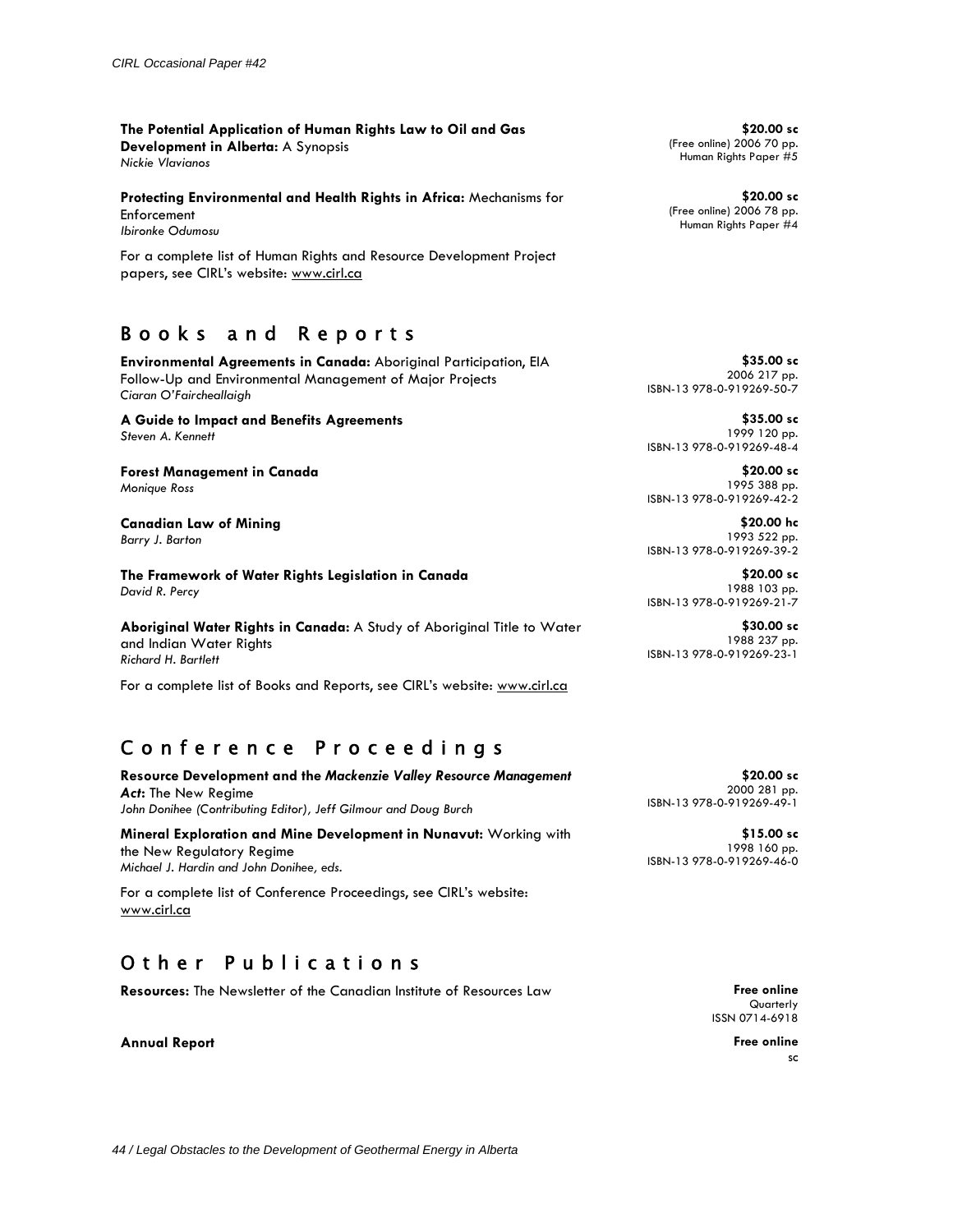**The Potential Application of Human Rights Law to Oil and Gas Development in Alberta:** A Synopsis
*Nickie Vlavianos*

**$20.00 sc**
(Free online) 2006 70 pp.
Human Rights Paper #5

**Protecting Environmental and Health Rights in Africa:** Mechanisms for Enforcement
*Ibironke Odumosu*

**$20.00 sc**
(Free online) 2006 78 pp.
Human Rights Paper #4

For a complete list of Human Rights and Resource Development Project papers, see CIRL's website: www.cirl.ca

## Books and Reports

**Environmental Agreements in Canada:** Aboriginal Participation, EIA Follow-Up and Environmental Management of Major Projects
*Ciaran O'Faircheallaigh*

**$35.00 sc**
2006 217 pp.
ISBN-13 978-0-919269-50-7

**A Guide to Impact and Benefits Agreements**
*Steven A. Kennett*

**$35.00 sc**
1999 120 pp.
ISBN-13 978-0-919269-48-4

**Forest Management in Canada**
*Monique Ross*

**$20.00 sc**
1995 388 pp.
ISBN-13 978-0-919269-42-2

**Canadian Law of Mining**
*Barry J. Barton*

**$20.00 hc**
1993 522 pp.
ISBN-13 978-0-919269-39-2

**The Framework of Water Rights Legislation in Canada**
*David R. Percy*

**$20.00 sc**
1988 103 pp.
ISBN-13 978-0-919269-21-7

**Aboriginal Water Rights in Canada:** A Study of Aboriginal Title to Water and Indian Water Rights
*Richard H. Bartlett*

**$30.00 sc**
1988 237 pp.
ISBN-13 978-0-919269-23-1

For a complete list of Books and Reports, see CIRL's website: www.cirl.ca

## Conference Proceedings

**Resource Development and the *Mackenzie Valley Resource Management Act*:** The New Regime
*John Donihee (Contributing Editor), Jeff Gilmour and Doug Burch*

**$20.00 sc**
2000 281 pp.
ISBN-13 978-0-919269-49-1

**Mineral Exploration and Mine Development in Nunavut:** Working with the New Regulatory Regime
*Michael J. Hardin and John Donihee, eds.*

**$15.00 sc**
1998 160 pp.
ISBN-13 978-0-919269-46-0

For a complete list of Conference Proceedings, see CIRL's website: www.cirl.ca

## Other Publications

**Resources:** The Newsletter of the Canadian Institute of Resources Law

**Free online**
Quarterly
ISSN 0714-6918

**Annual Report**

**Free online**
sc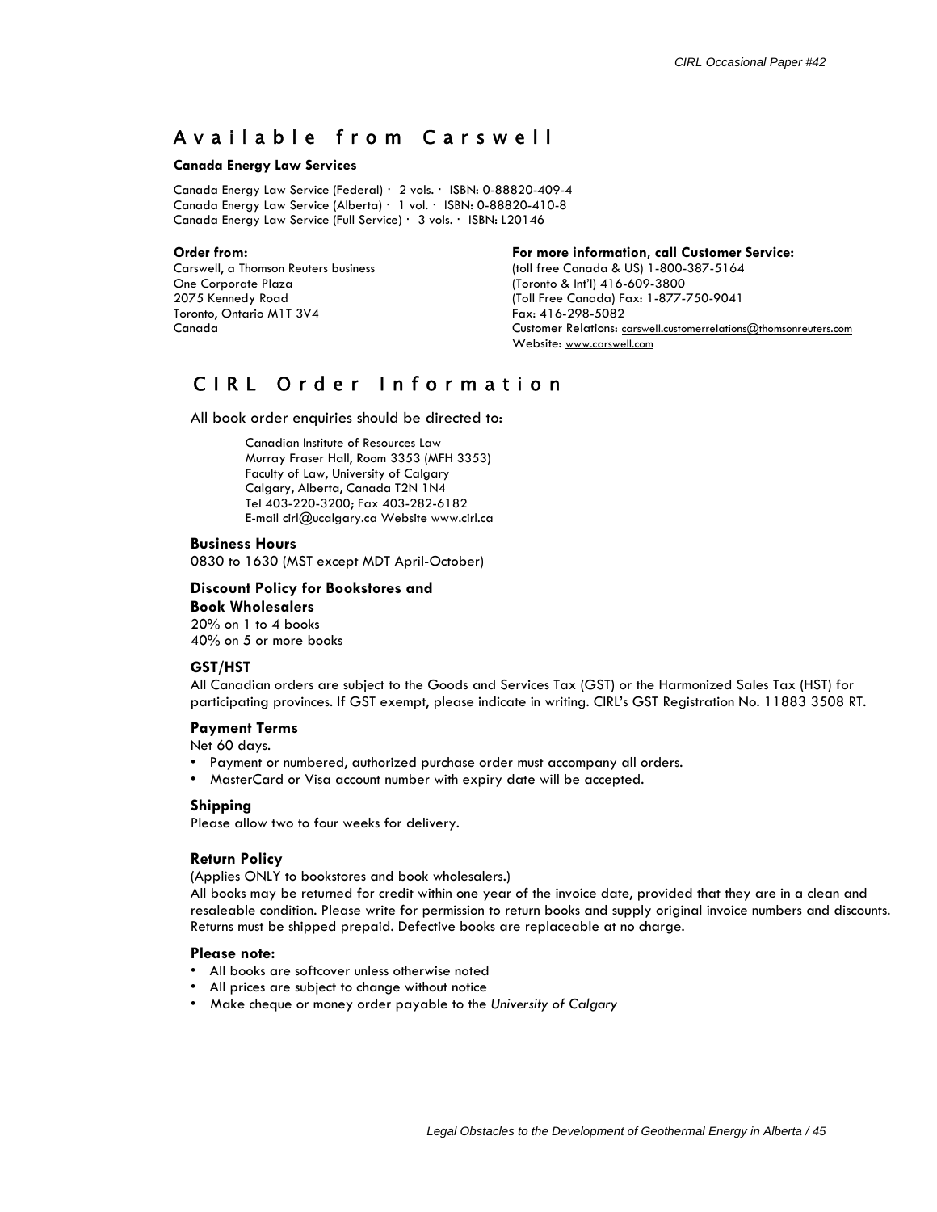## Available from Carswell

**Canada Energy Law Services**

Canada Energy Law Service (Federal) · 2 vols. · ISBN: 0-88820-409-4
Canada Energy Law Service (Alberta) · 1 vol. · ISBN: 0-88820-410-8
Canada Energy Law Service (Full Service) · 3 vols. · ISBN: L20146

**Order from:**
Carswell, a Thomson Reuters business
One Corporate Plaza
2075 Kennedy Road
Toronto, Ontario M1T 3V4
Canada

**For more information, call Customer Service:**
(toll free Canada & US) 1-800-387-5164
(Toronto & Int'l) 416-609-3800
(Toll Free Canada) Fax: 1-877-750-9041
Fax: 416-298-5082
Customer Relations: carswell.customerrelations@thomsonreuters.com
Website: www.carswell.com

## CIRL Order Information

All book order enquiries should be directed to:

> Canadian Institute of Resources Law
> Murray Fraser Hall, Room 3353 (MFH 3353)
> Faculty of Law, University of Calgary
> Calgary, Alberta, Canada T2N 1N4
> Tel 403-220-3200; Fax 403-282-6182
> E-mail cirl@ucalgary.ca Website www.cirl.ca

### Business Hours

0830 to 1630 (MST except MDT April-October)

### Discount Policy for Bookstores and Book Wholesalers

20% on 1 to 4 books
40% on 5 or more books

### GST/HST

All Canadian orders are subject to the Goods and Services Tax (GST) or the Harmonized Sales Tax (HST) for participating provinces. If GST exempt, please indicate in writing. CIRL's GST Registration No. 11883 3508 RT.

### Payment Terms

Net 60 days.

- Payment or numbered, authorized purchase order must accompany all orders.
- MasterCard or Visa account number with expiry date will be accepted.

### Shipping

Please allow two to four weeks for delivery.

### Return Policy

(Applies ONLY to bookstores and book wholesalers.)
All books may be returned for credit within one year of the invoice date, provided that they are in a clean and resaleable condition. Please write for permission to return books and supply original invoice numbers and discounts. Returns must be shipped prepaid. Defective books are replaceable at no charge.

### Please note:

- All books are softcover unless otherwise noted
- All prices are subject to change without notice
- Make cheque or money order payable to the *University of Calgary*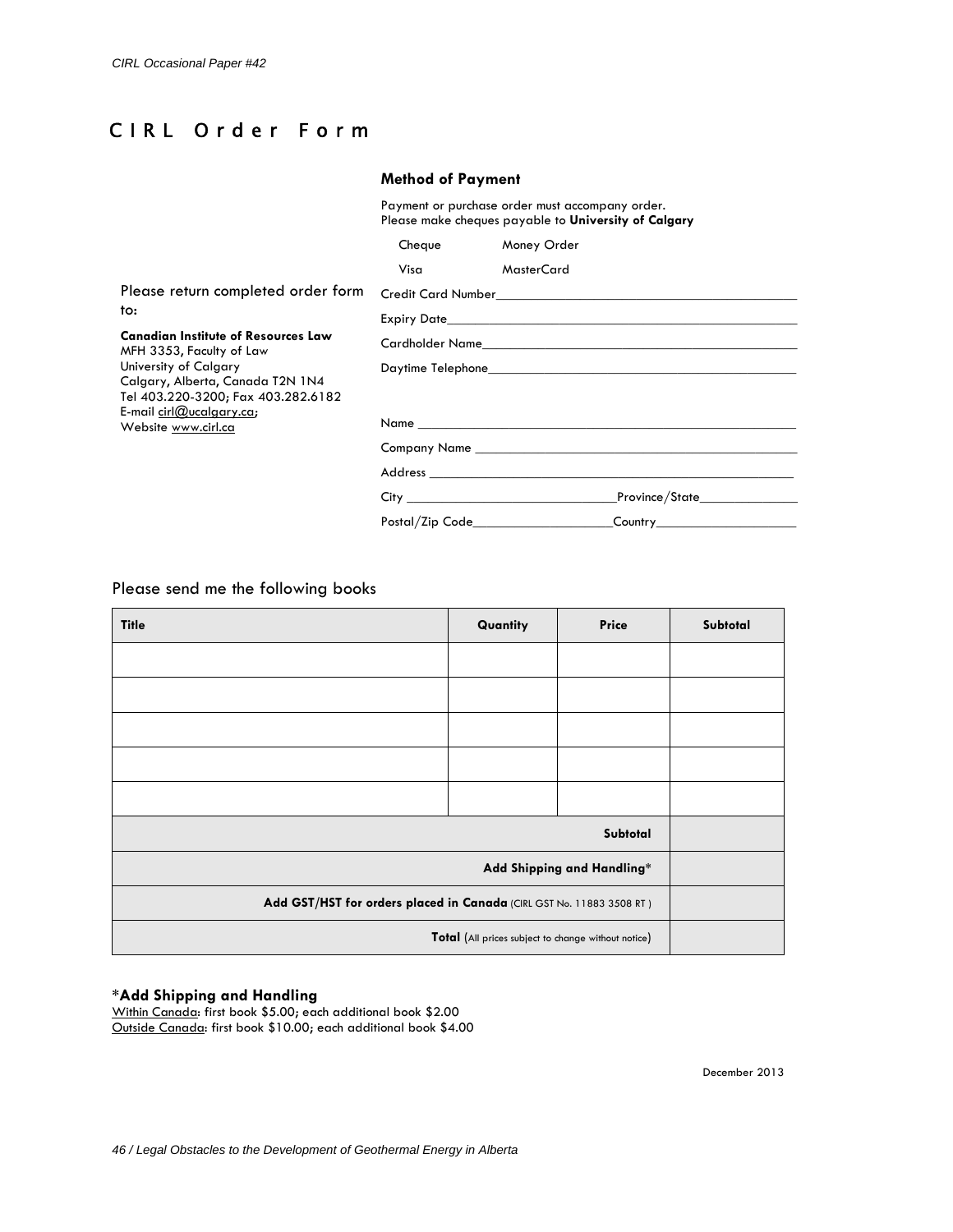# CIRL Order Form

Please return completed order form to:

**Canadian Institute of Resources Law**
MFH 3353, Faculty of Law
University of Calgary
Calgary, Alberta, Canada T2N 1N4
Tel 403.220-3200; Fax 403.282.6182
E-mail cirl@ucalgary.ca;
Website www.cirl.ca

**Method of Payment**

Payment or purchase order must accompany order.
Please make cheques payable to **University of Calgary**

Cheque　　Money Order

Visa　　MasterCard

Credit Card Number_______________________________

Expiry Date_______________________________

Cardholder Name_______________________________

Daytime Telephone_______________________________

Name _______________________________

Company Name _______________________________

Address _______________________________

City _______________ Province/State_______________

Postal/Zip Code_______________ Country_______________

Please send me the following books

| Title | Quantity | Price | Subtotal |
|---|---|---|---|
| | | | |
| | | | |
| | | | |
| | | | |
| | | | |
| | | **Subtotal** | |
| | | **Add Shipping and Handling*** | |
| | | **Add GST/HST for orders placed in Canada** (CIRL GST No. 11883 3508 RT ) | |
| | | **Total** (All prices subject to change without notice) | |

***Add Shipping and Handling**
Within Canada: first book $5.00; each additional book $2.00
Outside Canada: first book $10.00; each additional book $4.00

December 2013